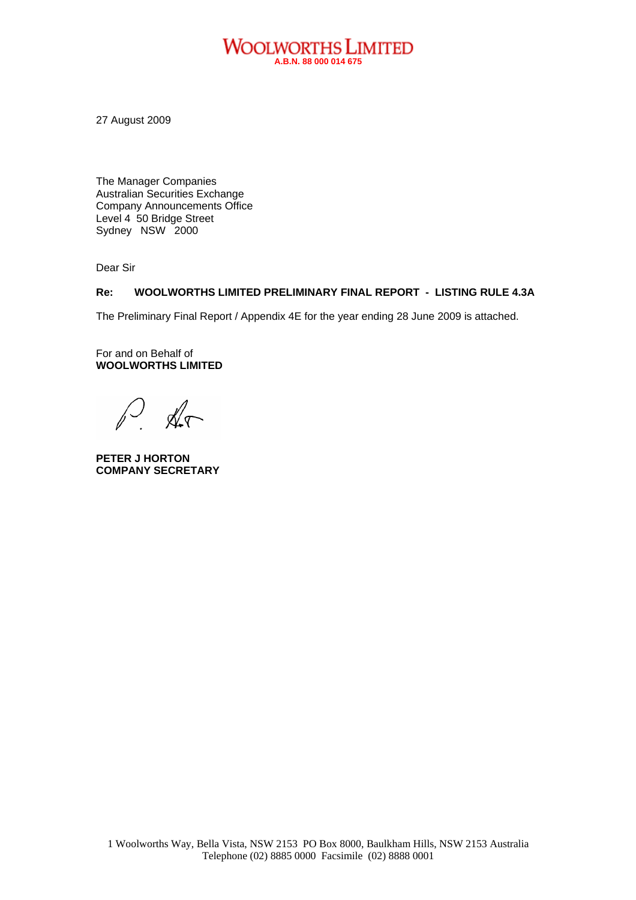# WOOLWORTHS LIMITED

**A.B.N. 88 000 014 675**

27 August 2009

The Manager Companies
Australian Securities Exchange
Company Announcements Office
Level 4 50 Bridge Street
Sydney NSW 2000

Dear Sir

**Re: WOOLWORTHS LIMITED PRELIMINARY FINAL REPORT - LISTING RULE 4.3A**

The Preliminary Final Report / Appendix 4E for the year ending 28 June 2009 is attached.

For and on Behalf of
**WOOLWORTHS LIMITED**

**PETER J HORTON**
**COMPANY SECRETARY**

1 Woolworths Way, Bella Vista, NSW 2153 PO Box 8000, Baulkham Hills, NSW 2153 Australia
Telephone (02) 8885 0000 Facsimile (02) 8888 0001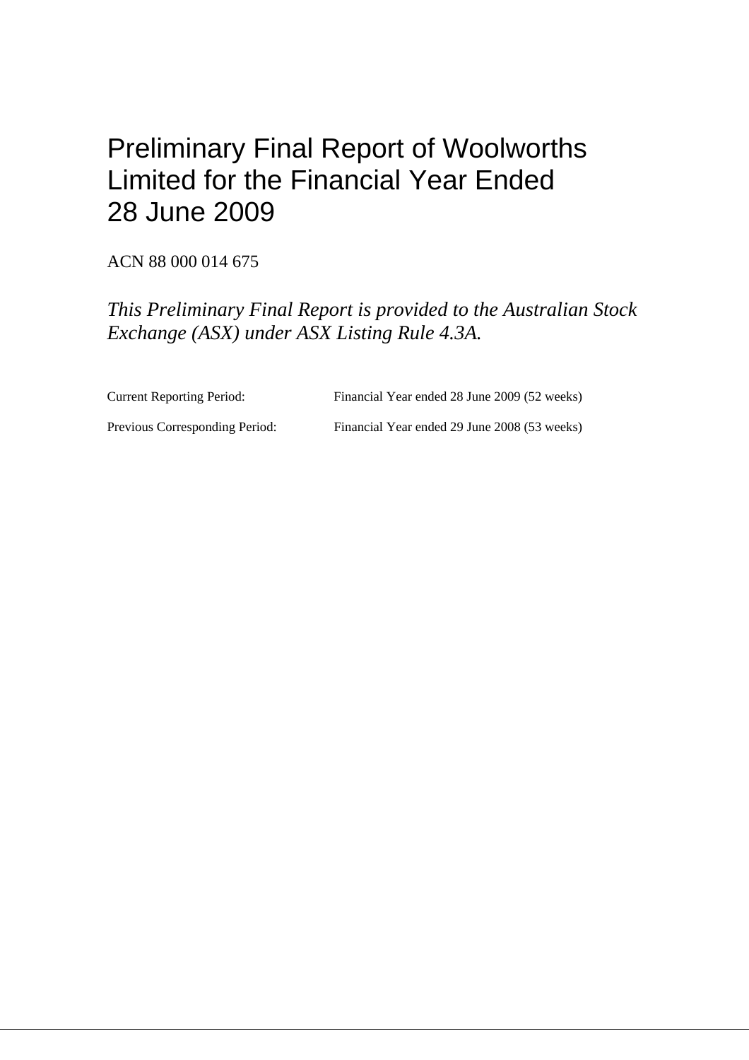# Preliminary Final Report of Woolworths Limited for the Financial Year Ended 28 June 2009

ACN 88 000 014 675

*This Preliminary Final Report is provided to the Australian Stock Exchange (ASX) under ASX Listing Rule 4.3A.*

| | |
|---|---|
| Current Reporting Period: | Financial Year ended 28 June 2009 (52 weeks) |
| Previous Corresponding Period: | Financial Year ended 29 June 2008 (53 weeks) |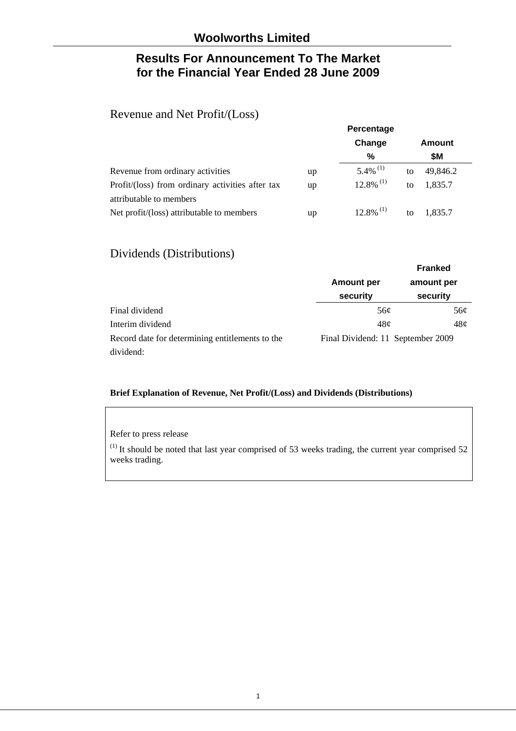# Woolworths Limited

## Results For Announcement To The Market for the Financial Year Ended 28 June 2009

### Revenue and Net Profit/(Loss)

| | | Percentage Change % | | Amount $M |
|---|---|---|---|---|
| Revenue from ordinary activities | up | 5.4% [1] | to | 49,846.2 |
| Profit/(loss) from ordinary activities after tax attributable to members | up | 12.8% [1] | to | 1,835.7 |
| Net profit/(loss) attributable to members | up | 12.8% [1] | to | 1,835.7 |

### Dividends (Distributions)

| | Amount per security | Franked amount per security |
|---|---|---|
| Final dividend | 56¢ | 56¢ |
| Interim dividend | 48¢ | 48¢ |
| Record date for determining entitlements to the dividend: | Final Dividend: 11 September 2009 | |

**Brief Explanation of Revenue, Net Profit/(Loss) and Dividends (Distributions)**

Refer to press release

[1] It should be noted that last year comprised of 53 weeks trading, the current year comprised 52 weeks trading.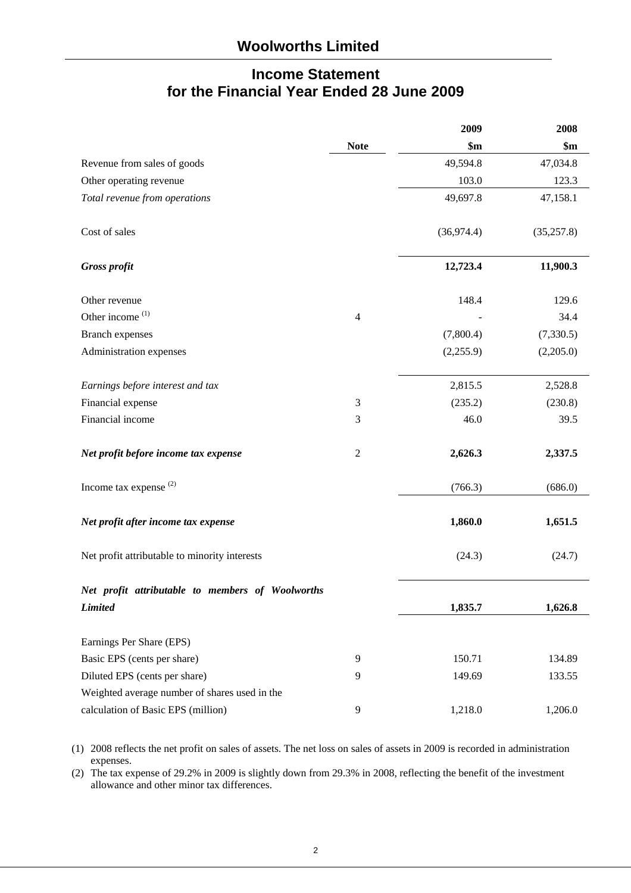# Woolworths Limited

## Income Statement for the Financial Year Ended 28 June 2009

| | Note | 2009 $m | 2008 $m |
|---|---|---|---|
| Revenue from sales of goods | | 49,594.8 | 47,034.8 |
| Other operating revenue | | 103.0 | 123.3 |
| *Total revenue from operations* | | 49,697.8 | 47,158.1 |
| Cost of sales | | (36,974.4) | (35,257.8) |
| ***Gross profit*** | | **12,723.4** | **11,900.3** |
| Other revenue | | 148.4 | 129.6 |
| Other income [(1)] | 4 | - | 34.4 |
| Branch expenses | | (7,800.4) | (7,330.5) |
| Administration expenses | | (2,255.9) | (2,205.0) |
| *Earnings before interest and tax* | | 2,815.5 | 2,528.8 |
| Financial expense | 3 | (235.2) | (230.8) |
| Financial income | 3 | 46.0 | 39.5 |
| ***Net profit before income tax expense*** | 2 | **2,626.3** | **2,337.5** |
| Income tax expense [(2)] | | (766.3) | (686.0) |
| ***Net profit after income tax expense*** | | **1,860.0** | **1,651.5** |
| Net profit attributable to minority interests | | (24.3) | (24.7) |
| ***Net profit attributable to members of Woolworths Limited*** | | **1,835.7** | **1,626.8** |
| Earnings Per Share (EPS) | | | |
| Basic EPS (cents per share) | 9 | 150.71 | 134.89 |
| Diluted EPS (cents per share) | 9 | 149.69 | 133.55 |
| Weighted average number of shares used in the calculation of Basic EPS (million) | 9 | 1,218.0 | 1,206.0 |

(1) 2008 reflects the net profit on sales of assets. The net loss on sales of assets in 2009 is recorded in administration expenses.

(2) The tax expense of 29.2% in 2009 is slightly down from 29.3% in 2008, reflecting the benefit of the investment allowance and other minor tax differences.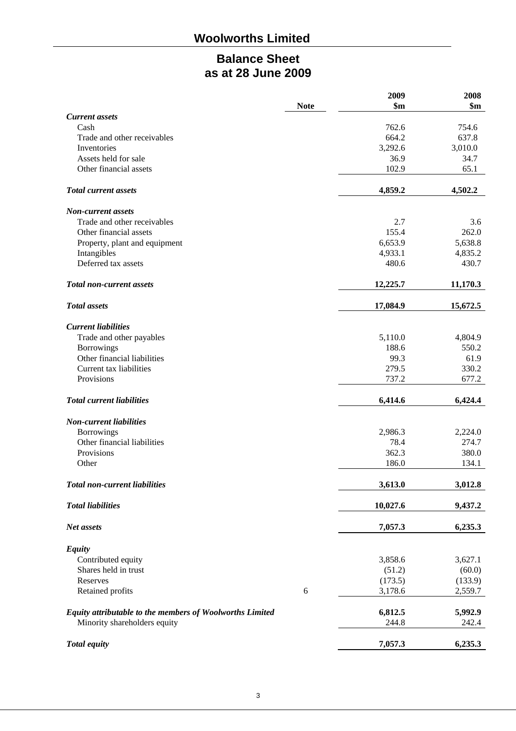## Woolworths Limited

## Balance Sheet
## as at 28 June 2009

| | Note | 2009 $m | 2008 $m |
|---|---|---|---|
| ***Current assets*** | | | |
| Cash | | 762.6 | 754.6 |
| Trade and other receivables | | 664.2 | 637.8 |
| Inventories | | 3,292.6 | 3,010.0 |
| Assets held for sale | | 36.9 | 34.7 |
| Other financial assets | | 102.9 | 65.1 |
| ***Total current assets*** | | **4,859.2** | **4,502.2** |
| ***Non-current assets*** | | | |
| Trade and other receivables | | 2.7 | 3.6 |
| Other financial assets | | 155.4 | 262.0 |
| Property, plant and equipment | | 6,653.9 | 5,638.8 |
| Intangibles | | 4,933.1 | 4,835.2 |
| Deferred tax assets | | 480.6 | 430.7 |
| ***Total non-current assets*** | | **12,225.7** | **11,170.3** |
| ***Total assets*** | | **17,084.9** | **15,672.5** |
| ***Current liabilities*** | | | |
| Trade and other payables | | 5,110.0 | 4,804.9 |
| Borrowings | | 188.6 | 550.2 |
| Other financial liabilities | | 99.3 | 61.9 |
| Current tax liabilities | | 279.5 | 330.2 |
| Provisions | | 737.2 | 677.2 |
| ***Total current liabilities*** | | **6,414.6** | **6,424.4** |
| ***Non-current liabilities*** | | | |
| Borrowings | | 2,986.3 | 2,224.0 |
| Other financial liabilities | | 78.4 | 274.7 |
| Provisions | | 362.3 | 380.0 |
| Other | | 186.0 | 134.1 |
| ***Total non-current liabilities*** | | **3,613.0** | **3,012.8** |
| ***Total liabilities*** | | **10,027.6** | **9,437.2** |
| ***Net assets*** | | **7,057.3** | **6,235.3** |
| ***Equity*** | | | |
| Contributed equity | | 3,858.6 | 3,627.1 |
| Shares held in trust | | (51.2) | (60.0) |
| Reserves | | (173.5) | (133.9) |
| Retained profits | 6 | 3,178.6 | 2,559.7 |
| ***Equity attributable to the members of Woolworths Limited*** | | **6,812.5** | **5,992.9** |
| Minority shareholders equity | | 244.8 | 242.4 |
| ***Total equity*** | | **7,057.3** | **6,235.3** |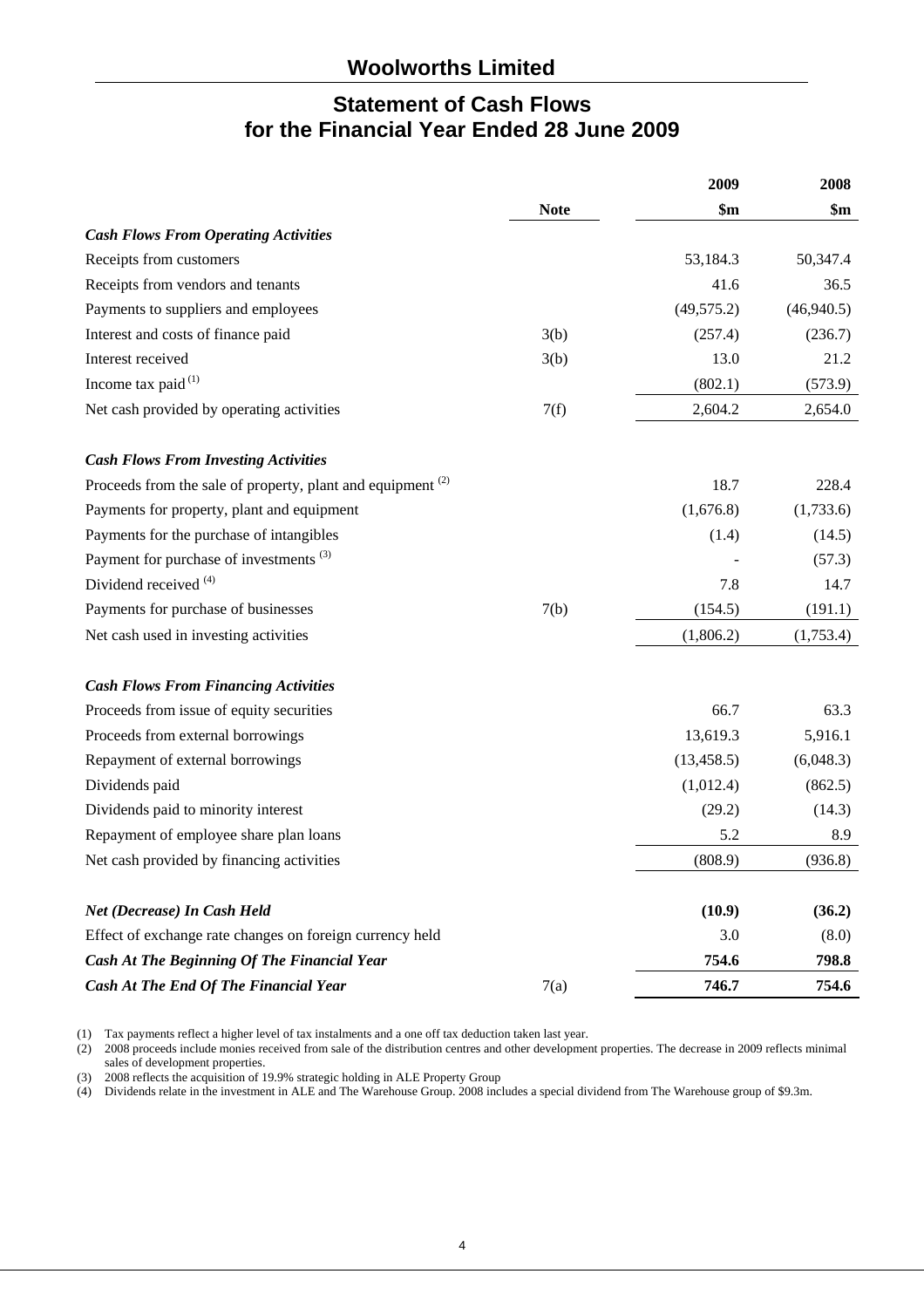# Woolworths Limited

## Statement of Cash Flows for the Financial Year Ended 28 June 2009

| | Note | 2009 $m | 2008 $m |
|---|---|---|---|
| ***Cash Flows From Operating Activities*** | | | |
| Receipts from customers | | 53,184.3 | 50,347.4 |
| Receipts from vendors and tenants | | 41.6 | 36.5 |
| Payments to suppliers and employees | | (49,575.2) | (46,940.5) |
| Interest and costs of finance paid | 3(b) | (257.4) | (236.7) |
| Interest received | 3(b) | 13.0 | 21.2 |
| Income tax paid [(1)] | | (802.1) | (573.9) |
| Net cash provided by operating activities | 7(f) | 2,604.2 | 2,654.0 |
| ***Cash Flows From Investing Activities*** | | | |
| Proceeds from the sale of property, plant and equipment [(2)] | | 18.7 | 228.4 |
| Payments for property, plant and equipment | | (1,676.8) | (1,733.6) |
| Payments for the purchase of intangibles | | (1.4) | (14.5) |
| Payment for purchase of investments [(3)] | | - | (57.3) |
| Dividend received [(4)] | | 7.8 | 14.7 |
| Payments for purchase of businesses | 7(b) | (154.5) | (191.1) |
| Net cash used in investing activities | | (1,806.2) | (1,753.4) |
| ***Cash Flows From Financing Activities*** | | | |
| Proceeds from issue of equity securities | | 66.7 | 63.3 |
| Proceeds from external borrowings | | 13,619.3 | 5,916.1 |
| Repayment of external borrowings | | (13,458.5) | (6,048.3) |
| Dividends paid | | (1,012.4) | (862.5) |
| Dividends paid to minority interest | | (29.2) | (14.3) |
| Repayment of employee share plan loans | | 5.2 | 8.9 |
| Net cash provided by financing activities | | (808.9) | (936.8) |
| ***Net (Decrease) In Cash Held*** | | **(10.9)** | **(36.2)** |
| Effect of exchange rate changes on foreign currency held | | 3.0 | (8.0) |
| ***Cash At The Beginning Of The Financial Year*** | | **754.6** | **798.8** |
| ***Cash At The End Of The Financial Year*** | 7(a) | **746.7** | **754.6** |

(1) Tax payments reflect a higher level of tax instalments and a one off tax deduction taken last year.
(2) 2008 proceeds include monies received from sale of the distribution centres and other development properties. The decrease in 2009 reflects minimal sales of development properties.
(3) 2008 reflects the acquisition of 19.9% strategic holding in ALE Property Group
(4) Dividends relate in the investment in ALE and The Warehouse Group. 2008 includes a special dividend from The Warehouse group of $9.3m.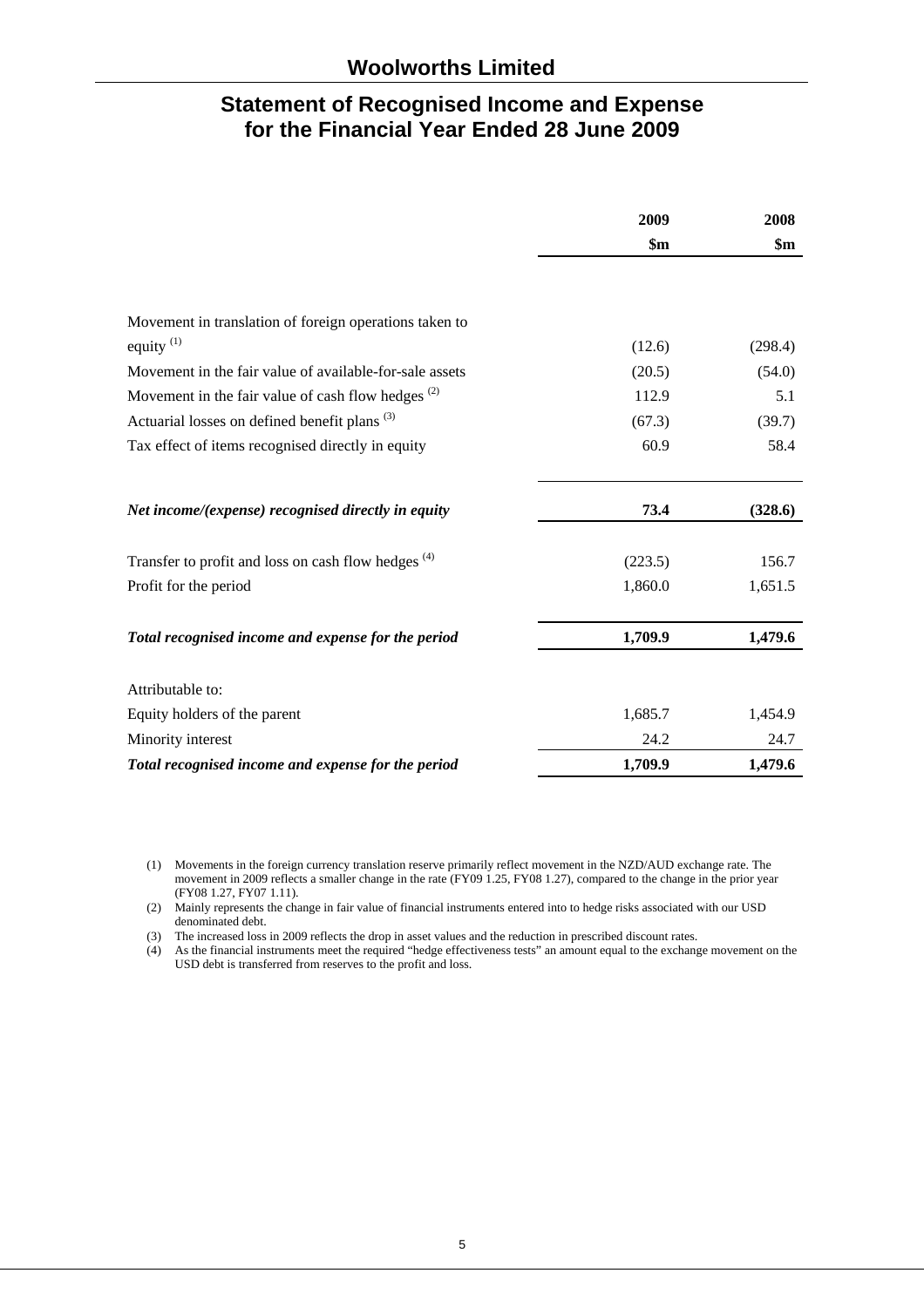# Woolworths Limited

## Statement of Recognised Income and Expense for the Financial Year Ended 28 June 2009

| | 2009 $m | 2008 $m |
|---|---|---|
| Movement in translation of foreign operations taken to equity [(1)] | (12.6) | (298.4) |
| Movement in the fair value of available-for-sale assets | (20.5) | (54.0) |
| Movement in the fair value of cash flow hedges [(2)] | 112.9 | 5.1 |
| Actuarial losses on defined benefit plans [(3)] | (67.3) | (39.7) |
| Tax effect of items recognised directly in equity | 60.9 | 58.4 |
| ***Net income/(expense) recognised directly in equity*** | **73.4** | **(328.6)** |
| Transfer to profit and loss on cash flow hedges [(4)] | (223.5) | 156.7 |
| Profit for the period | 1,860.0 | 1,651.5 |
| ***Total recognised income and expense for the period*** | **1,709.9** | **1,479.6** |
| Attributable to: | | |
| Equity holders of the parent | 1,685.7 | 1,454.9 |
| Minority interest | 24.2 | 24.7 |
| ***Total recognised income and expense for the period*** | **1,709.9** | **1,479.6** |

(1) Movements in the foreign currency translation reserve primarily reflect movement in the NZD/AUD exchange rate. The movement in 2009 reflects a smaller change in the rate (FY09 1.25, FY08 1.27), compared to the change in the prior year (FY08 1.27, FY07 1.11).

(2) Mainly represents the change in fair value of financial instruments entered into to hedge risks associated with our USD denominated debt.

(3) The increased loss in 2009 reflects the drop in asset values and the reduction in prescribed discount rates.

(4) As the financial instruments meet the required "hedge effectiveness tests" an amount equal to the exchange movement on the USD debt is transferred from reserves to the profit and loss.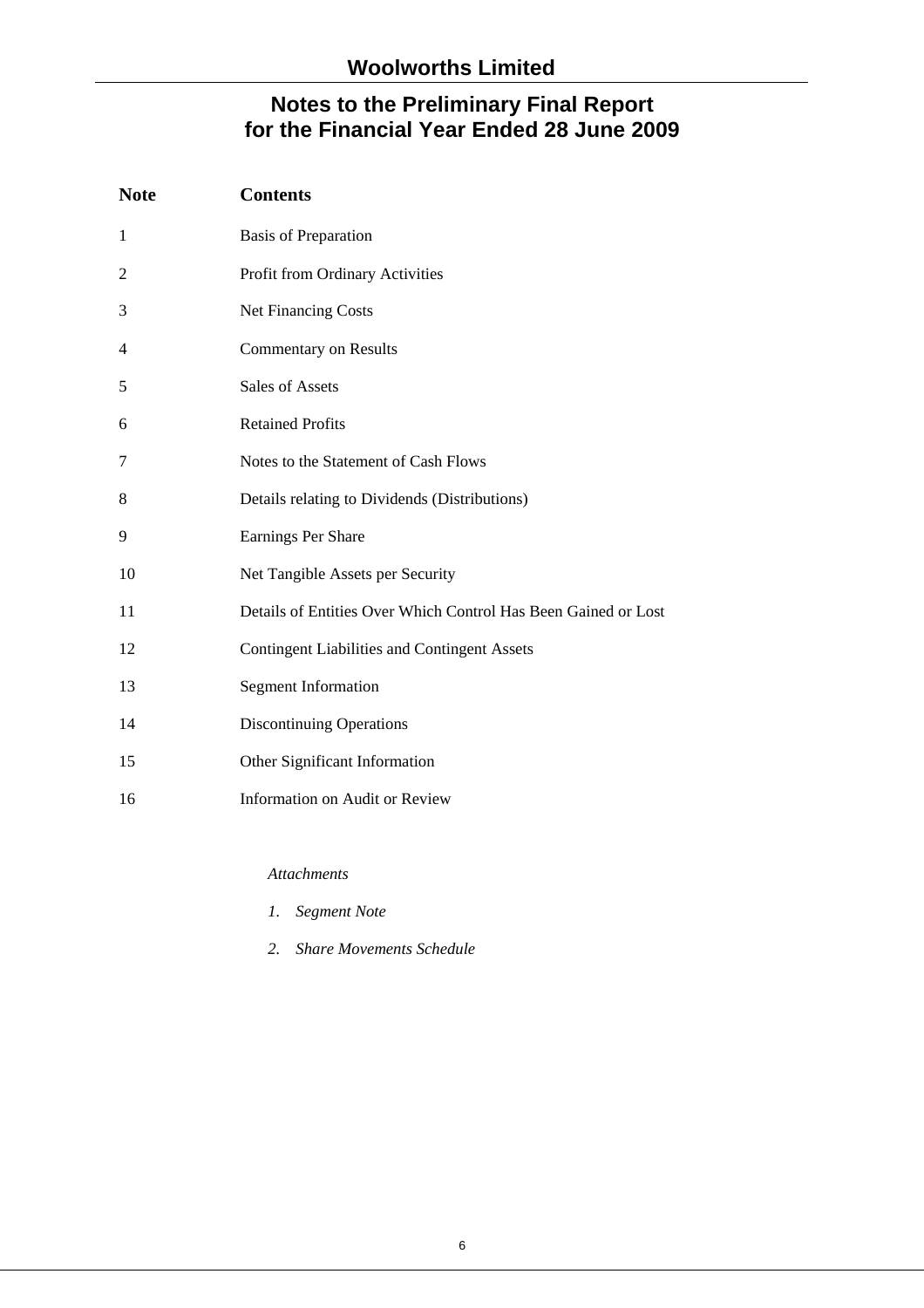# Woolworths Limited

## Notes to the Preliminary Final Report for the Financial Year Ended 28 June 2009

| Note | Contents |
|---|---|
| 1 | Basis of Preparation |
| 2 | Profit from Ordinary Activities |
| 3 | Net Financing Costs |
| 4 | Commentary on Results |
| 5 | Sales of Assets |
| 6 | Retained Profits |
| 7 | Notes to the Statement of Cash Flows |
| 8 | Details relating to Dividends (Distributions) |
| 9 | Earnings Per Share |
| 10 | Net Tangible Assets per Security |
| 11 | Details of Entities Over Which Control Has Been Gained or Lost |
| 12 | Contingent Liabilities and Contingent Assets |
| 13 | Segment Information |
| 14 | Discontinuing Operations |
| 15 | Other Significant Information |
| 16 | Information on Audit or Review |

*Attachments*

1. *Segment Note*
2. *Share Movements Schedule*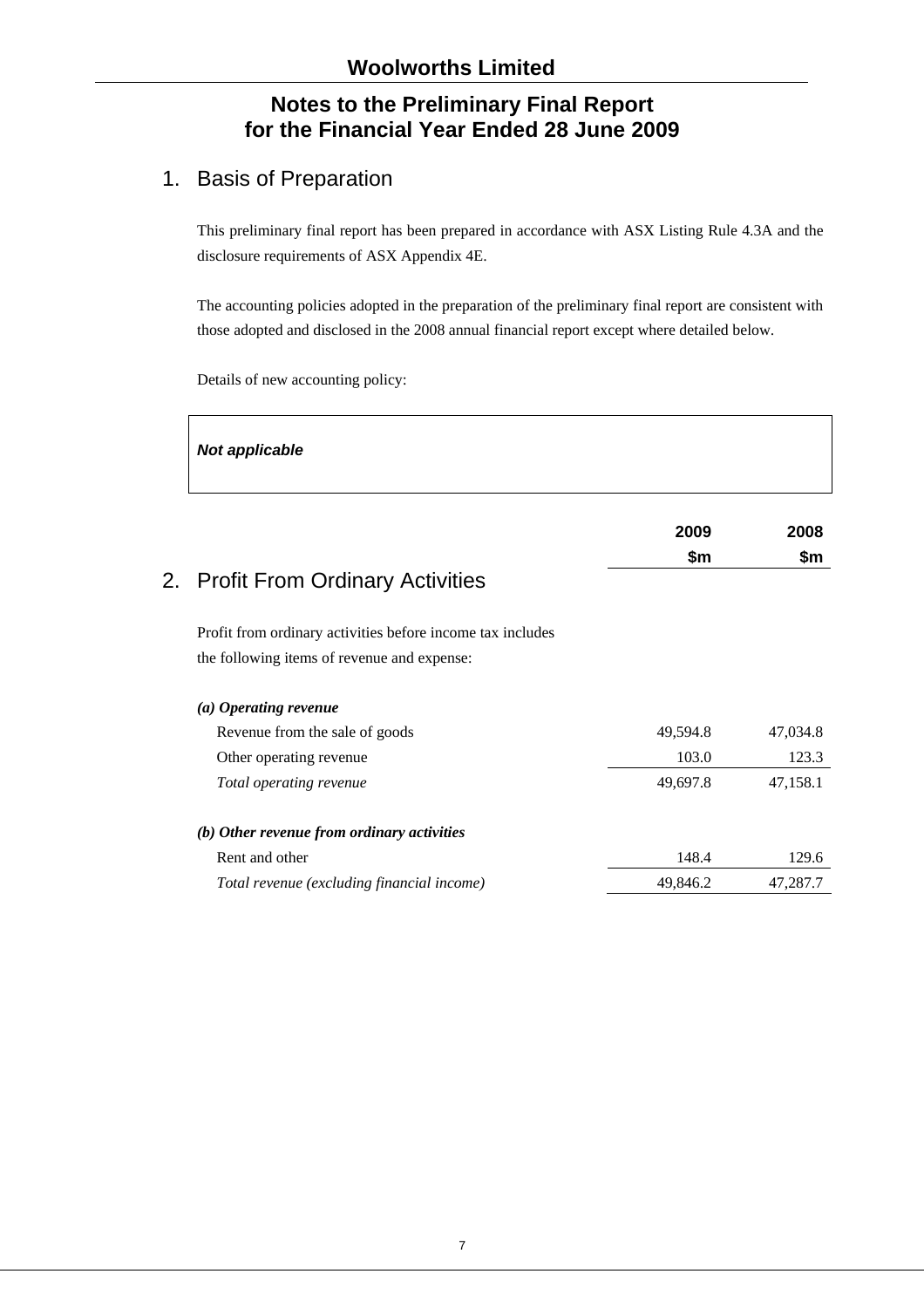# Woolworths Limited

## Notes to the Preliminary Final Report for the Financial Year Ended 28 June 2009

## 1. Basis of Preparation

This preliminary final report has been prepared in accordance with ASX Listing Rule 4.3A and the disclosure requirements of ASX Appendix 4E.

The accounting policies adopted in the preparation of the preliminary final report are consistent with those adopted and disclosed in the 2008 annual financial report except where detailed below.

Details of new accounting policy:

***Not applicable***

## 2. Profit From Ordinary Activities

Profit from ordinary activities before income tax includes the following items of revenue and expense:

| | 2009 $m | 2008 $m |
|---|---|---|
| ***(a) Operating revenue*** | | |
| Revenue from the sale of goods | 49,594.8 | 47,034.8 |
| Other operating revenue | 103.0 | 123.3 |
| *Total operating revenue* | 49,697.8 | 47,158.1 |
| ***(b) Other revenue from ordinary activities*** | | |
| Rent and other | 148.4 | 129.6 |
| *Total revenue (excluding financial income)* | 49,846.2 | 47,287.7 |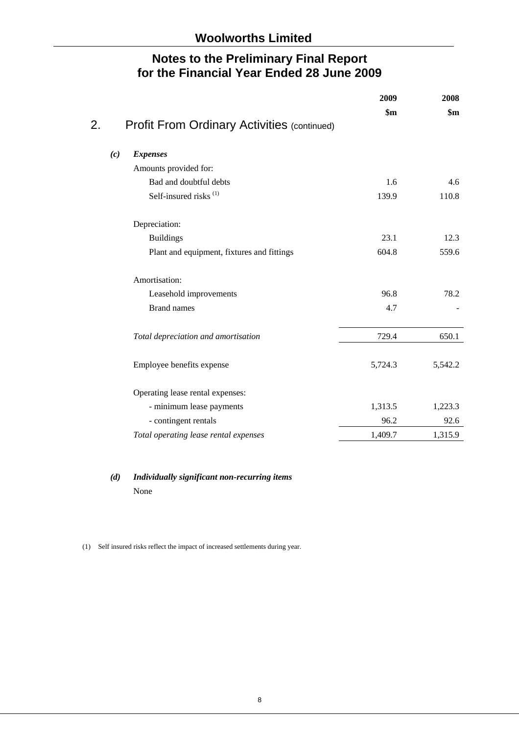# Woolworths Limited

## Notes to the Preliminary Final Report for the Financial Year Ended 28 June 2009

## 2. Profit From Ordinary Activities (continued)

| | 2009 $m | 2008 $m |
|---|---|---|
| ***(c) Expenses*** | | |
| Amounts provided for: | | |
| Bad and doubtful debts | 1.6 | 4.6 |
| Self-insured risks [(1)] | 139.9 | 110.8 |
| Depreciation: | | |
| Buildings | 23.1 | 12.3 |
| Plant and equipment, fixtures and fittings | 604.8 | 559.6 |
| Amortisation: | | |
| Leasehold improvements | 96.8 | 78.2 |
| Brand names | 4.7 | - |
| *Total depreciation and amortisation* | 729.4 | 650.1 |
| Employee benefits expense | 5,724.3 | 5,542.2 |
| Operating lease rental expenses: | | |
| - minimum lease payments | 1,313.5 | 1,223.3 |
| - contingent rentals | 96.2 | 92.6 |
| *Total operating lease rental expenses* | 1,409.7 | 1,315.9 |

***(d) Individually significant non-recurring items***

None

(1) Self insured risks reflect the impact of increased settlements during year.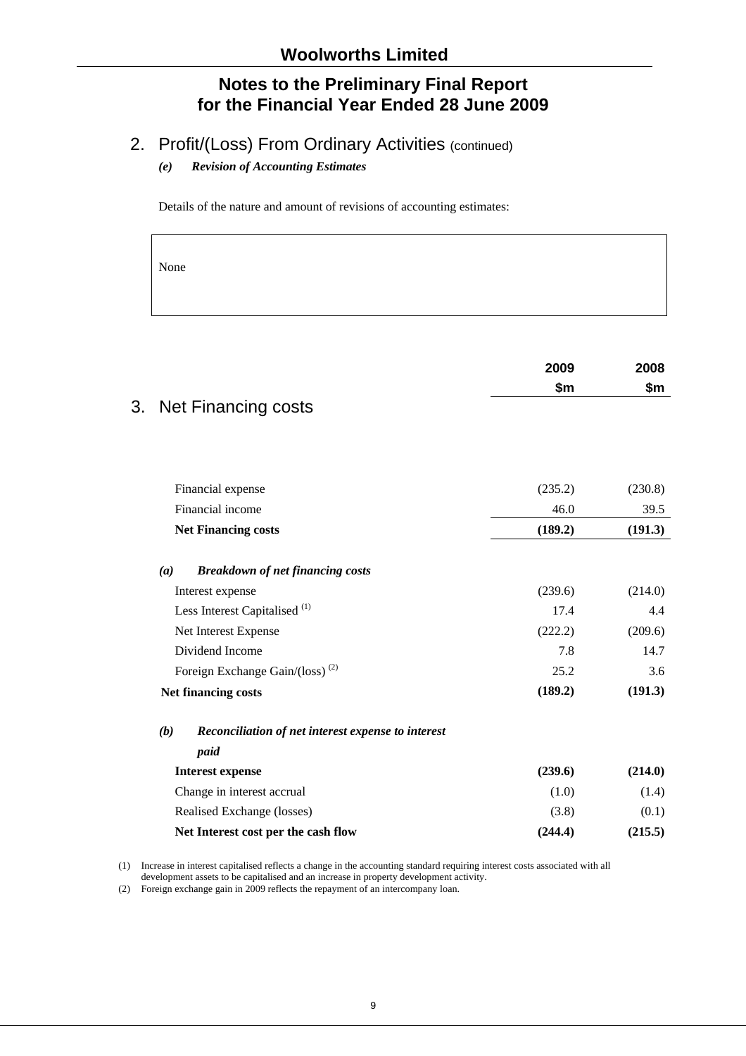## 2. Profit/(Loss) From Ordinary Activities (continued)

### *(e) Revision of Accounting Estimates*

Details of the nature and amount of revisions of accounting estimates:

None

## 3. Net Financing costs

| | 2009 $m | 2008 $m |
|---|---|---|
| Financial expense | (235.2) | (230.8) |
| Financial income | 46.0 | 39.5 |
| **Net Financing costs** | **(189.2)** | **(191.3)** |
| ***(a) Breakdown of net financing costs*** | | |
| Interest expense | (239.6) | (214.0) |
| Less Interest Capitalised (1) | 17.4 | 4.4 |
| Net Interest Expense | (222.2) | (209.6) |
| Dividend Income | 7.8 | 14.7 |
| Foreign Exchange Gain/(loss) (2) | 25.2 | 3.6 |
| **Net financing costs** | **(189.2)** | **(191.3)** |
| ***(b) Reconciliation of net interest expense to interest paid*** | | |
| **Interest expense** | **(239.6)** | **(214.0)** |
| Change in interest accrual | (1.0) | (1.4) |
| Realised Exchange (losses) | (3.8) | (0.1) |
| **Net Interest cost per the cash flow** | **(244.4)** | **(215.5)** |

(1) Increase in interest capitalised reflects a change in the accounting standard requiring interest costs associated with all development assets to be capitalised and an increase in property development activity.

(2) Foreign exchange gain in 2009 reflects the repayment of an intercompany loan.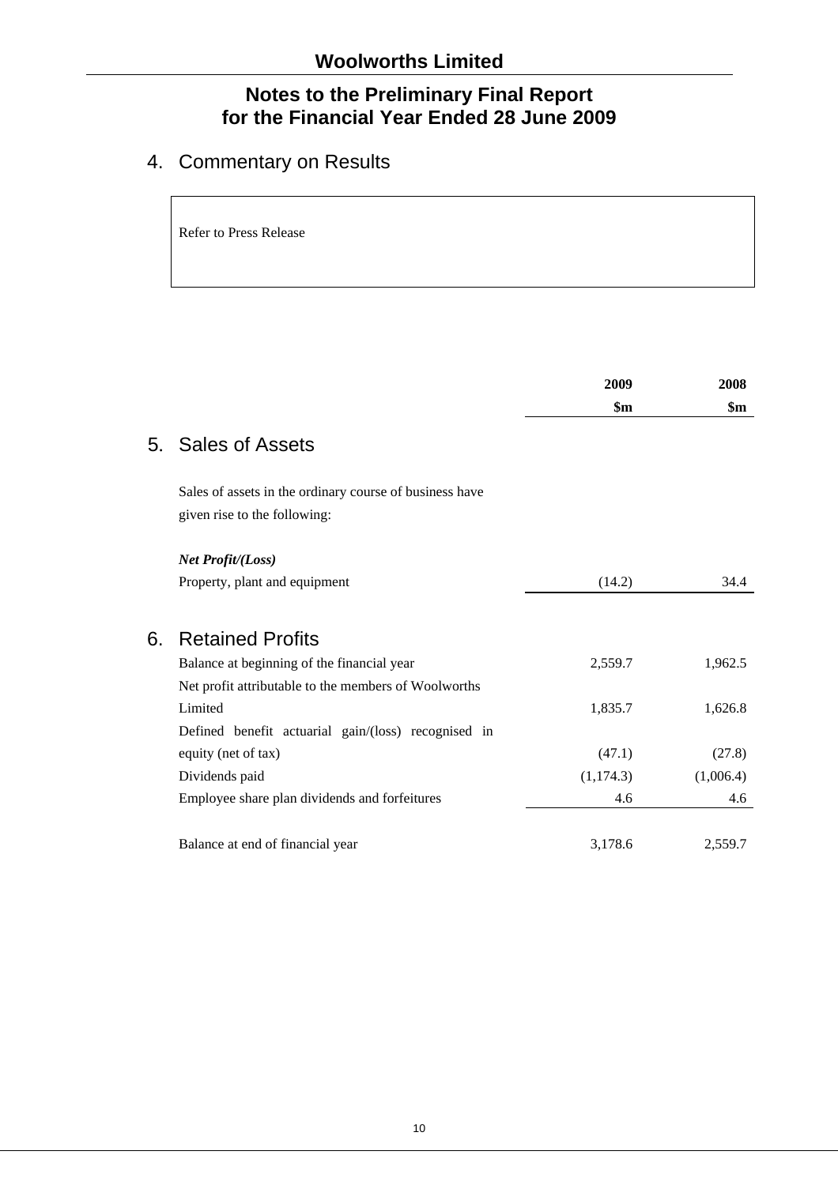# Notes to the Preliminary Final Report for the Financial Year Ended 28 June 2009

## 4. Commentary on Results

Refer to Press Release

| | 2009 $m | 2008 $m |
|---|---|---|
| **5. Sales of Assets** | | |
| Sales of assets in the ordinary course of business have given rise to the following: | | |
| ***Net Profit/(Loss)*** | | |
| Property, plant and equipment | (14.2) | 34.4 |
| **6. Retained Profits** | | |
| Balance at beginning of the financial year | 2,559.7 | 1,962.5 |
| Net profit attributable to the members of Woolworths Limited | 1,835.7 | 1,626.8 |
| Defined benefit actuarial gain/(loss) recognised in equity (net of tax) | (47.1) | (27.8) |
| Dividends paid | (1,174.3) | (1,006.4) |
| Employee share plan dividends and forfeitures | 4.6 | 4.6 |
| Balance at end of financial year | 3,178.6 | 2,559.7 |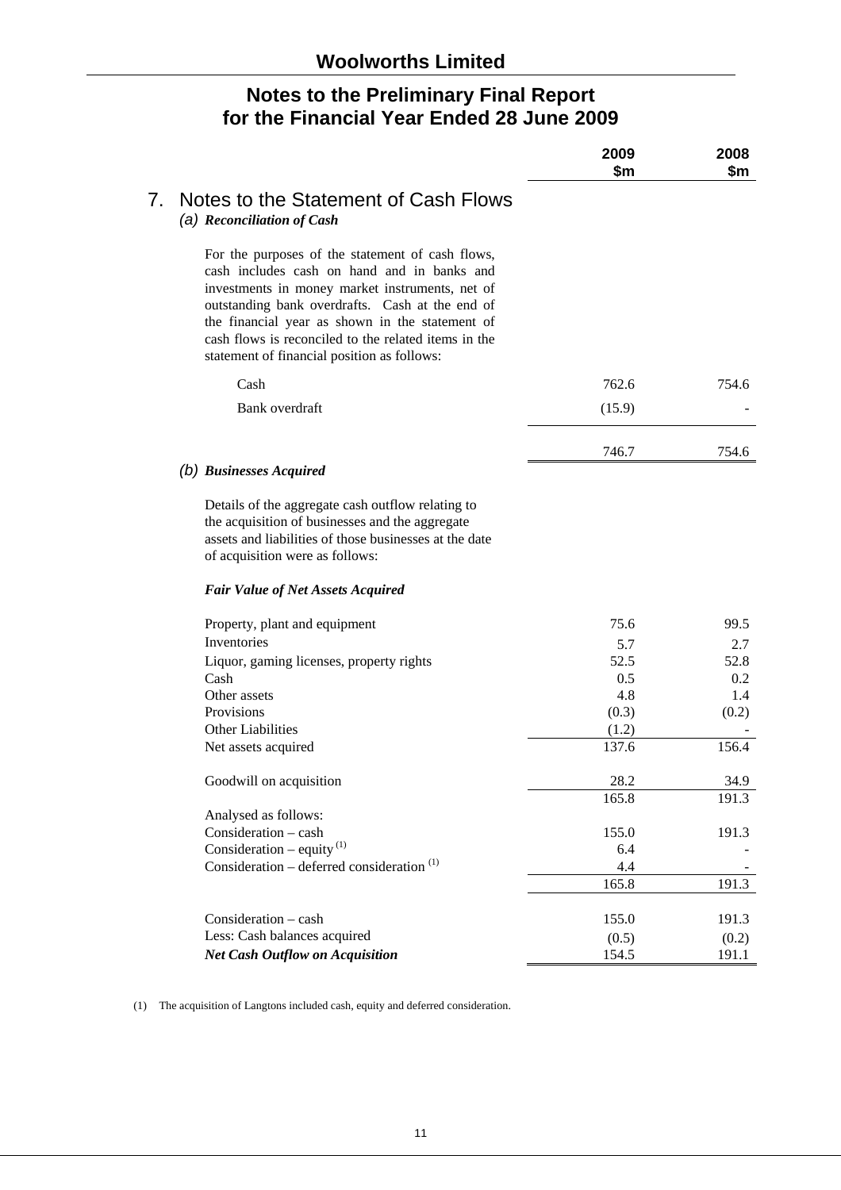# Woolworths Limited

## Notes to the Preliminary Final Report for the Financial Year Ended 28 June 2009

## 7. Notes to the Statement of Cash Flows

### (a) *Reconciliation of Cash*

For the purposes of the statement of cash flows, cash includes cash on hand and in banks and investments in money market instruments, net of outstanding bank overdrafts. Cash at the end of the financial year as shown in the statement of cash flows is reconciled to the related items in the statement of financial position as follows:

| | 2009 $m | 2008 $m |
|---|---|---|
| Cash | 762.6 | 754.6 |
| Bank overdraft | (15.9) | - |
| | 746.7 | 754.6 |

### (b) *Businesses Acquired*

Details of the aggregate cash outflow relating to the acquisition of businesses and the aggregate assets and liabilities of those businesses at the date of acquisition were as follows:

***Fair Value of Net Assets Acquired***

| | 2009 $m | 2008 $m |
|---|---|---|
| Property, plant and equipment | 75.6 | 99.5 |
| Inventories | 5.7 | 2.7 |
| Liquor, gaming licenses, property rights | 52.5 | 52.8 |
| Cash | 0.5 | 0.2 |
| Other assets | 4.8 | 1.4 |
| Provisions | (0.3) | (0.2) |
| Other Liabilities | (1.2) | - |
| Net assets acquired | 137.6 | 156.4 |
| Goodwill on acquisition | 28.2 | 34.9 |
| | 165.8 | 191.3 |
| Analysed as follows: | | |
| Consideration – cash | 155.0 | 191.3 |
| Consideration – equity [(1)] | 6.4 | - |
| Consideration – deferred consideration [(1)] | 4.4 | - |
| | 165.8 | 191.3 |
| Consideration – cash | 155.0 | 191.3 |
| Less: Cash balances acquired | (0.5) | (0.2) |
| ***Net Cash Outflow on Acquisition*** | 154.5 | 191.1 |

(1) The acquisition of Langtons included cash, equity and deferred consideration.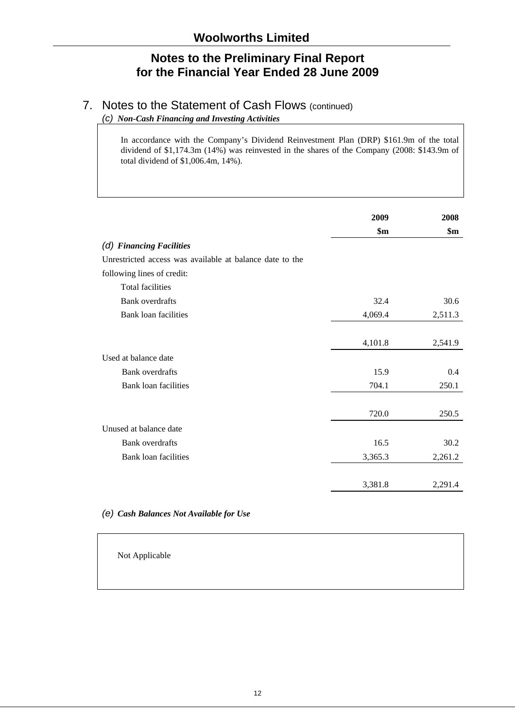## 7. Notes to the Statement of Cash Flows (continued)

### (c) *Non-Cash Financing and Investing Activities*

In accordance with the Company's Dividend Reinvestment Plan (DRP) $161.9m of the total dividend of $1,174.3m (14%) was reinvested in the shares of the Company (2008: $143.9m of total dividend of $1,006.4m, 14%).

|  | 2009 | 2008 |
| --- | --- | --- |
|  | $m | $m |
| ***(d) Financing Facilities*** |  |  |
| Unrestricted access was available at balance date to the following lines of credit: |  |  |
| Total facilities |  |  |
| Bank overdrafts | 32.4 | 30.6 |
| Bank loan facilities | 4,069.4 | 2,511.3 |
|  | 4,101.8 | 2,541.9 |
| Used at balance date |  |  |
| Bank overdrafts | 15.9 | 0.4 |
| Bank loan facilities | 704.1 | 250.1 |
|  | 720.0 | 250.5 |
| Unused at balance date |  |  |
| Bank overdrafts | 16.5 | 30.2 |
| Bank loan facilities | 3,365.3 | 2,261.2 |
|  | 3,381.8 | 2,291.4 |

### (e) *Cash Balances Not Available for Use*

Not Applicable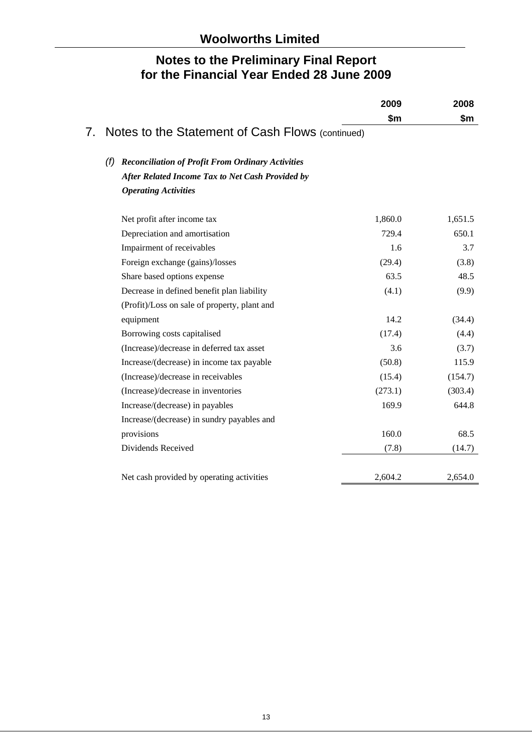# Woolworths Limited

## Notes to the Preliminary Final Report for the Financial Year Ended 28 June 2009

## 7. Notes to the Statement of Cash Flows (continued)

### *(f) Reconciliation of Profit From Ordinary Activities After Related Income Tax to Net Cash Provided by Operating Activities*

| | 2009 $m | 2008 $m |
|---|---|---|
| Net profit after income tax | 1,860.0 | 1,651.5 |
| Depreciation and amortisation | 729.4 | 650.1 |
| Impairment of receivables | 1.6 | 3.7 |
| Foreign exchange (gains)/losses | (29.4) | (3.8) |
| Share based options expense | 63.5 | 48.5 |
| Decrease in defined benefit plan liability | (4.1) | (9.9) |
| (Profit)/Loss on sale of property, plant and equipment | 14.2 | (34.4) |
| Borrowing costs capitalised | (17.4) | (4.4) |
| (Increase)/decrease in deferred tax asset | 3.6 | (3.7) |
| Increase/(decrease) in income tax payable | (50.8) | 115.9 |
| (Increase)/decrease in receivables | (15.4) | (154.7) |
| (Increase)/decrease in inventories | (273.1) | (303.4) |
| Increase/(decrease) in payables | 169.9 | 644.8 |
| Increase/(decrease) in sundry payables and provisions | 160.0 | 68.5 |
| Dividends Received | (7.8) | (14.7) |
| Net cash provided by operating activities | 2,604.2 | 2,654.0 |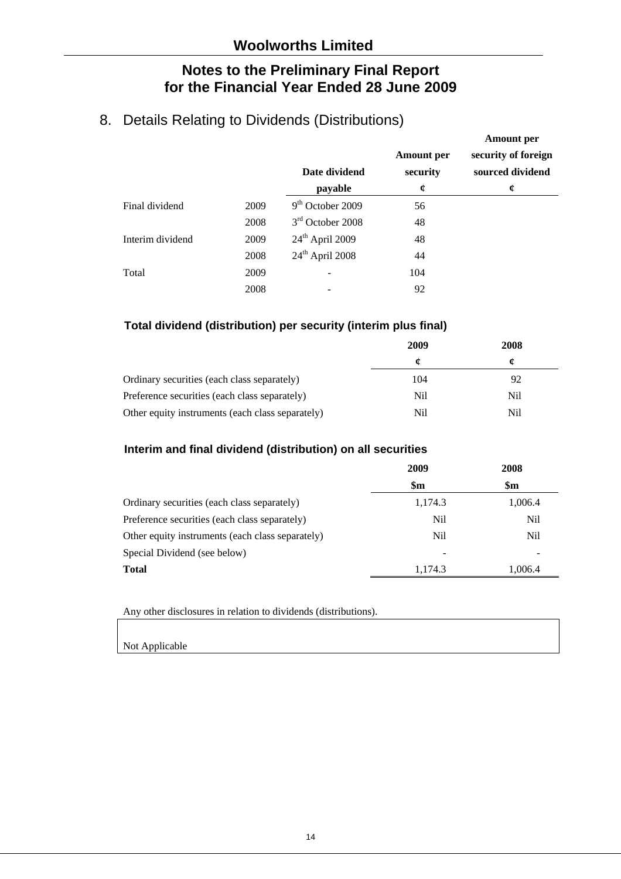# Woolworths Limited

## Notes to the Preliminary Final Report for the Financial Year Ended 28 June 2009

## 8. Details Relating to Dividends (Distributions)

| | | Date dividend payable | Amount per security ¢ | Amount per security of foreign sourced dividend ¢ |
|---|---|---|---|---|
| Final dividend | 2009 | 9th October 2009 | 56 | |
| | 2008 | 3rd October 2008 | 48 | |
| Interim dividend | 2009 | 24th April 2009 | 48 | |
| | 2008 | 24th April 2008 | 44 | |
| Total | 2009 | - | 104 | |
| | 2008 | - | 92 | |

### Total dividend (distribution) per security (interim plus final)

| | 2009 ¢ | 2008 ¢ |
|---|---|---|
| Ordinary securities (each class separately) | 104 | 92 |
| Preference securities (each class separately) | Nil | Nil |
| Other equity instruments (each class separately) | Nil | Nil |

### Interim and final dividend (distribution) on all securities

| | 2009 $m | 2008 $m |
|---|---|---|
| Ordinary securities (each class separately) | 1,174.3 | 1,006.4 |
| Preference securities (each class separately) | Nil | Nil |
| Other equity instruments (each class separately) | Nil | Nil |
| Special Dividend (see below) | - | - |
| **Total** | 1,174.3 | 1,006.4 |

Any other disclosures in relation to dividends (distributions).

Not Applicable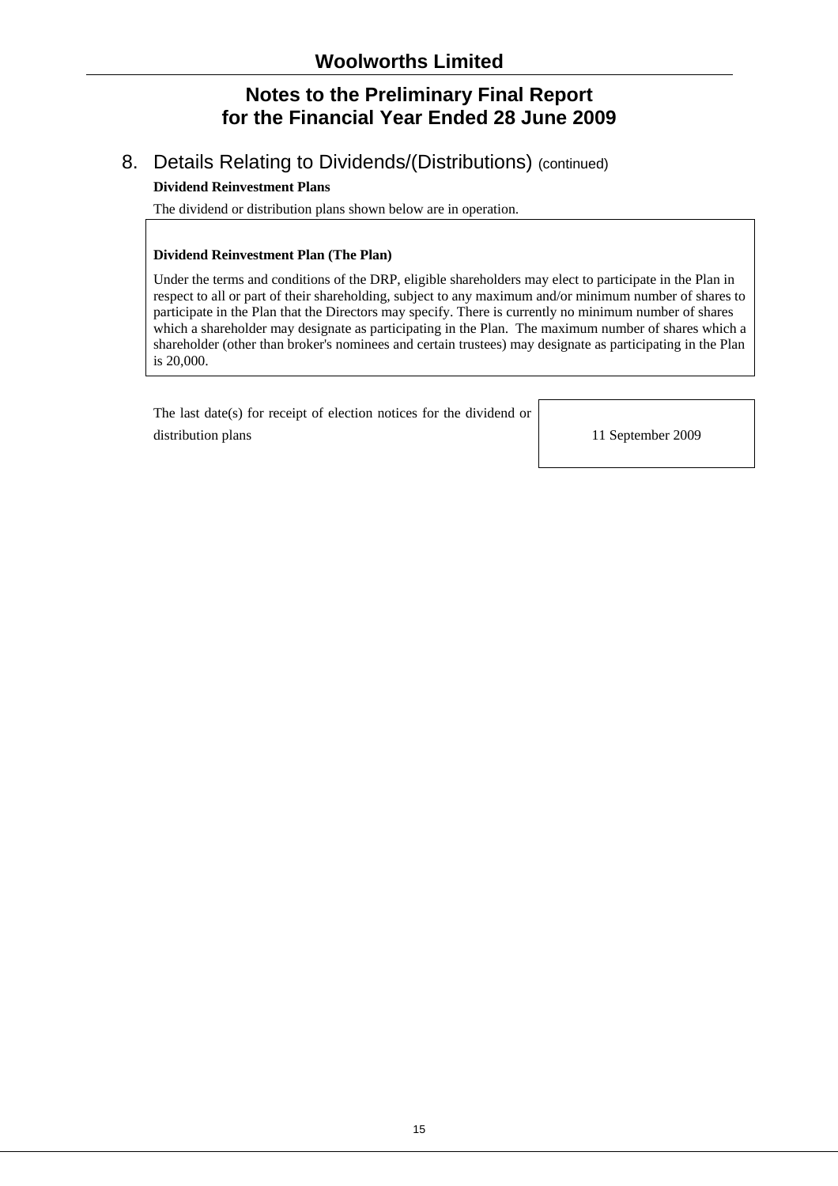## 8. Details Relating to Dividends/(Distributions) (continued)

**Dividend Reinvestment Plans**

The dividend or distribution plans shown below are in operation.

**Dividend Reinvestment Plan (The Plan)**

Under the terms and conditions of the DRP, eligible shareholders may elect to participate in the Plan in respect to all or part of their shareholding, subject to any maximum and/or minimum number of shares to participate in the Plan that the Directors may specify. There is currently no minimum number of shares which a shareholder may designate as participating in the Plan. The maximum number of shares which a shareholder (other than broker's nominees and certain trustees) may designate as participating in the Plan is 20,000.

| | |
|---|---|
| The last date(s) for receipt of election notices for the dividend or distribution plans | 11 September 2009 |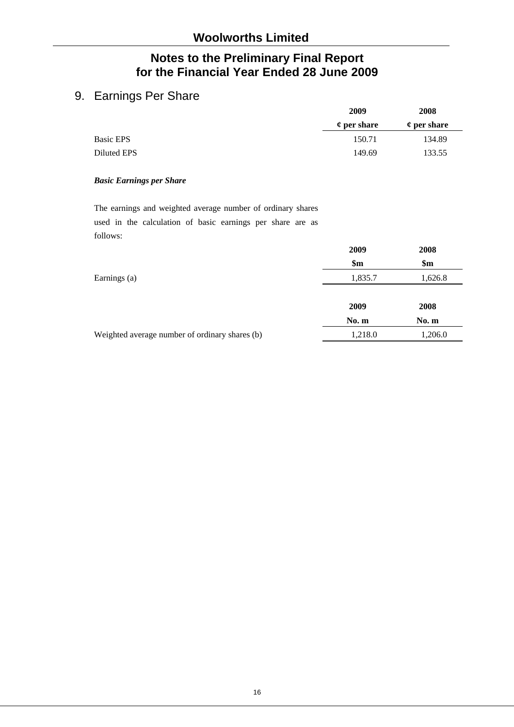# Woolworths Limited

## Notes to the Preliminary Final Report for the Financial Year Ended 28 June 2009

## 9. Earnings Per Share

| | 2009 | 2008 |
|---|---|---|
| | ¢ per share | ¢ per share |
| Basic EPS | 150.71 | 134.89 |
| Diluted EPS | 149.69 | 133.55 |

***Basic Earnings per Share***

The earnings and weighted average number of ordinary shares used in the calculation of basic earnings per share are as follows:

| | 2009 | 2008 |
|---|---|---|
| | $m | $m |
| Earnings (a) | 1,835.7 | 1,626.8 |

| | 2009 | 2008 |
|---|---|---|
| | No. m | No. m |
| Weighted average number of ordinary shares (b) | 1,218.0 | 1,206.0 |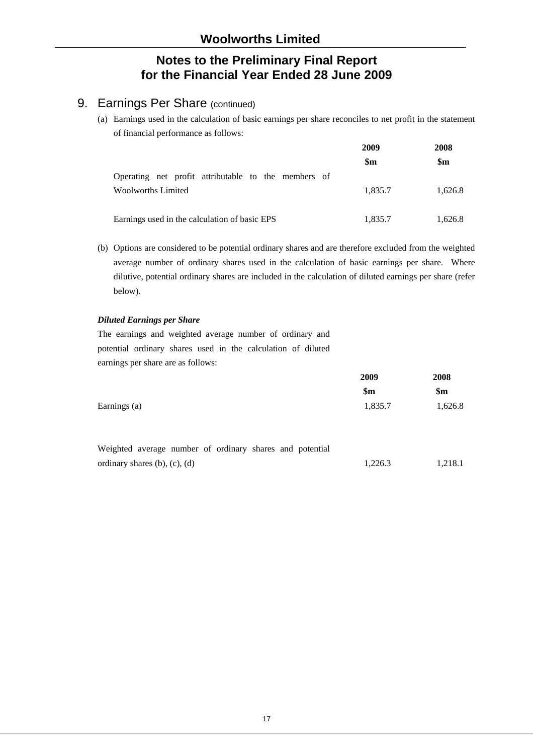# Notes to the Preliminary Final Report for the Financial Year Ended 28 June 2009

## 9. Earnings Per Share (continued)

(a) Earnings used in the calculation of basic earnings per share reconciles to net profit in the statement of financial performance as follows:

| | 2009 $m | 2008 $m |
|---|---|---|
| Operating net profit attributable to the members of Woolworths Limited | 1,835.7 | 1,626.8 |
| Earnings used in the calculation of basic EPS | 1,835.7 | 1,626.8 |

(b) Options are considered to be potential ordinary shares and are therefore excluded from the weighted average number of ordinary shares used in the calculation of basic earnings per share. Where dilutive, potential ordinary shares are included in the calculation of diluted earnings per share (refer below).

***Diluted Earnings per Share***

The earnings and weighted average number of ordinary and potential ordinary shares used in the calculation of diluted earnings per share are as follows:

| | 2009 $m | 2008 $m |
|---|---|---|
| Earnings (a) | 1,835.7 | 1,626.8 |
| Weighted average number of ordinary shares and potential ordinary shares (b), (c), (d) | 1,226.3 | 1,218.1 |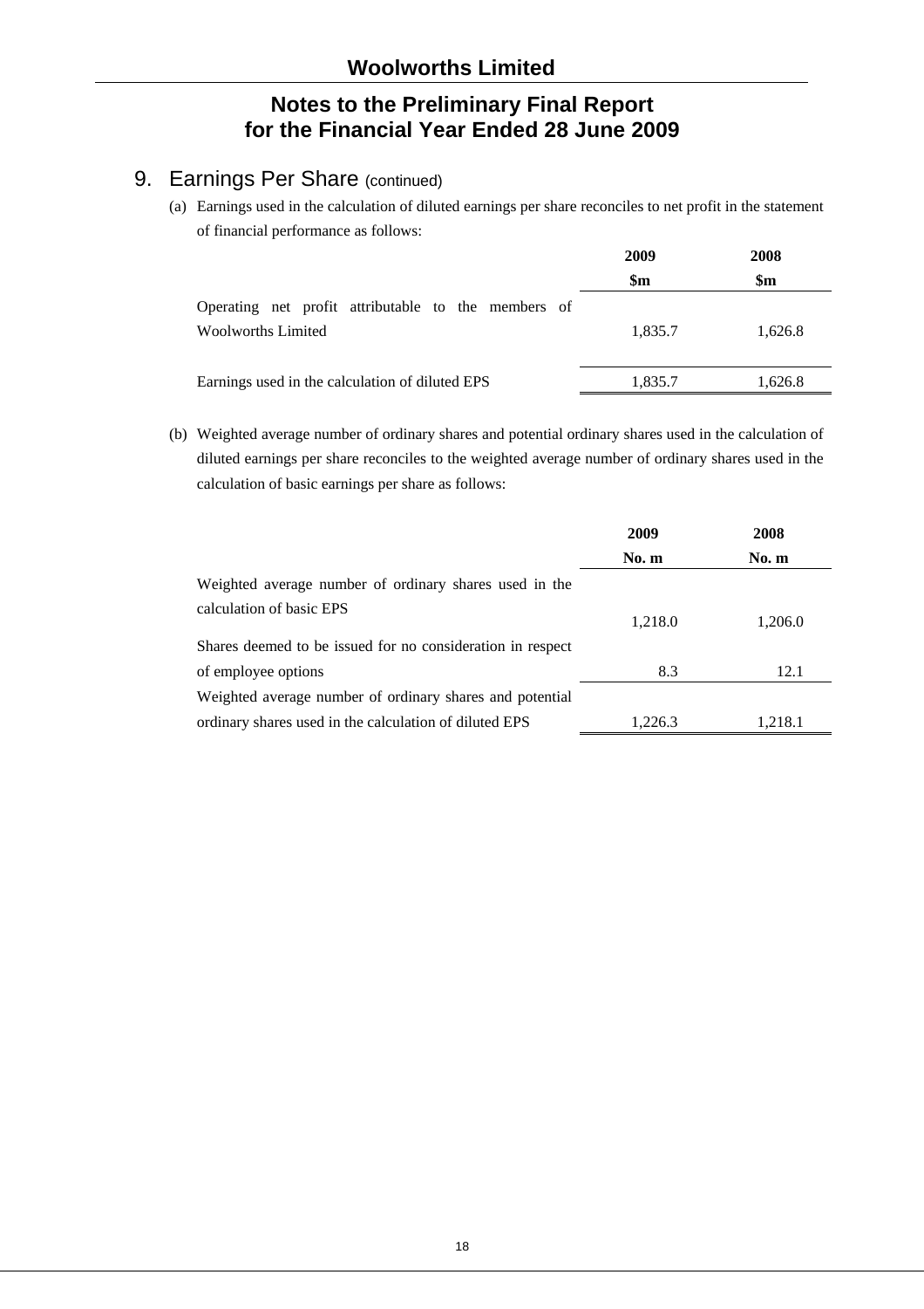## 9. Earnings Per Share (continued)

(a) Earnings used in the calculation of diluted earnings per share reconciles to net profit in the statement of financial performance as follows:

| | 2009<br>$m | 2008<br>$m |
|---|---|---|
| Operating net profit attributable to the members of Woolworths Limited | 1,835.7 | 1,626.8 |
| Earnings used in the calculation of diluted EPS | 1,835.7 | 1,626.8 |

(b) Weighted average number of ordinary shares and potential ordinary shares used in the calculation of diluted earnings per share reconciles to the weighted average number of ordinary shares used in the calculation of basic earnings per share as follows:

| | 2009<br>No. m | 2008<br>No. m |
|---|---|---|
| Weighted average number of ordinary shares used in the calculation of basic EPS | 1,218.0 | 1,206.0 |
| Shares deemed to be issued for no consideration in respect of employee options | 8.3 | 12.1 |
| Weighted average number of ordinary shares and potential ordinary shares used in the calculation of diluted EPS | 1,226.3 | 1,218.1 |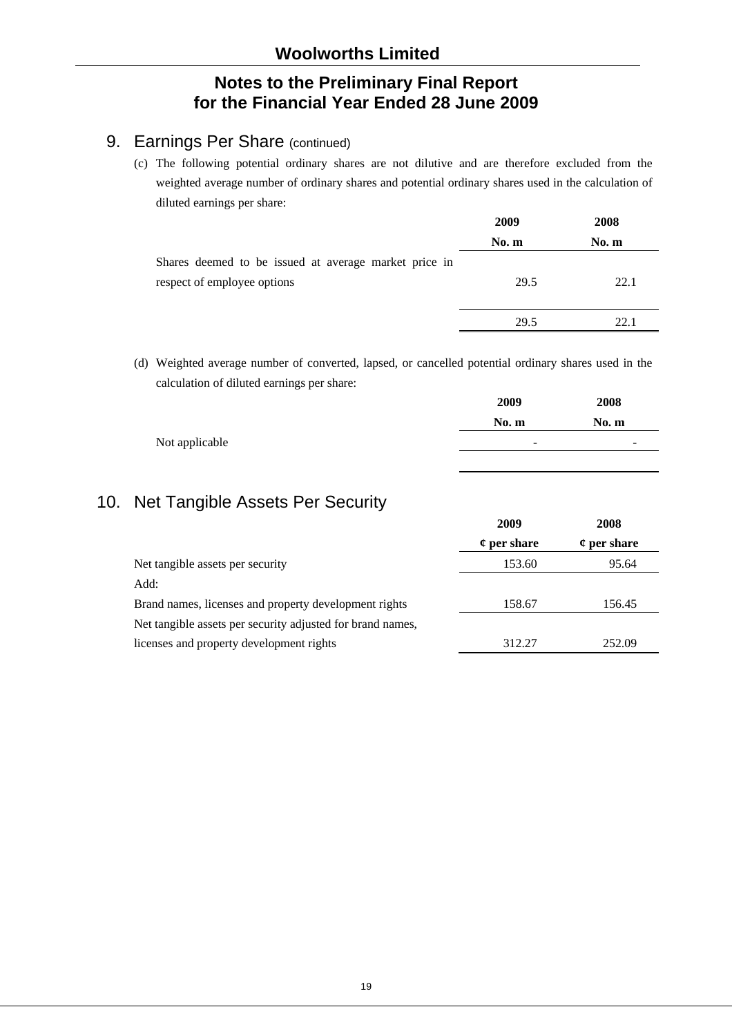## 9. Earnings Per Share (continued)

(c) The following potential ordinary shares are not dilutive and are therefore excluded from the weighted average number of ordinary shares and potential ordinary shares used in the calculation of diluted earnings per share:

| | 2009 | 2008 |
|---|---|---|
| | No. m | No. m |
| Shares deemed to be issued at average market price in respect of employee options | 29.5 | 22.1 |
| | 29.5 | 22.1 |

(d) Weighted average number of converted, lapsed, or cancelled potential ordinary shares used in the calculation of diluted earnings per share:

| | 2009 | 2008 |
|---|---|---|
| | No. m | No. m |
| Not applicable | - | - |

## 10. Net Tangible Assets Per Security

| | 2009 | 2008 |
|---|---|---|
| | ¢ per share | ¢ per share |
| Net tangible assets per security | 153.60 | 95.64 |
| Add: | | |
| Brand names, licenses and property development rights | 158.67 | 156.45 |
| Net tangible assets per security adjusted for brand names, licenses and property development rights | 312.27 | 252.09 |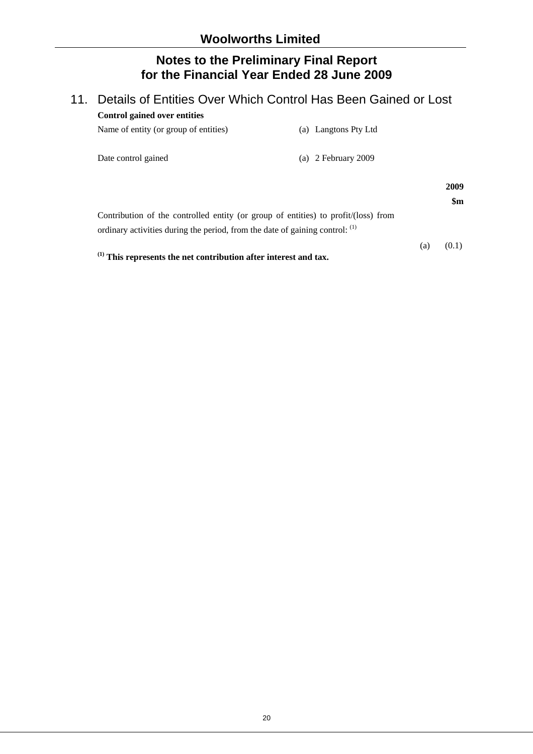# Woolworths Limited

## Notes to the Preliminary Final Report for the Financial Year Ended 28 June 2009

## 11. Details of Entities Over Which Control Has Been Gained or Lost

**Control gained over entities**

| | |
|---|---|
| Name of entity (or group of entities) | (a) Langtons Pty Ltd |
| Date control gained | (a) 2 February 2009 |

| | | **2009** |
|---|---|---|
| | | **$m** |
| Contribution of the controlled entity (or group of entities) to profit/(loss) from ordinary activities during the period, from the date of gaining control: [1] | (a) | (0.1) |

**[1] This represents the net contribution after interest and tax.**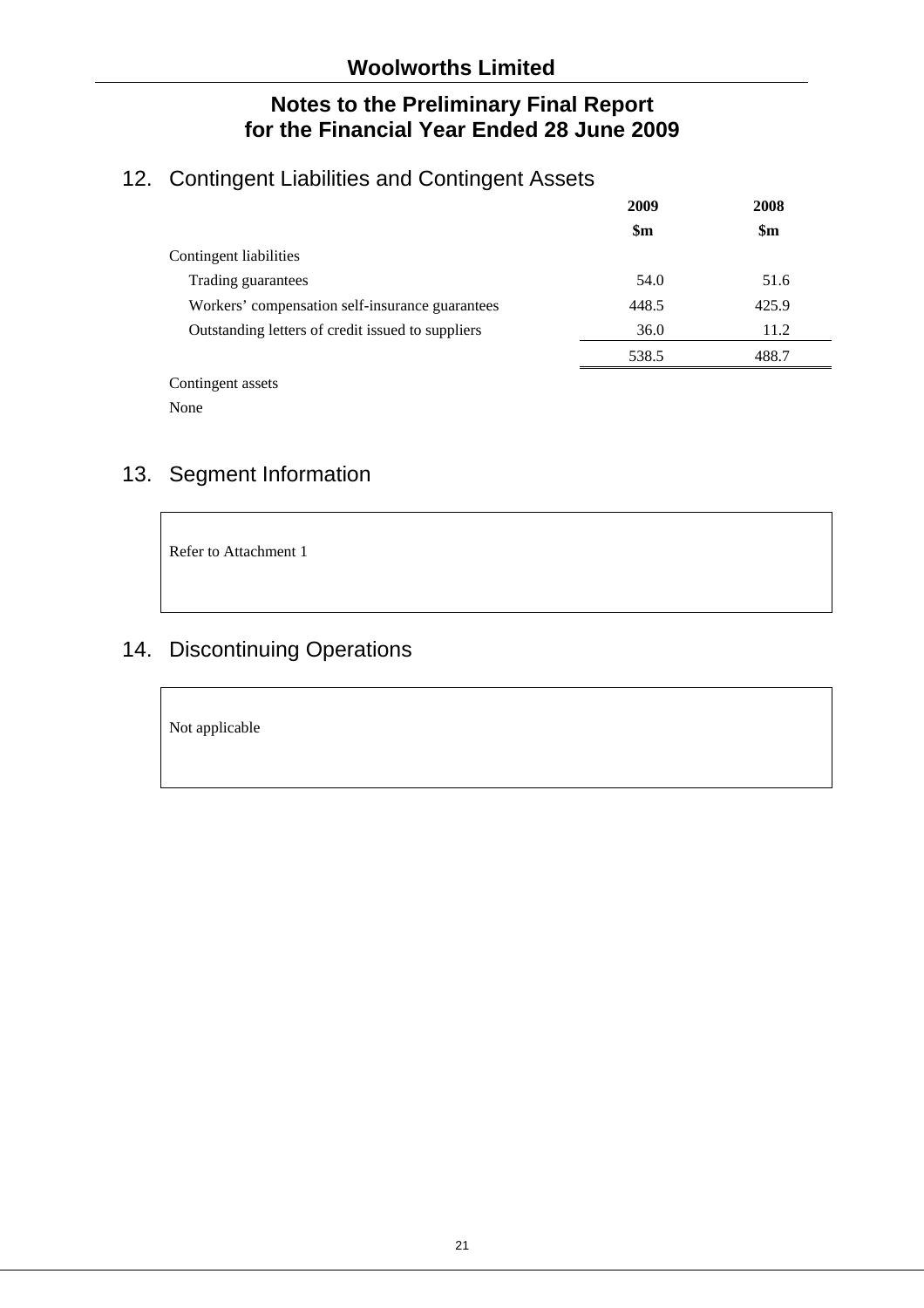# Woolworths Limited

## Notes to the Preliminary Final Report for the Financial Year Ended 28 June 2009

## 12. Contingent Liabilities and Contingent Assets

| | 2009 $m | 2008 $m |
|---|---|---|
| Contingent liabilities | | |
| Trading guarantees | 54.0 | 51.6 |
| Workers' compensation self-insurance guarantees | 448.5 | 425.9 |
| Outstanding letters of credit issued to suppliers | 36.0 | 11.2 |
| | 538.5 | 488.7 |

Contingent assets

None

## 13. Segment Information

Refer to Attachment 1

## 14. Discontinuing Operations

Not applicable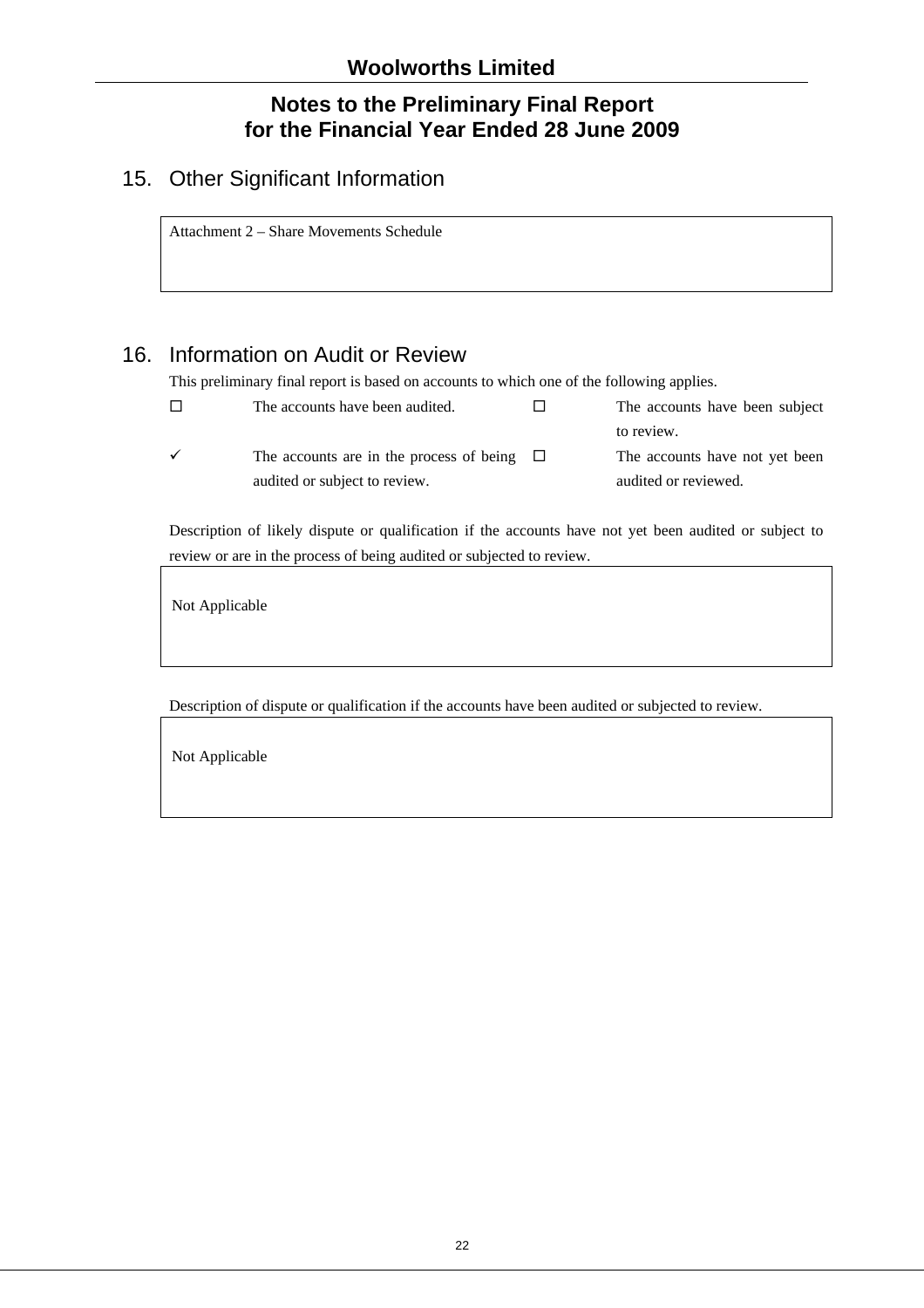# Woolworths Limited

## Notes to the Preliminary Final Report for the Financial Year Ended 28 June 2009

### 15. Other Significant Information

| Attachment 2 – Share Movements Schedule |
|---|

### 16. Information on Audit or Review

This preliminary final report is based on accounts to which one of the following applies.

| | | | |
|---|---|---|---|
| ☐ | The accounts have been audited. | ☐ | The accounts have been subject to review. |
| ✓ | The accounts are in the process of being audited or subject to review. | ☐ | The accounts have not yet been audited or reviewed. |

Description of likely dispute or qualification if the accounts have not yet been audited or subject to review or are in the process of being audited or subjected to review.

| Not Applicable |
|---|

Description of dispute or qualification if the accounts have been audited or subjected to review.

| Not Applicable |
|---|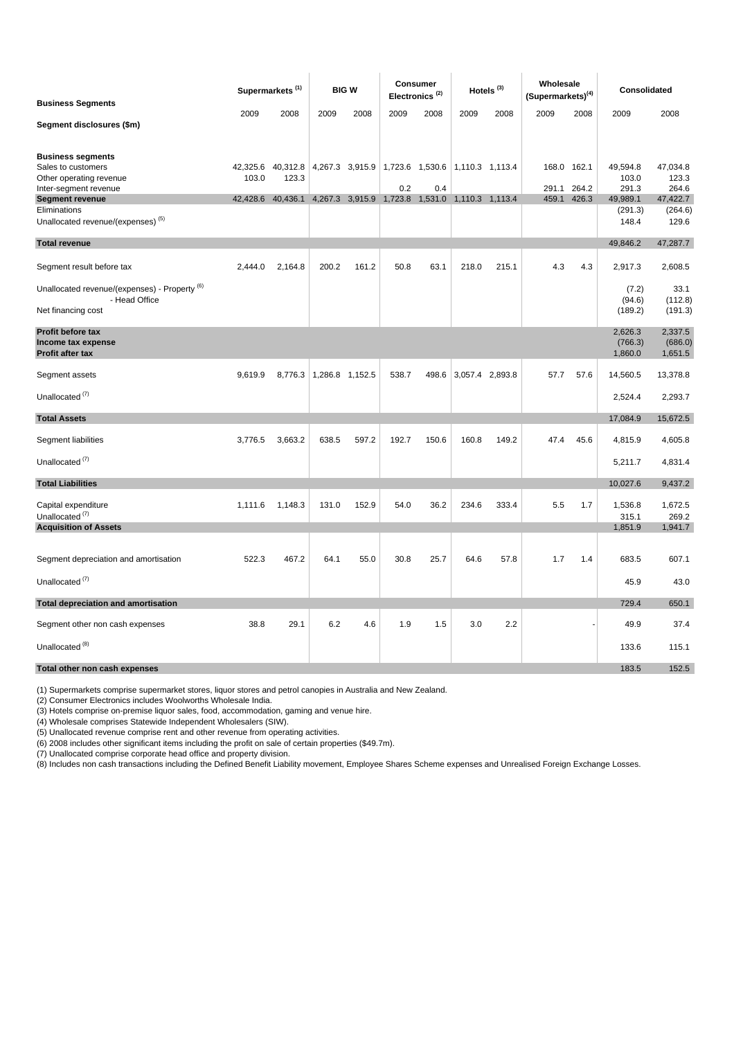| Business Segments | Supermarkets [1] | | BIG W | | Consumer Electronics [2] | | Hotels [3] | | Wholesale (Supermarkets)[4] | | Consolidated | |
|---|---|---|---|---|---|---|---|---|---|---|---|---|
| | 2009 | 2008 | 2009 | 2008 | 2009 | 2008 | 2009 | 2008 | 2009 | 2008 | 2009 | 2008 |
| **Segment disclosures ($m)** | | | | | | | | | | | | |
| **Business segments** | | | | | | | | | | | | |
| Sales to customers | 42,325.6 | 40,312.8 | 4,267.3 | 3,915.9 | 1,723.6 | 1,530.6 | 1,110.3 | 1,113.4 | 168.0 | 162.1 | 49,594.8 | 47,034.8 |
| Other operating revenue | 103.0 | 123.3 | | | | | | | | | 103.0 | 123.3 |
| Inter-segment revenue | | | | | 0.2 | 0.4 | | | 291.1 | 264.2 | 291.3 | 264.6 |
| **Segment revenue** | 42,428.6 | 40,436.1 | 4,267.3 | 3,915.9 | 1,723.8 | 1,531.0 | 1,110.3 | 1,113.4 | 459.1 | 426.3 | 49,989.1 | 47,422.7 |
| Eliminations | | | | | | | | | | | (291.3) | (264.6) |
| Unallocated revenue/(expenses) [5] | | | | | | | | | | | 148.4 | 129.6 |
| **Total revenue** | | | | | | | | | | | 49,846.2 | 47,287.7 |
| Segment result before tax | 2,444.0 | 2,164.8 | 200.2 | 161.2 | 50.8 | 63.1 | 218.0 | 215.1 | 4.3 | 4.3 | 2,917.3 | 2,608.5 |
| Unallocated revenue/(expenses) - Property [6] | | | | | | | | | | | (7.2) | 33.1 |
| - Head Office | | | | | | | | | | | (94.6) | (112.8) |
| Net financing cost | | | | | | | | | | | (189.2) | (191.3) |
| **Profit before tax** | | | | | | | | | | | 2,626.3 | 2,337.5 |
| **Income tax expense** | | | | | | | | | | | (766.3) | (686.0) |
| **Profit after tax** | | | | | | | | | | | 1,860.0 | 1,651.5 |
| Segment assets | 9,619.9 | 8,776.3 | 1,286.8 | 1,152.5 | 538.7 | 498.6 | 3,057.4 | 2,893.8 | 57.7 | 57.6 | 14,560.5 | 13,378.8 |
| Unallocated [7] | | | | | | | | | | | 2,524.4 | 2,293.7 |
| **Total Assets** | | | | | | | | | | | 17,084.9 | 15,672.5 |
| Segment liabilities | 3,776.5 | 3,663.2 | 638.5 | 597.2 | 192.7 | 150.6 | 160.8 | 149.2 | 47.4 | 45.6 | 4,815.9 | 4,605.8 |
| Unallocated [7] | | | | | | | | | | | 5,211.7 | 4,831.4 |
| **Total Liabilities** | | | | | | | | | | | 10,027.6 | 9,437.2 |
| Capital expenditure | 1,111.6 | 1,148.3 | 131.0 | 152.9 | 54.0 | 36.2 | 234.6 | 333.4 | 5.5 | 1.7 | 1,536.8 | 1,672.5 |
| Unallocated [7] | | | | | | | | | | | 315.1 | 269.2 |
| **Acquisition of Assets** | | | | | | | | | | | 1,851.9 | 1,941.7 |
| Segment depreciation and amortisation | 522.3 | 467.2 | 64.1 | 55.0 | 30.8 | 25.7 | 64.6 | 57.8 | 1.7 | 1.4 | 683.5 | 607.1 |
| Unallocated [7] | | | | | | | | | | | 45.9 | 43.0 |
| **Total depreciation and amortisation** | | | | | | | | | | | 729.4 | 650.1 |
| Segment other non cash expenses | 38.8 | 29.1 | 6.2 | 4.6 | 1.9 | 1.5 | 3.0 | 2.2 | | - | 49.9 | 37.4 |
| Unallocated [8] | | | | | | | | | | | 133.6 | 115.1 |
| **Total other non cash expenses** | | | | | | | | | | | 183.5 | 152.5 |

(1) Supermarkets comprise supermarket stores, liquor stores and petrol canopies in Australia and New Zealand.
(2) Consumer Electronics includes Woolworths Wholesale India.
(3) Hotels comprise on-premise liquor sales, food, accommodation, gaming and venue hire.
(4) Wholesale comprises Statewide Independent Wholesalers (SIW).
(5) Unallocated revenue comprise rent and other revenue from operating activities.
(6) 2008 includes other significant items including the profit on sale of certain properties ($49.7m).
(7) Unallocated comprise corporate head office and property division.
(8) Includes non cash transactions including the Defined Benefit Liability movement, Employee Shares Scheme expenses and Unrealised Foreign Exchange Losses.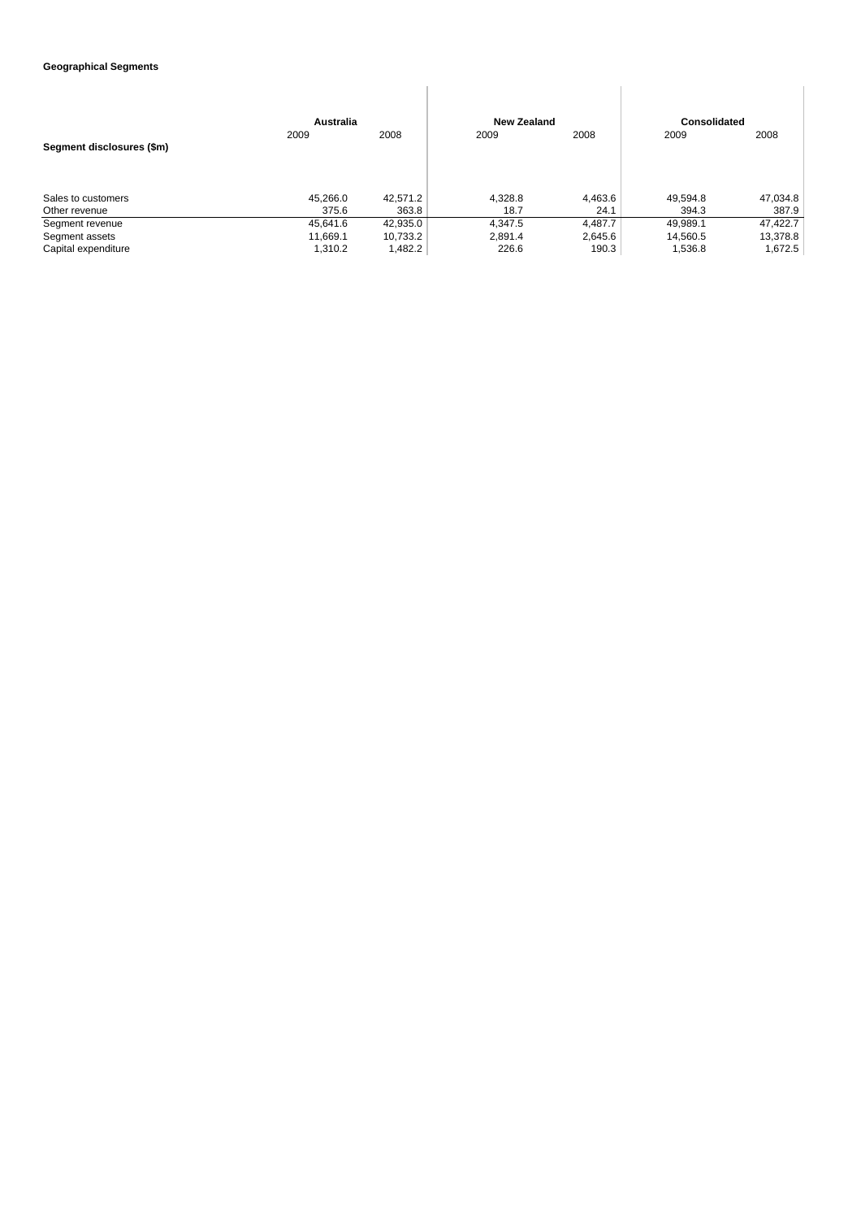**Geographical Segments**

| Segment disclosures ($m) | Australia | | New Zealand | | Consolidated | |
|---|---|---|---|---|---|---|
| | 2009 | 2008 | 2009 | 2008 | 2009 | 2008 |
| Sales to customers | 45,266.0 | 42,571.2 | 4,328.8 | 4,463.6 | 49,594.8 | 47,034.8 |
| Other revenue | 375.6 | 363.8 | 18.7 | 24.1 | 394.3 | 387.9 |
| Segment revenue | 45,641.6 | 42,935.0 | 4,347.5 | 4,487.7 | 49,989.1 | 47,422.7 |
| Segment assets | 11,669.1 | 10,733.2 | 2,891.4 | 2,645.6 | 14,560.5 | 13,378.8 |
| Capital expenditure | 1,310.2 | 1,482.2 | 226.6 | 190.3 | 1,536.8 | 1,672.5 |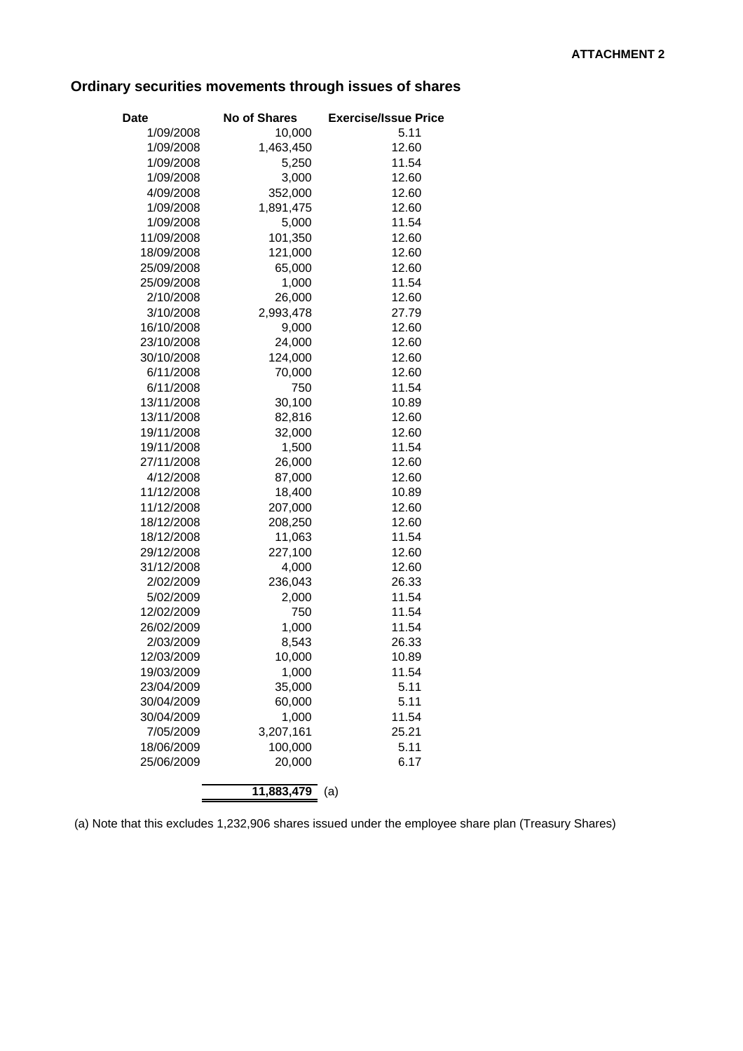**ATTACHMENT 2**

## Ordinary securities movements through issues of shares

| Date | No of Shares | Exercise/Issue Price |
|---|---|---|
| 1/09/2008 | 10,000 | 5.11 |
| 1/09/2008 | 1,463,450 | 12.60 |
| 1/09/2008 | 5,250 | 11.54 |
| 1/09/2008 | 3,000 | 12.60 |
| 4/09/2008 | 352,000 | 12.60 |
| 1/09/2008 | 1,891,475 | 12.60 |
| 1/09/2008 | 5,000 | 11.54 |
| 11/09/2008 | 101,350 | 12.60 |
| 18/09/2008 | 121,000 | 12.60 |
| 25/09/2008 | 65,000 | 12.60 |
| 25/09/2008 | 1,000 | 11.54 |
| 2/10/2008 | 26,000 | 12.60 |
| 3/10/2008 | 2,993,478 | 27.79 |
| 16/10/2008 | 9,000 | 12.60 |
| 23/10/2008 | 24,000 | 12.60 |
| 30/10/2008 | 124,000 | 12.60 |
| 6/11/2008 | 70,000 | 12.60 |
| 6/11/2008 | 750 | 11.54 |
| 13/11/2008 | 30,100 | 10.89 |
| 13/11/2008 | 82,816 | 12.60 |
| 19/11/2008 | 32,000 | 12.60 |
| 19/11/2008 | 1,500 | 11.54 |
| 27/11/2008 | 26,000 | 12.60 |
| 4/12/2008 | 87,000 | 12.60 |
| 11/12/2008 | 18,400 | 10.89 |
| 11/12/2008 | 207,000 | 12.60 |
| 18/12/2008 | 208,250 | 12.60 |
| 18/12/2008 | 11,063 | 11.54 |
| 29/12/2008 | 227,100 | 12.60 |
| 31/12/2008 | 4,000 | 12.60 |
| 2/02/2009 | 236,043 | 26.33 |
| 5/02/2009 | 2,000 | 11.54 |
| 12/02/2009 | 750 | 11.54 |
| 26/02/2009 | 1,000 | 11.54 |
| 2/03/2009 | 8,543 | 26.33 |
| 12/03/2009 | 10,000 | 10.89 |
| 19/03/2009 | 1,000 | 11.54 |
| 23/04/2009 | 35,000 | 5.11 |
| 30/04/2009 | 60,000 | 5.11 |
| 30/04/2009 | 1,000 | 11.54 |
| 7/05/2009 | 3,207,161 | 25.21 |
| 18/06/2009 | 100,000 | 5.11 |
| 25/06/2009 | 20,000 | 6.17 |
| | **11,883,479** | (a) |

(a) Note that this excludes 1,232,906 shares issued under the employee share plan (Treasury Shares)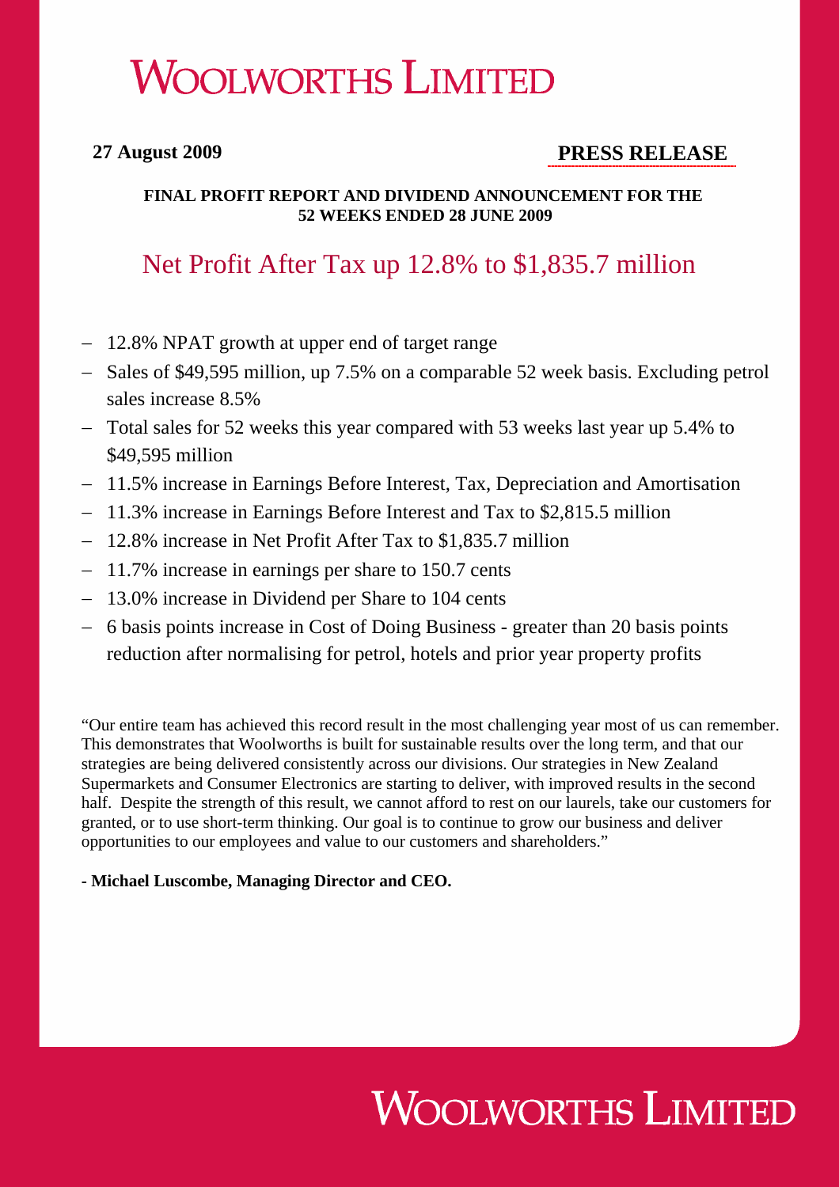# WOOLWORTHS LIMITED

**27 August 2009** **PRESS RELEASE**

**FINAL PROFIT REPORT AND DIVIDEND ANNOUNCEMENT FOR THE 52 WEEKS ENDED 28 JUNE 2009**

## Net Profit After Tax up 12.8% to $1,835.7 million

- 12.8% NPAT growth at upper end of target range
- Sales of $49,595 million, up 7.5% on a comparable 52 week basis. Excluding petrol sales increase 8.5%
- Total sales for 52 weeks this year compared with 53 weeks last year up 5.4% to $49,595 million
- 11.5% increase in Earnings Before Interest, Tax, Depreciation and Amortisation
- 11.3% increase in Earnings Before Interest and Tax to $2,815.5 million
- 12.8% increase in Net Profit After Tax to $1,835.7 million
- 11.7% increase in earnings per share to 150.7 cents
- 13.0% increase in Dividend per Share to 104 cents
- 6 basis points increase in Cost of Doing Business - greater than 20 basis points reduction after normalising for petrol, hotels and prior year property profits

"Our entire team has achieved this record result in the most challenging year most of us can remember. This demonstrates that Woolworths is built for sustainable results over the long term, and that our strategies are being delivered consistently across our divisions. Our strategies in New Zealand Supermarkets and Consumer Electronics are starting to deliver, with improved results in the second half. Despite the strength of this result, we cannot afford to rest on our laurels, take our customers for granted, or to use short-term thinking. Our goal is to continue to grow our business and deliver opportunities to our employees and value to our customers and shareholders."

**- Michael Luscombe, Managing Director and CEO.**

# WOOLWORTHS LIMITED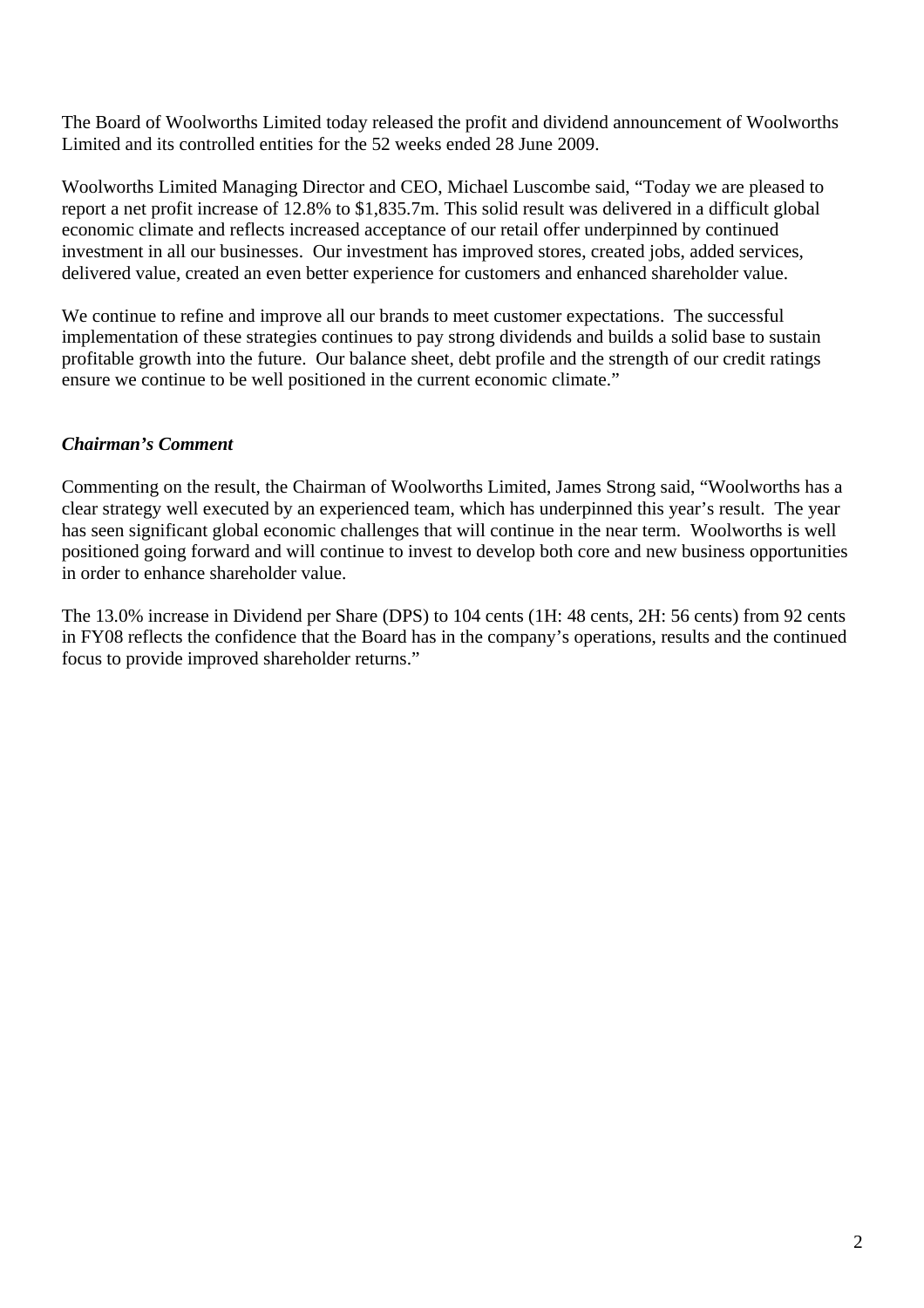The Board of Woolworths Limited today released the profit and dividend announcement of Woolworths Limited and its controlled entities for the 52 weeks ended 28 June 2009.

Woolworths Limited Managing Director and CEO, Michael Luscombe said, "Today we are pleased to report a net profit increase of 12.8% to $1,835.7m. This solid result was delivered in a difficult global economic climate and reflects increased acceptance of our retail offer underpinned by continued investment in all our businesses. Our investment has improved stores, created jobs, added services, delivered value, created an even better experience for customers and enhanced shareholder value.

We continue to refine and improve all our brands to meet customer expectations. The successful implementation of these strategies continues to pay strong dividends and builds a solid base to sustain profitable growth into the future. Our balance sheet, debt profile and the strength of our credit ratings ensure we continue to be well positioned in the current economic climate."

***Chairman's Comment***

Commenting on the result, the Chairman of Woolworths Limited, James Strong said, "Woolworths has a clear strategy well executed by an experienced team, which has underpinned this year's result. The year has seen significant global economic challenges that will continue in the near term. Woolworths is well positioned going forward and will continue to invest to develop both core and new business opportunities in order to enhance shareholder value.

The 13.0% increase in Dividend per Share (DPS) to 104 cents (1H: 48 cents, 2H: 56 cents) from 92 cents in FY08 reflects the confidence that the Board has in the company's operations, results and the continued focus to provide improved shareholder returns."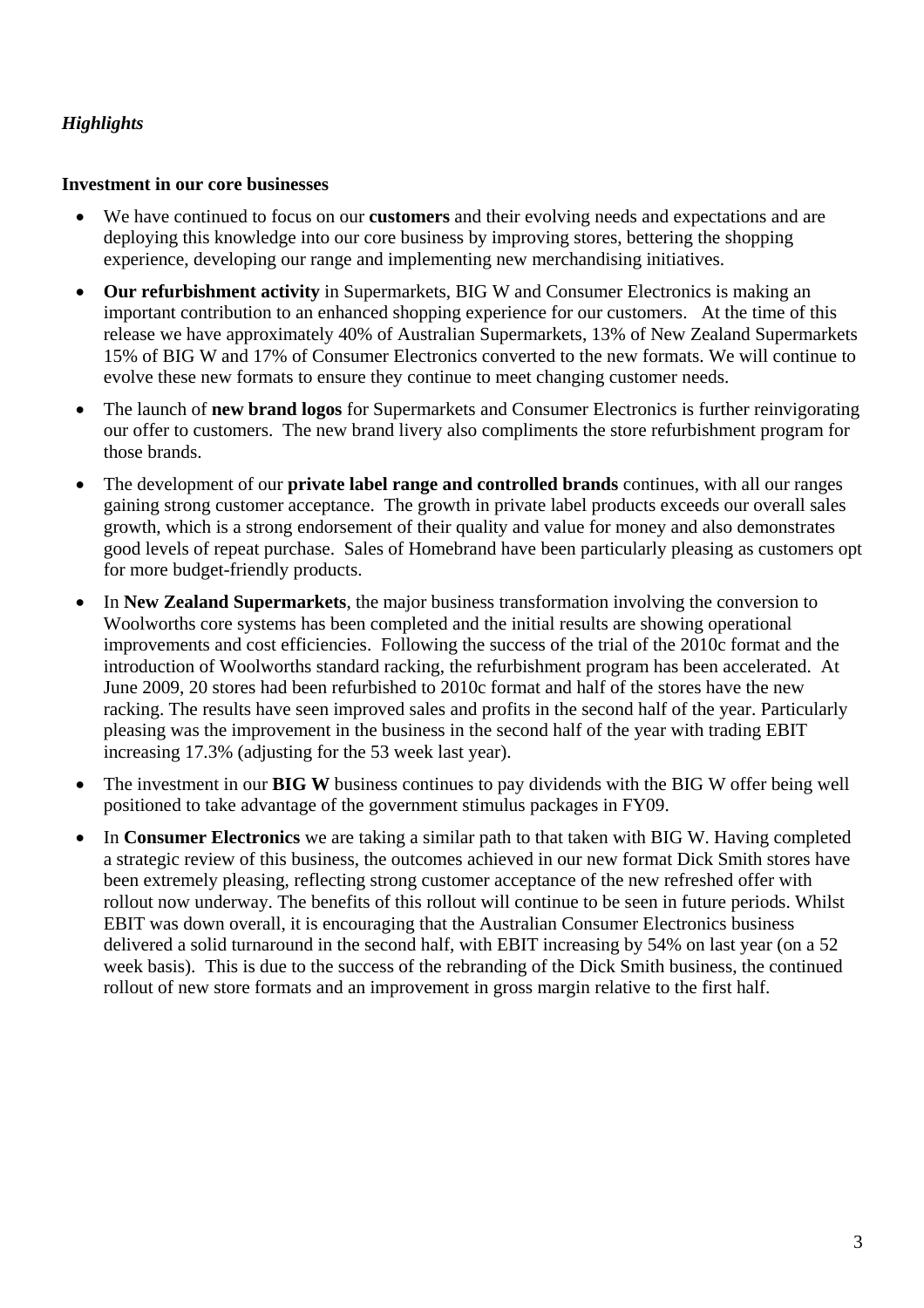*Highlights*

**Investment in our core businesses**

- We have continued to focus on our **customers** and their evolving needs and expectations and are deploying this knowledge into our core business by improving stores, bettering the shopping experience, developing our range and implementing new merchandising initiatives.
- **Our refurbishment activity** in Supermarkets, BIG W and Consumer Electronics is making an important contribution to an enhanced shopping experience for our customers. At the time of this release we have approximately 40% of Australian Supermarkets, 13% of New Zealand Supermarkets 15% of BIG W and 17% of Consumer Electronics converted to the new formats. We will continue to evolve these new formats to ensure they continue to meet changing customer needs.
- The launch of **new brand logos** for Supermarkets and Consumer Electronics is further reinvigorating our offer to customers. The new brand livery also compliments the store refurbishment program for those brands.
- The development of our **private label range and controlled brands** continues, with all our ranges gaining strong customer acceptance. The growth in private label products exceeds our overall sales growth, which is a strong endorsement of their quality and value for money and also demonstrates good levels of repeat purchase. Sales of Homebrand have been particularly pleasing as customers opt for more budget-friendly products.
- In **New Zealand Supermarkets**, the major business transformation involving the conversion to Woolworths core systems has been completed and the initial results are showing operational improvements and cost efficiencies. Following the success of the trial of the 2010c format and the introduction of Woolworths standard racking, the refurbishment program has been accelerated. At June 2009, 20 stores had been refurbished to 2010c format and half of the stores have the new racking. The results have seen improved sales and profits in the second half of the year. Particularly pleasing was the improvement in the business in the second half of the year with trading EBIT increasing 17.3% (adjusting for the 53 week last year).
- The investment in our **BIG W** business continues to pay dividends with the BIG W offer being well positioned to take advantage of the government stimulus packages in FY09.
- In **Consumer Electronics** we are taking a similar path to that taken with BIG W. Having completed a strategic review of this business, the outcomes achieved in our new format Dick Smith stores have been extremely pleasing, reflecting strong customer acceptance of the new refreshed offer with rollout now underway. The benefits of this rollout will continue to be seen in future periods. Whilst EBIT was down overall, it is encouraging that the Australian Consumer Electronics business delivered a solid turnaround in the second half, with EBIT increasing by 54% on last year (on a 52 week basis). This is due to the success of the rebranding of the Dick Smith business, the continued rollout of new store formats and an improvement in gross margin relative to the first half.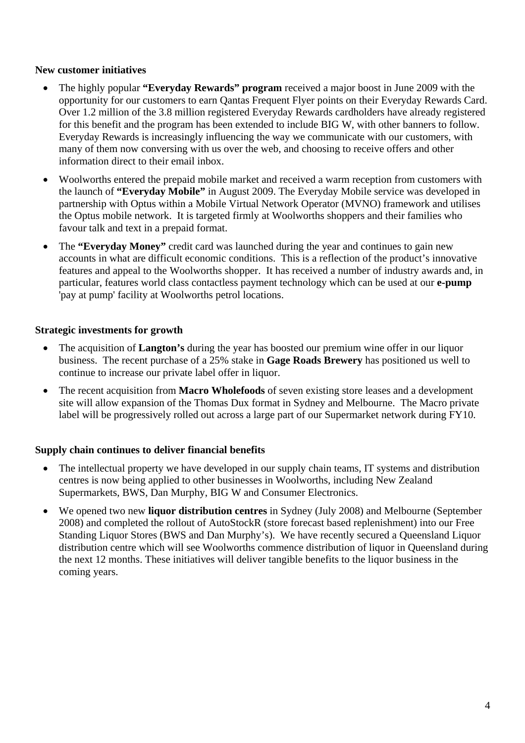**New customer initiatives**

- The highly popular **"Everyday Rewards" program** received a major boost in June 2009 with the opportunity for our customers to earn Qantas Frequent Flyer points on their Everyday Rewards Card. Over 1.2 million of the 3.8 million registered Everyday Rewards cardholders have already registered for this benefit and the program has been extended to include BIG W, with other banners to follow. Everyday Rewards is increasingly influencing the way we communicate with our customers, with many of them now conversing with us over the web, and choosing to receive offers and other information direct to their email inbox.
- Woolworths entered the prepaid mobile market and received a warm reception from customers with the launch of **"Everyday Mobile"** in August 2009. The Everyday Mobile service was developed in partnership with Optus within a Mobile Virtual Network Operator (MVNO) framework and utilises the Optus mobile network. It is targeted firmly at Woolworths shoppers and their families who favour talk and text in a prepaid format.
- The **"Everyday Money"** credit card was launched during the year and continues to gain new accounts in what are difficult economic conditions. This is a reflection of the product's innovative features and appeal to the Woolworths shopper. It has received a number of industry awards and, in particular, features world class contactless payment technology which can be used at our **e-pump** 'pay at pump' facility at Woolworths petrol locations.

**Strategic investments for growth**

- The acquisition of **Langton's** during the year has boosted our premium wine offer in our liquor business. The recent purchase of a 25% stake in **Gage Roads Brewery** has positioned us well to continue to increase our private label offer in liquor.
- The recent acquisition from **Macro Wholefoods** of seven existing store leases and a development site will allow expansion of the Thomas Dux format in Sydney and Melbourne. The Macro private label will be progressively rolled out across a large part of our Supermarket network during FY10.

**Supply chain continues to deliver financial benefits**

- The intellectual property we have developed in our supply chain teams, IT systems and distribution centres is now being applied to other businesses in Woolworths, including New Zealand Supermarkets, BWS, Dan Murphy, BIG W and Consumer Electronics.
- We opened two new **liquor distribution centres** in Sydney (July 2008) and Melbourne (September 2008) and completed the rollout of AutoStockR (store forecast based replenishment) into our Free Standing Liquor Stores (BWS and Dan Murphy's). We have recently secured a Queensland Liquor distribution centre which will see Woolworths commence distribution of liquor in Queensland during the next 12 months. These initiatives will deliver tangible benefits to the liquor business in the coming years.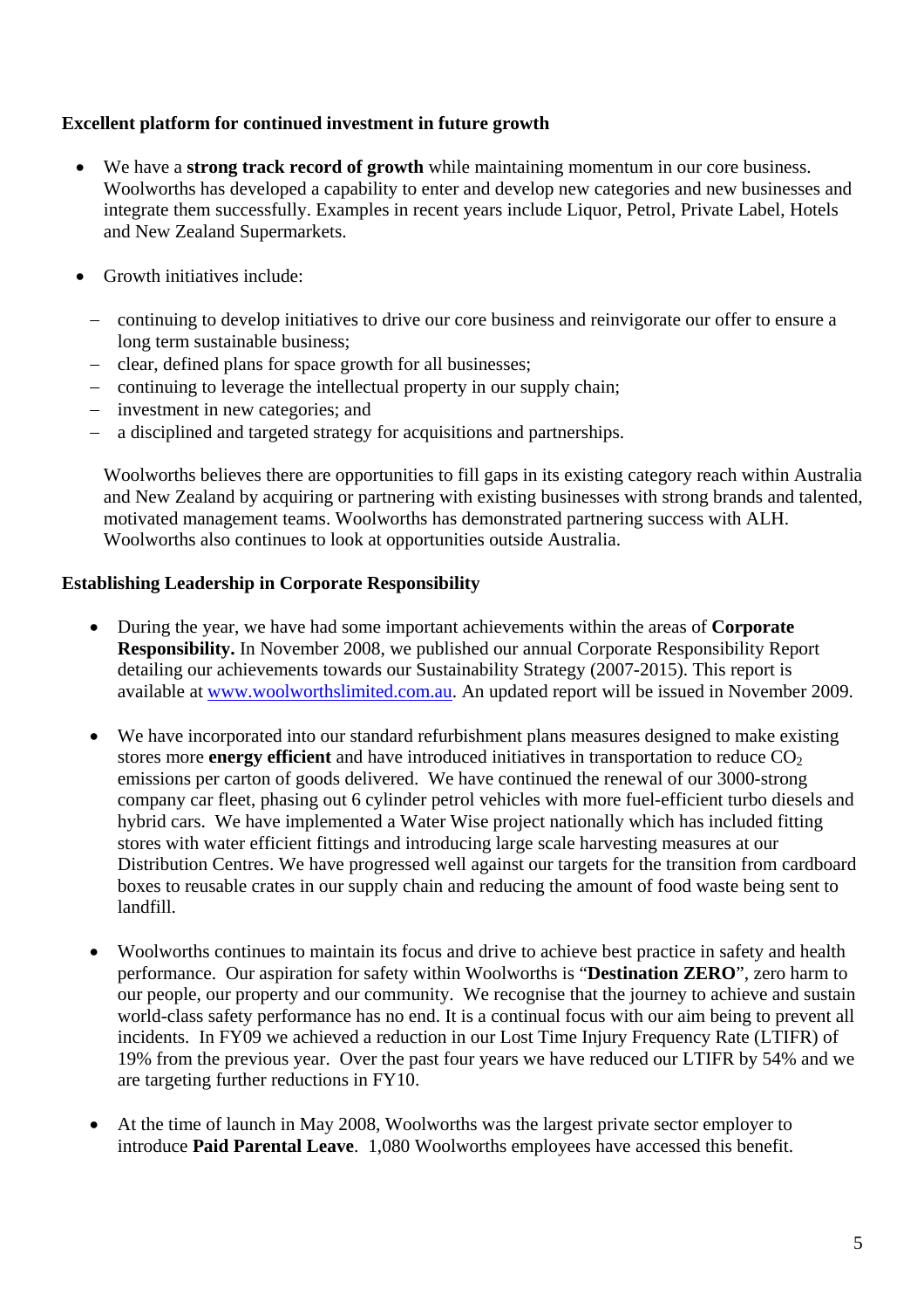**Excellent platform for continued investment in future growth**

- We have a **strong track record of growth** while maintaining momentum in our core business. Woolworths has developed a capability to enter and develop new categories and new businesses and integrate them successfully. Examples in recent years include Liquor, Petrol, Private Label, Hotels and New Zealand Supermarkets.

- Growth initiatives include:

  – continuing to develop initiatives to drive our core business and reinvigorate our offer to ensure a long term sustainable business;
  – clear, defined plans for space growth for all businesses;
  – continuing to leverage the intellectual property in our supply chain;
  – investment in new categories; and
  – a disciplined and targeted strategy for acquisitions and partnerships.

  Woolworths believes there are opportunities to fill gaps in its existing category reach within Australia and New Zealand by acquiring or partnering with existing businesses with strong brands and talented, motivated management teams. Woolworths has demonstrated partnering success with ALH. Woolworths also continues to look at opportunities outside Australia.

**Establishing Leadership in Corporate Responsibility**

- During the year, we have had some important achievements within the areas of **Corporate Responsibility.** In November 2008, we published our annual Corporate Responsibility Report detailing our achievements towards our Sustainability Strategy (2007-2015). This report is available at [www.woolworthslimited.com.au](http://www.woolworthslimited.com.au). An updated report will be issued in November 2009.

- We have incorporated into our standard refurbishment plans measures designed to make existing stores more **energy efficient** and have introduced initiatives in transportation to reduce $CO_2$ emissions per carton of goods delivered. We have continued the renewal of our 3000-strong company car fleet, phasing out 6 cylinder petrol vehicles with more fuel-efficient turbo diesels and hybrid cars. We have implemented a Water Wise project nationally which has included fitting stores with water efficient fittings and introducing large scale harvesting measures at our Distribution Centres. We have progressed well against our targets for the transition from cardboard boxes to reusable crates in our supply chain and reducing the amount of food waste being sent to landfill.

- Woolworths continues to maintain its focus and drive to achieve best practice in safety and health performance. Our aspiration for safety within Woolworths is "**Destination ZERO**", zero harm to our people, our property and our community. We recognise that the journey to achieve and sustain world-class safety performance has no end. It is a continual focus with our aim being to prevent all incidents. In FY09 we achieved a reduction in our Lost Time Injury Frequency Rate (LTIFR) of 19% from the previous year. Over the past four years we have reduced our LTIFR by 54% and we are targeting further reductions in FY10.

- At the time of launch in May 2008, Woolworths was the largest private sector employer to introduce **Paid Parental Leave**. 1,080 Woolworths employees have accessed this benefit.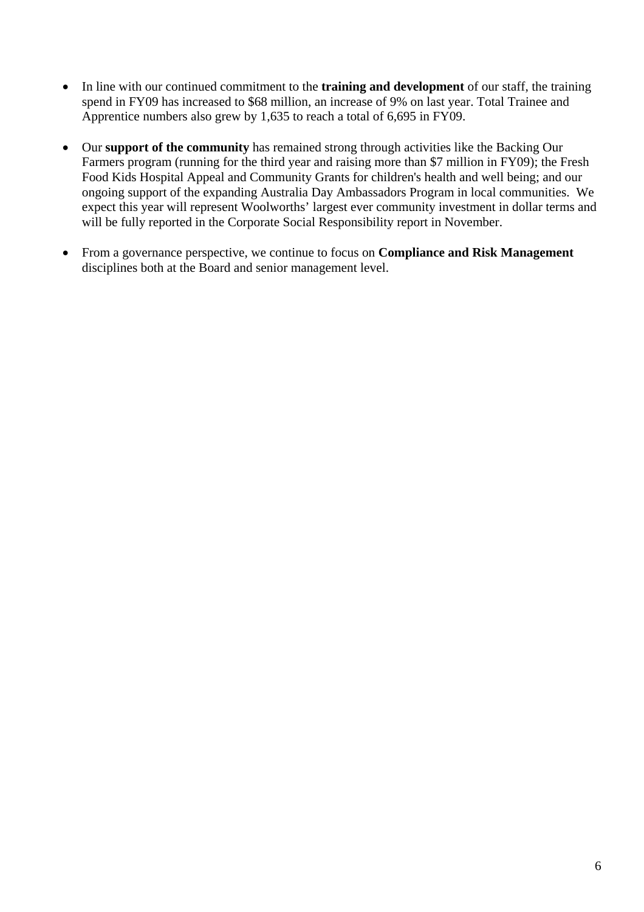- In line with our continued commitment to the **training and development** of our staff, the training spend in FY09 has increased to $68 million, an increase of 9% on last year. Total Trainee and Apprentice numbers also grew by 1,635 to reach a total of 6,695 in FY09.

- Our **support of the community** has remained strong through activities like the Backing Our Farmers program (running for the third year and raising more than $7 million in FY09); the Fresh Food Kids Hospital Appeal and Community Grants for children's health and well being; and our ongoing support of the expanding Australia Day Ambassadors Program in local communities. We expect this year will represent Woolworths' largest ever community investment in dollar terms and will be fully reported in the Corporate Social Responsibility report in November.

- From a governance perspective, we continue to focus on **Compliance and Risk Management** disciplines both at the Board and senior management level.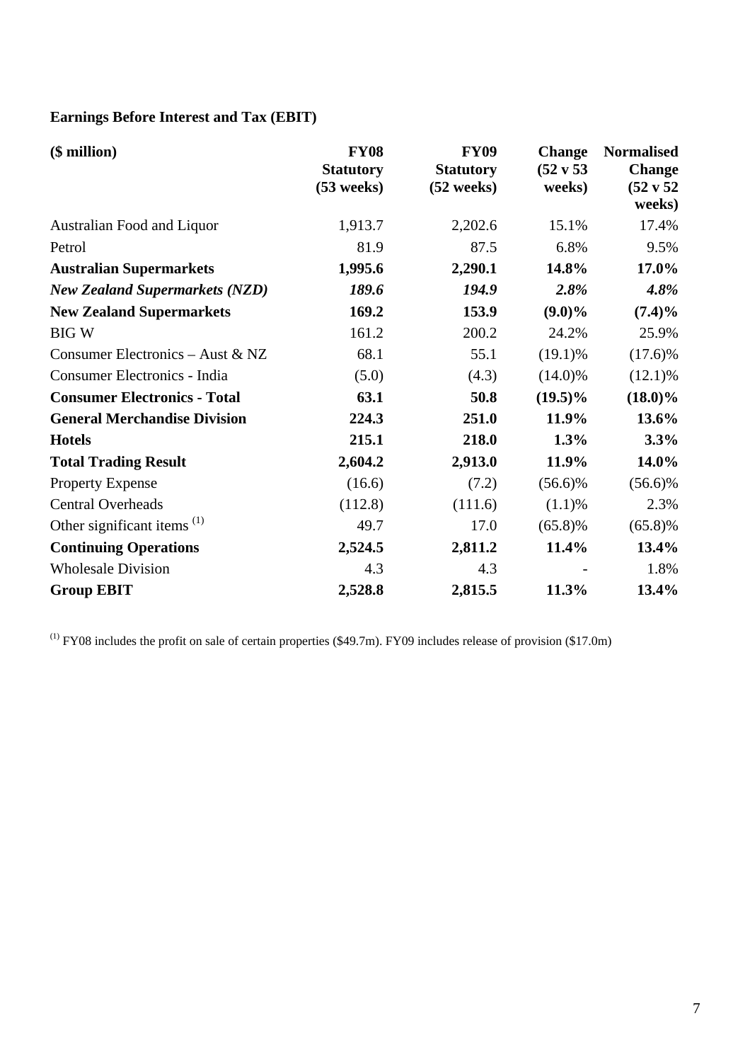**Earnings Before Interest and Tax (EBIT)**

| ($ million) | FY08 Statutory (53 weeks) | FY09 Statutory (52 weeks) | Change (52 v 53 weeks) | Normalised Change (52 v 52 weeks) |
|---|---|---|---|---|
| Australian Food and Liquor | 1,913.7 | 2,202.6 | 15.1% | 17.4% |
| Petrol | 81.9 | 87.5 | 6.8% | 9.5% |
| **Australian Supermarkets** | **1,995.6** | **2,290.1** | **14.8%** | **17.0%** |
| ***New Zealand Supermarkets (NZD)*** | ***189.6*** | ***194.9*** | ***2.8%*** | ***4.8%*** |
| **New Zealand Supermarkets** | **169.2** | **153.9** | **(9.0)%** | **(7.4)%** |
| BIG W | 161.2 | 200.2 | 24.2% | 25.9% |
| Consumer Electronics – Aust & NZ | 68.1 | 55.1 | (19.1)% | (17.6)% |
| Consumer Electronics - India | (5.0) | (4.3) | (14.0)% | (12.1)% |
| **Consumer Electronics - Total** | **63.1** | **50.8** | **(19.5)%** | **(18.0)%** |
| **General Merchandise Division** | **224.3** | **251.0** | **11.9%** | **13.6%** |
| **Hotels** | **215.1** | **218.0** | **1.3%** | **3.3%** |
| **Total Trading Result** | **2,604.2** | **2,913.0** | **11.9%** | **14.0%** |
| Property Expense | (16.6) | (7.2) | (56.6)% | (56.6)% |
| Central Overheads | (112.8) | (111.6) | (1.1)% | 2.3% |
| Other significant items [1] | 49.7 | 17.0 | (65.8)% | (65.8)% |
| **Continuing Operations** | **2,524.5** | **2,811.2** | **11.4%** | **13.4%** |
| Wholesale Division | 4.3 | 4.3 | - | 1.8% |
| **Group EBIT** | **2,528.8** | **2,815.5** | **11.3%** | **13.4%** |

[1] FY08 includes the profit on sale of certain properties ($49.7m). FY09 includes release of provision ($17.0m)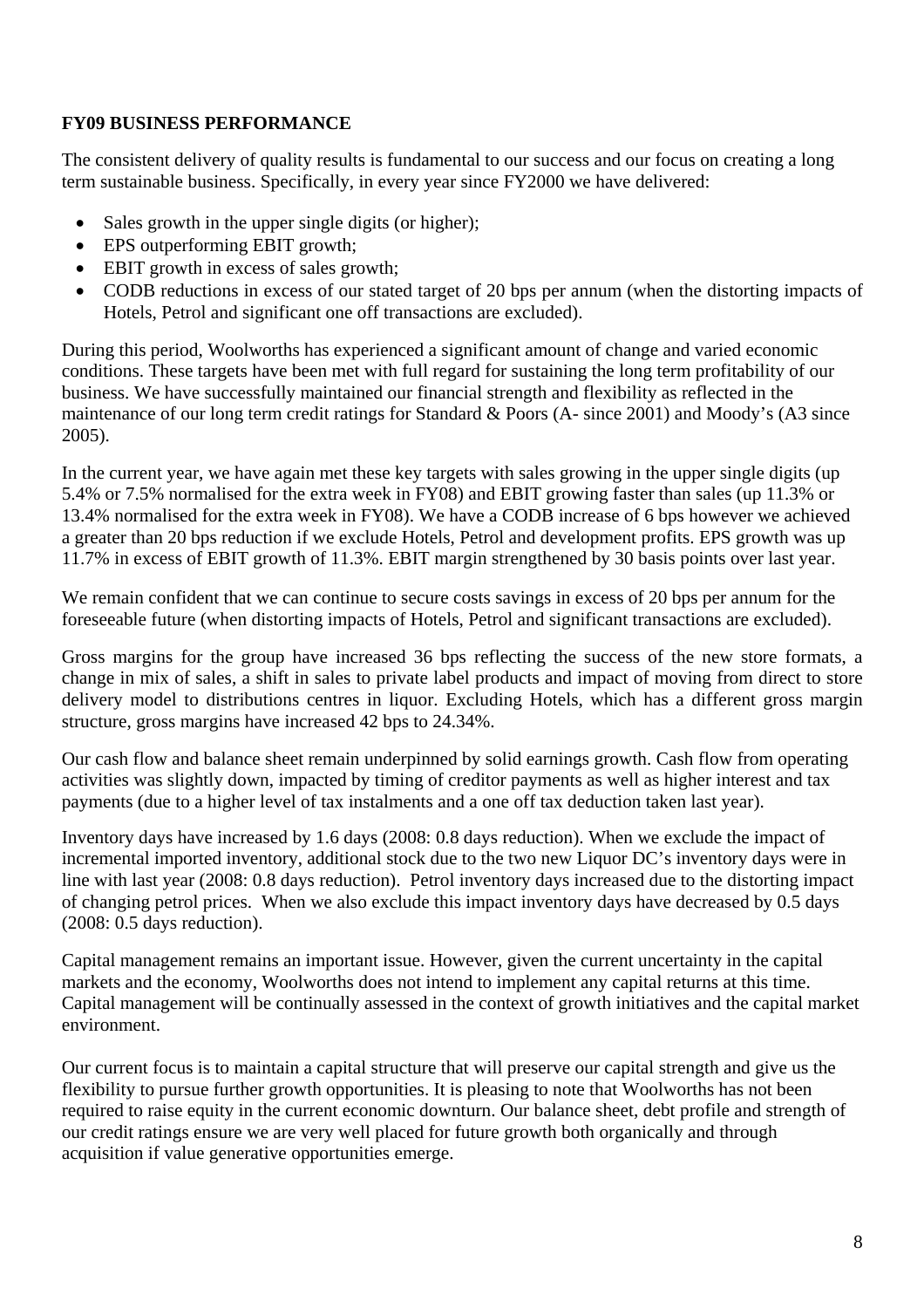## FY09 BUSINESS PERFORMANCE

The consistent delivery of quality results is fundamental to our success and our focus on creating a long term sustainable business. Specifically, in every year since FY2000 we have delivered:

- Sales growth in the upper single digits (or higher);
- EPS outperforming EBIT growth;
- EBIT growth in excess of sales growth;
- CODB reductions in excess of our stated target of 20 bps per annum (when the distorting impacts of Hotels, Petrol and significant one off transactions are excluded).

During this period, Woolworths has experienced a significant amount of change and varied economic conditions. These targets have been met with full regard for sustaining the long term profitability of our business. We have successfully maintained our financial strength and flexibility as reflected in the maintenance of our long term credit ratings for Standard & Poors (A- since 2001) and Moody's (A3 since 2005).

In the current year, we have again met these key targets with sales growing in the upper single digits (up 5.4% or 7.5% normalised for the extra week in FY08) and EBIT growing faster than sales (up 11.3% or 13.4% normalised for the extra week in FY08). We have a CODB increase of 6 bps however we achieved a greater than 20 bps reduction if we exclude Hotels, Petrol and development profits. EPS growth was up 11.7% in excess of EBIT growth of 11.3%. EBIT margin strengthened by 30 basis points over last year.

We remain confident that we can continue to secure costs savings in excess of 20 bps per annum for the foreseeable future (when distorting impacts of Hotels, Petrol and significant transactions are excluded).

Gross margins for the group have increased 36 bps reflecting the success of the new store formats, a change in mix of sales, a shift in sales to private label products and impact of moving from direct to store delivery model to distributions centres in liquor. Excluding Hotels, which has a different gross margin structure, gross margins have increased 42 bps to 24.34%.

Our cash flow and balance sheet remain underpinned by solid earnings growth. Cash flow from operating activities was slightly down, impacted by timing of creditor payments as well as higher interest and tax payments (due to a higher level of tax instalments and a one off tax deduction taken last year).

Inventory days have increased by 1.6 days (2008: 0.8 days reduction). When we exclude the impact of incremental imported inventory, additional stock due to the two new Liquor DC's inventory days were in line with last year (2008: 0.8 days reduction). Petrol inventory days increased due to the distorting impact of changing petrol prices. When we also exclude this impact inventory days have decreased by 0.5 days (2008: 0.5 days reduction).

Capital management remains an important issue. However, given the current uncertainty in the capital markets and the economy, Woolworths does not intend to implement any capital returns at this time. Capital management will be continually assessed in the context of growth initiatives and the capital market environment.

Our current focus is to maintain a capital structure that will preserve our capital strength and give us the flexibility to pursue further growth opportunities. It is pleasing to note that Woolworths has not been required to raise equity in the current economic downturn. Our balance sheet, debt profile and strength of our credit ratings ensure we are very well placed for future growth both organically and through acquisition if value generative opportunities emerge.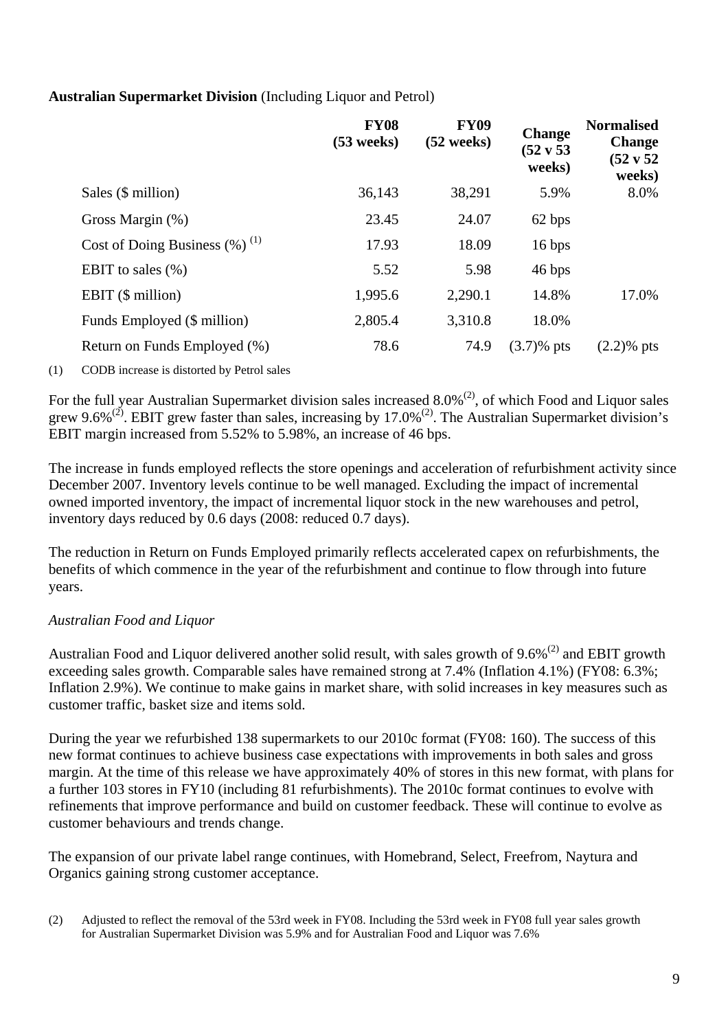**Australian Supermarket Division** (Including Liquor and Petrol)

| | FY08 (53 weeks) | FY09 (52 weeks) | Change (52 v 53 weeks) | Normalised Change (52 v 52 weeks) |
|---|---|---|---|---|
| Sales ($ million) | 36,143 | 38,291 | 5.9% | 8.0% |
| Gross Margin (%) | 23.45 | 24.07 | 62 bps | |
| Cost of Doing Business (%) [1] | 17.93 | 18.09 | 16 bps | |
| EBIT to sales (%) | 5.52 | 5.98 | 46 bps | |
| EBIT ($ million) | 1,995.6 | 2,290.1 | 14.8% | 17.0% |
| Funds Employed ($ million) | 2,805.4 | 3,310.8 | 18.0% | |
| Return on Funds Employed (%) | 78.6 | 74.9 | (3.7)% pts | (2.2)% pts |

(1) CODB increase is distorted by Petrol sales

For the full year Australian Supermarket division sales increased 8.0%[2], of which Food and Liquor sales grew 9.6%[2]. EBIT grew faster than sales, increasing by 17.0%[2]. The Australian Supermarket division's EBIT margin increased from 5.52% to 5.98%, an increase of 46 bps.

The increase in funds employed reflects the store openings and acceleration of refurbishment activity since December 2007. Inventory levels continue to be well managed. Excluding the impact of incremental owned imported inventory, the impact of incremental liquor stock in the new warehouses and petrol, inventory days reduced by 0.6 days (2008: reduced 0.7 days).

The reduction in Return on Funds Employed primarily reflects accelerated capex on refurbishments, the benefits of which commence in the year of the refurbishment and continue to flow through into future years.

*Australian Food and Liquor*

Australian Food and Liquor delivered another solid result, with sales growth of 9.6%[2] and EBIT growth exceeding sales growth. Comparable sales have remained strong at 7.4% (Inflation 4.1%) (FY08: 6.3%; Inflation 2.9%). We continue to make gains in market share, with solid increases in key measures such as customer traffic, basket size and items sold.

During the year we refurbished 138 supermarkets to our 2010c format (FY08: 160). The success of this new format continues to achieve business case expectations with improvements in both sales and gross margin. At the time of this release we have approximately 40% of stores in this new format, with plans for a further 103 stores in FY10 (including 81 refurbishments). The 2010c format continues to evolve with refinements that improve performance and build on customer feedback. These will continue to evolve as customer behaviours and trends change.

The expansion of our private label range continues, with Homebrand, Select, Freefrom, Naytura and Organics gaining strong customer acceptance.

(2) Adjusted to reflect the removal of the 53rd week in FY08. Including the 53rd week in FY08 full year sales growth for Australian Supermarket Division was 5.9% and for Australian Food and Liquor was 7.6%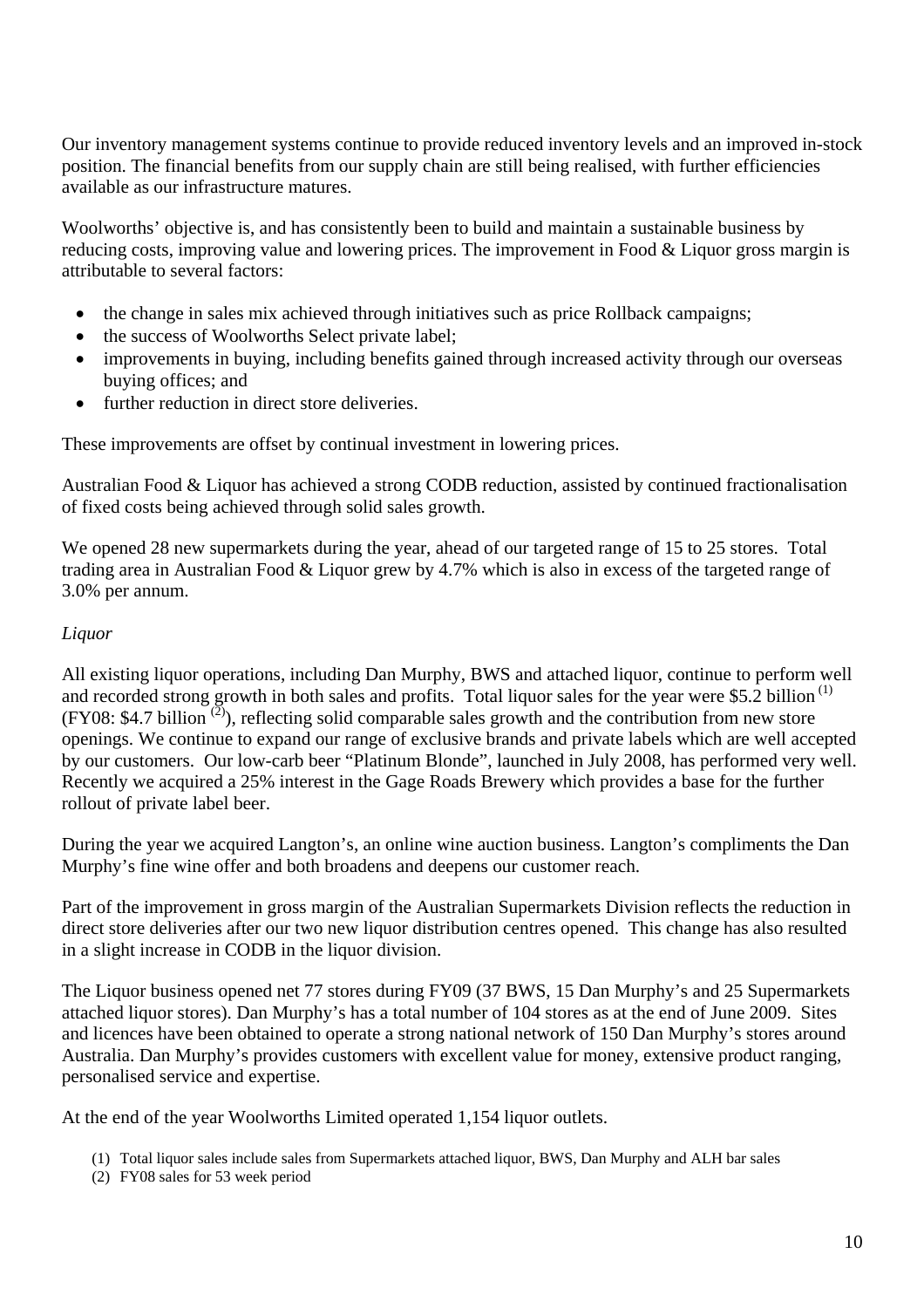Our inventory management systems continue to provide reduced inventory levels and an improved in-stock position. The financial benefits from our supply chain are still being realised, with further efficiencies available as our infrastructure matures.

Woolworths' objective is, and has consistently been to build and maintain a sustainable business by reducing costs, improving value and lowering prices. The improvement in Food & Liquor gross margin is attributable to several factors:

- the change in sales mix achieved through initiatives such as price Rollback campaigns;
- the success of Woolworths Select private label;
- improvements in buying, including benefits gained through increased activity through our overseas buying offices; and
- further reduction in direct store deliveries.

These improvements are offset by continual investment in lowering prices.

Australian Food & Liquor has achieved a strong CODB reduction, assisted by continued fractionalisation of fixed costs being achieved through solid sales growth.

We opened 28 new supermarkets during the year, ahead of our targeted range of 15 to 25 stores. Total trading area in Australian Food & Liquor grew by 4.7% which is also in excess of the targeted range of 3.0% per annum.

*Liquor*

All existing liquor operations, including Dan Murphy, BWS and attached liquor, continue to perform well and recorded strong growth in both sales and profits. Total liquor sales for the year were $5.2 billion [(1)] (FY08: $4.7 billion [(2)]), reflecting solid comparable sales growth and the contribution from new store openings. We continue to expand our range of exclusive brands and private labels which are well accepted by our customers. Our low-carb beer "Platinum Blonde", launched in July 2008, has performed very well. Recently we acquired a 25% interest in the Gage Roads Brewery which provides a base for the further rollout of private label beer.

During the year we acquired Langton's, an online wine auction business. Langton's compliments the Dan Murphy's fine wine offer and both broadens and deepens our customer reach.

Part of the improvement in gross margin of the Australian Supermarkets Division reflects the reduction in direct store deliveries after our two new liquor distribution centres opened. This change has also resulted in a slight increase in CODB in the liquor division.

The Liquor business opened net 77 stores during FY09 (37 BWS, 15 Dan Murphy's and 25 Supermarkets attached liquor stores). Dan Murphy's has a total number of 104 stores as at the end of June 2009. Sites and licences have been obtained to operate a strong national network of 150 Dan Murphy's stores around Australia. Dan Murphy's provides customers with excellent value for money, extensive product ranging, personalised service and expertise.

At the end of the year Woolworths Limited operated 1,154 liquor outlets.

(1) Total liquor sales include sales from Supermarkets attached liquor, BWS, Dan Murphy and ALH bar sales
(2) FY08 sales for 53 week period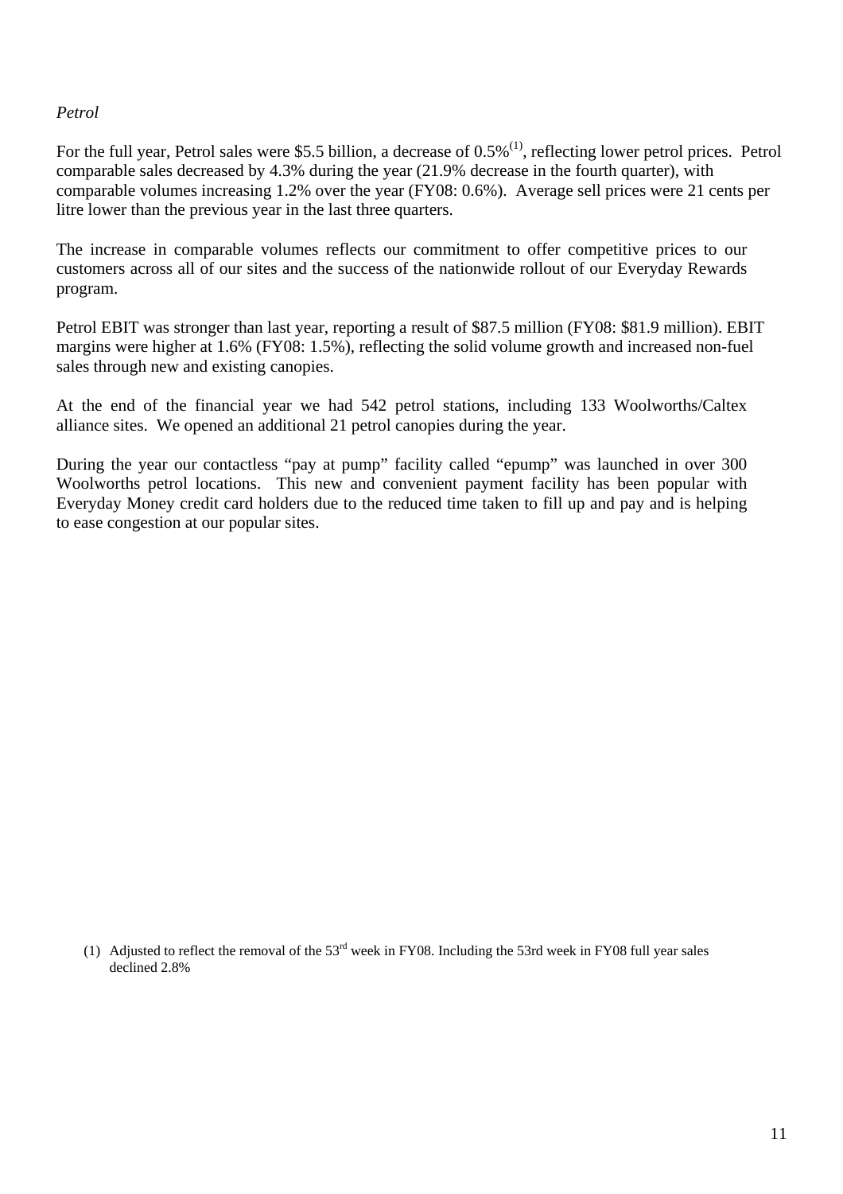*Petrol*

For the full year, Petrol sales were $5.5 billion, a decrease of 0.5%[(1)], reflecting lower petrol prices. Petrol comparable sales decreased by 4.3% during the year (21.9% decrease in the fourth quarter), with comparable volumes increasing 1.2% over the year (FY08: 0.6%). Average sell prices were 21 cents per litre lower than the previous year in the last three quarters.

The increase in comparable volumes reflects our commitment to offer competitive prices to our customers across all of our sites and the success of the nationwide rollout of our Everyday Rewards program.

Petrol EBIT was stronger than last year, reporting a result of $87.5 million (FY08: $81.9 million). EBIT margins were higher at 1.6% (FY08: 1.5%), reflecting the solid volume growth and increased non-fuel sales through new and existing canopies.

At the end of the financial year we had 542 petrol stations, including 133 Woolworths/Caltex alliance sites. We opened an additional 21 petrol canopies during the year.

During the year our contactless "pay at pump" facility called "epump" was launched in over 300 Woolworths petrol locations. This new and convenient payment facility has been popular with Everyday Money credit card holders due to the reduced time taken to fill up and pay and is helping to ease congestion at our popular sites.

(1) Adjusted to reflect the removal of the 53rd week in FY08. Including the 53rd week in FY08 full year sales declined 2.8%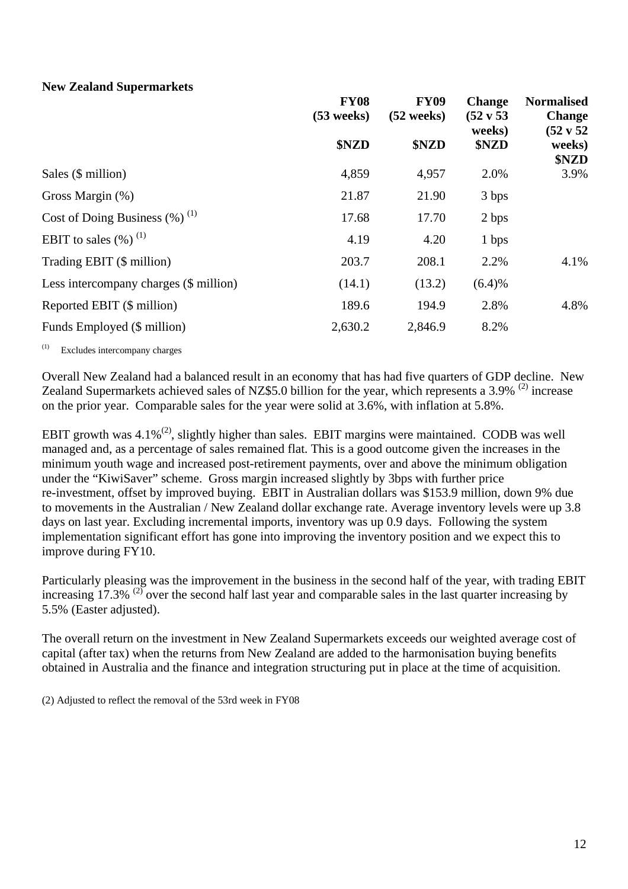**New Zealand Supermarkets**

| | FY08 (53 weeks) $NZD | FY09 (52 weeks) $NZD | Change (52 v 53 weeks) $NZD | Normalised Change (52 v 52 weeks) $NZD |
|---|---|---|---|---|
| Sales ($ million) | 4,859 | 4,957 | 2.0% | 3.9% |
| Gross Margin (%) | 21.87 | 21.90 | 3 bps | |
| Cost of Doing Business (%) [1] | 17.68 | 17.70 | 2 bps | |
| EBIT to sales (%) [1] | 4.19 | 4.20 | 1 bps | |
| Trading EBIT ($ million) | 203.7 | 208.1 | 2.2% | 4.1% |
| Less intercompany charges ($ million) | (14.1) | (13.2) | (6.4)% | |
| Reported EBIT ($ million) | 189.6 | 194.9 | 2.8% | 4.8% |
| Funds Employed ($ million) | 2,630.2 | 2,846.9 | 8.2% | |

[1] Excludes intercompany charges

Overall New Zealand had a balanced result in an economy that has had five quarters of GDP decline. New Zealand Supermarkets achieved sales of NZ$5.0 billion for the year, which represents a 3.9% [2] increase on the prior year. Comparable sales for the year were solid at 3.6%, with inflation at 5.8%.

EBIT growth was 4.1%[2], slightly higher than sales. EBIT margins were maintained. CODB was well managed and, as a percentage of sales remained flat. This is a good outcome given the increases in the minimum youth wage and increased post-retirement payments, over and above the minimum obligation under the "KiwiSaver" scheme. Gross margin increased slightly by 3bps with further price re-investment, offset by improved buying. EBIT in Australian dollars was $153.9 million, down 9% due to movements in the Australian / New Zealand dollar exchange rate. Average inventory levels were up 3.8 days on last year. Excluding incremental imports, inventory was up 0.9 days. Following the system implementation significant effort has gone into improving the inventory position and we expect this to improve during FY10.

Particularly pleasing was the improvement in the business in the second half of the year, with trading EBIT increasing 17.3% [2] over the second half last year and comparable sales in the last quarter increasing by 5.5% (Easter adjusted).

The overall return on the investment in New Zealand Supermarkets exceeds our weighted average cost of capital (after tax) when the returns from New Zealand are added to the harmonisation buying benefits obtained in Australia and the finance and integration structuring put in place at the time of acquisition.

(2) Adjusted to reflect the removal of the 53rd week in FY08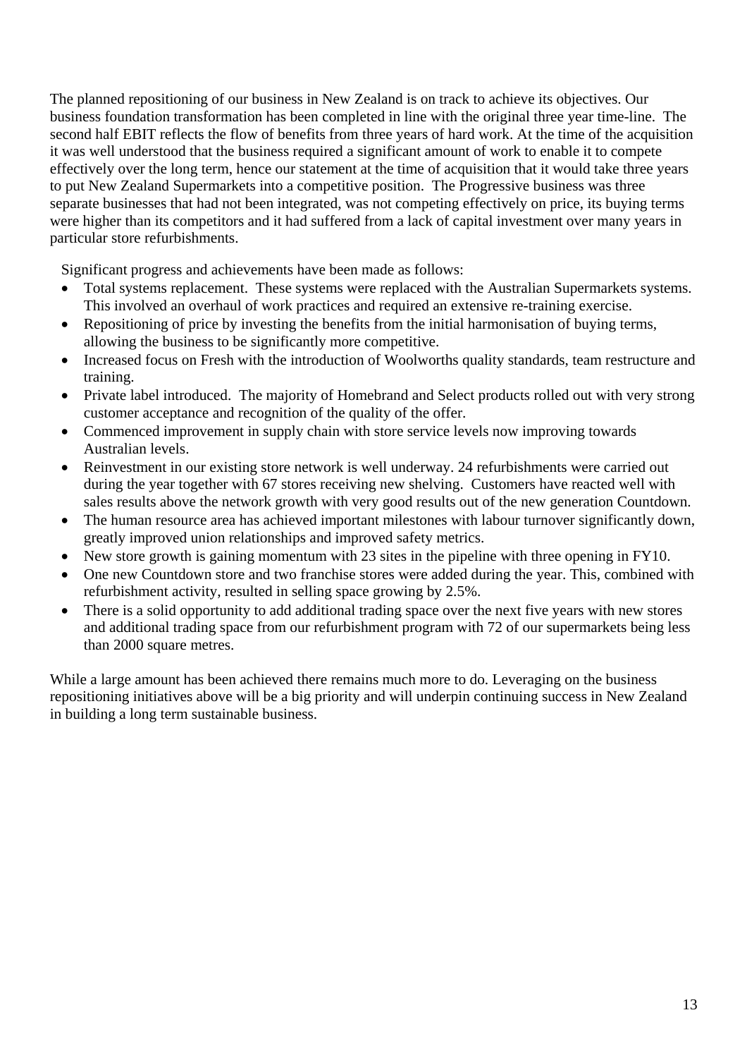The planned repositioning of our business in New Zealand is on track to achieve its objectives. Our business foundation transformation has been completed in line with the original three year time-line. The second half EBIT reflects the flow of benefits from three years of hard work. At the time of the acquisition it was well understood that the business required a significant amount of work to enable it to compete effectively over the long term, hence our statement at the time of acquisition that it would take three years to put New Zealand Supermarkets into a competitive position. The Progressive business was three separate businesses that had not been integrated, was not competing effectively on price, its buying terms were higher than its competitors and it had suffered from a lack of capital investment over many years in particular store refurbishments.

Significant progress and achievements have been made as follows:

- Total systems replacement. These systems were replaced with the Australian Supermarkets systems. This involved an overhaul of work practices and required an extensive re-training exercise.
- Repositioning of price by investing the benefits from the initial harmonisation of buying terms, allowing the business to be significantly more competitive.
- Increased focus on Fresh with the introduction of Woolworths quality standards, team restructure and training.
- Private label introduced. The majority of Homebrand and Select products rolled out with very strong customer acceptance and recognition of the quality of the offer.
- Commenced improvement in supply chain with store service levels now improving towards Australian levels.
- Reinvestment in our existing store network is well underway. 24 refurbishments were carried out during the year together with 67 stores receiving new shelving. Customers have reacted well with sales results above the network growth with very good results out of the new generation Countdown.
- The human resource area has achieved important milestones with labour turnover significantly down, greatly improved union relationships and improved safety metrics.
- New store growth is gaining momentum with 23 sites in the pipeline with three opening in FY10.
- One new Countdown store and two franchise stores were added during the year. This, combined with refurbishment activity, resulted in selling space growing by 2.5%.
- There is a solid opportunity to add additional trading space over the next five years with new stores and additional trading space from our refurbishment program with 72 of our supermarkets being less than 2000 square metres.

While a large amount has been achieved there remains much more to do. Leveraging on the business repositioning initiatives above will be a big priority and will underpin continuing success in New Zealand in building a long term sustainable business.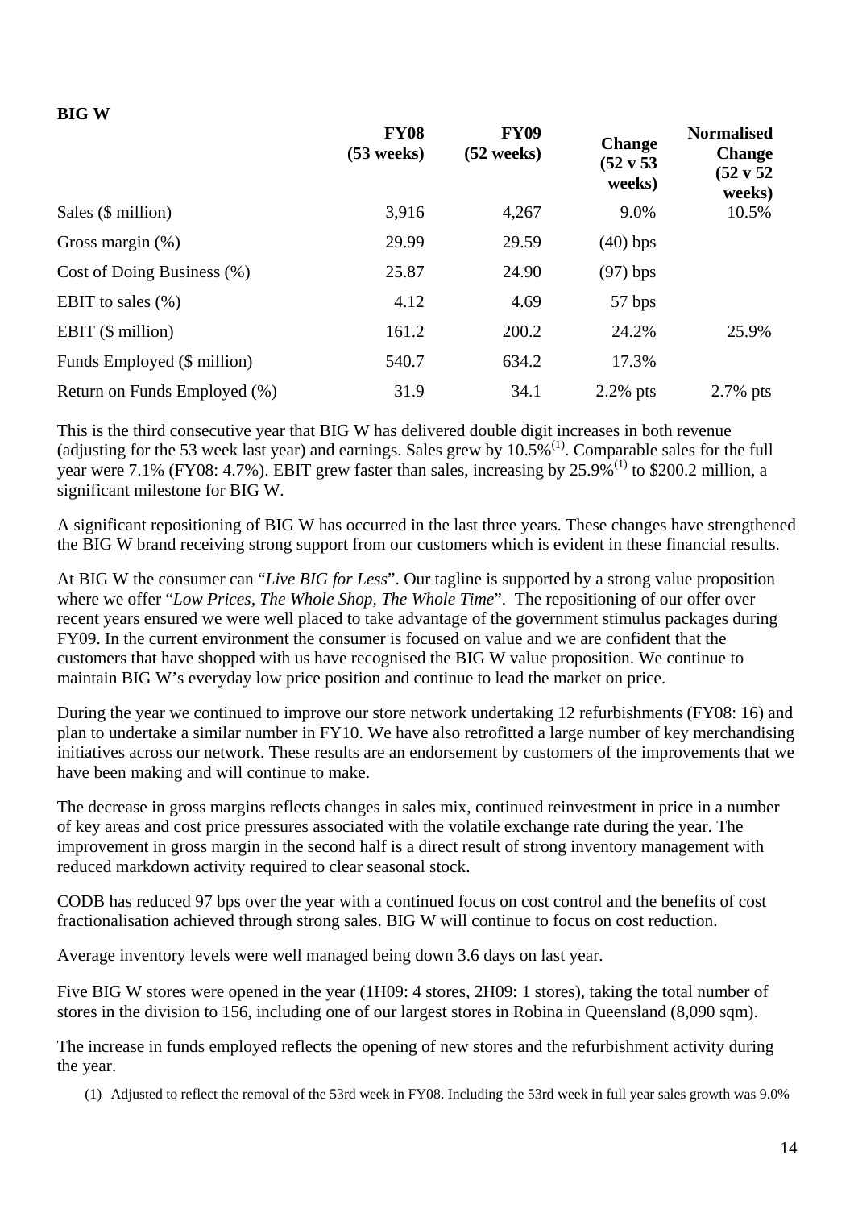**BIG W**

| | FY08 (53 weeks) | FY09 (52 weeks) | Change (52 v 53 weeks) | Normalised Change (52 v 52 weeks) |
|---|---|---|---|---|
| Sales ($ million) | 3,916 | 4,267 | 9.0% | 10.5% |
| Gross margin (%) | 29.99 | 29.59 | (40) bps | |
| Cost of Doing Business (%) | 25.87 | 24.90 | (97) bps | |
| EBIT to sales (%) | 4.12 | 4.69 | 57 bps | |
| EBIT ($ million) | 161.2 | 200.2 | 24.2% | 25.9% |
| Funds Employed ($ million) | 540.7 | 634.2 | 17.3% | |
| Return on Funds Employed (%) | 31.9 | 34.1 | 2.2% pts | 2.7% pts |

This is the third consecutive year that BIG W has delivered double digit increases in both revenue (adjusting for the 53 week last year) and earnings. Sales grew by 10.5%[1]. Comparable sales for the full year were 7.1% (FY08: 4.7%). EBIT grew faster than sales, increasing by 25.9%[1] to $200.2 million, a significant milestone for BIG W.

A significant repositioning of BIG W has occurred in the last three years. These changes have strengthened the BIG W brand receiving strong support from our customers which is evident in these financial results.

At BIG W the consumer can "*Live BIG for Less*". Our tagline is supported by a strong value proposition where we offer "*Low Prices, The Whole Shop, The Whole Time*". The repositioning of our offer over recent years ensured we were well placed to take advantage of the government stimulus packages during FY09. In the current environment the consumer is focused on value and we are confident that the customers that have shopped with us have recognised the BIG W value proposition. We continue to maintain BIG W's everyday low price position and continue to lead the market on price.

During the year we continued to improve our store network undertaking 12 refurbishments (FY08: 16) and plan to undertake a similar number in FY10. We have also retrofitted a large number of key merchandising initiatives across our network. These results are an endorsement by customers of the improvements that we have been making and will continue to make.

The decrease in gross margins reflects changes in sales mix, continued reinvestment in price in a number of key areas and cost price pressures associated with the volatile exchange rate during the year. The improvement in gross margin in the second half is a direct result of strong inventory management with reduced markdown activity required to clear seasonal stock.

CODB has reduced 97 bps over the year with a continued focus on cost control and the benefits of cost fractionalisation achieved through strong sales. BIG W will continue to focus on cost reduction.

Average inventory levels were well managed being down 3.6 days on last year.

Five BIG W stores were opened in the year (1H09: 4 stores, 2H09: 1 stores), taking the total number of stores in the division to 156, including one of our largest stores in Robina in Queensland (8,090 sqm).

The increase in funds employed reflects the opening of new stores and the refurbishment activity during the year.

(1) Adjusted to reflect the removal of the 53rd week in FY08. Including the 53rd week in full year sales growth was 9.0%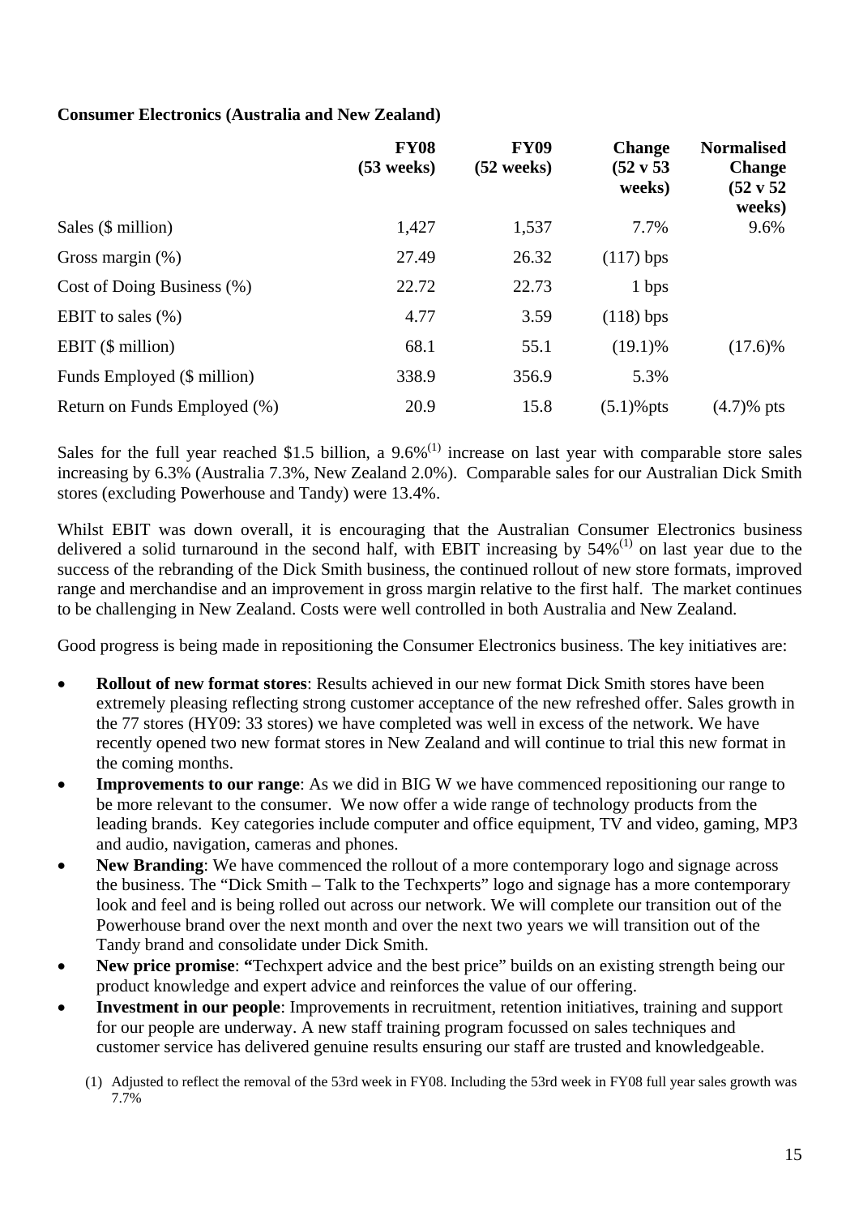**Consumer Electronics (Australia and New Zealand)**

| | FY08 (53 weeks) | FY09 (52 weeks) | Change (52 v 53 weeks) | Normalised Change (52 v 52 weeks) |
|---|---|---|---|---|
| Sales ($ million) | 1,427 | 1,537 | 7.7% | 9.6% |
| Gross margin (%) | 27.49 | 26.32 | (117) bps | |
| Cost of Doing Business (%) | 22.72 | 22.73 | 1 bps | |
| EBIT to sales (%) | 4.77 | 3.59 | (118) bps | |
| EBIT ($ million) | 68.1 | 55.1 | (19.1)% | (17.6)% |
| Funds Employed ($ million) | 338.9 | 356.9 | 5.3% | |
| Return on Funds Employed (%) | 20.9 | 15.8 | (5.1)%pts | (4.7)% pts |

Sales for the full year reached $1.5 billion, a 9.6%[(1)] increase on last year with comparable store sales increasing by 6.3% (Australia 7.3%, New Zealand 2.0%). Comparable sales for our Australian Dick Smith stores (excluding Powerhouse and Tandy) were 13.4%.

Whilst EBIT was down overall, it is encouraging that the Australian Consumer Electronics business delivered a solid turnaround in the second half, with EBIT increasing by 54%[(1)] on last year due to the success of the rebranding of the Dick Smith business, the continued rollout of new store formats, improved range and merchandise and an improvement in gross margin relative to the first half. The market continues to be challenging in New Zealand. Costs were well controlled in both Australia and New Zealand.

Good progress is being made in repositioning the Consumer Electronics business. The key initiatives are:

- **Rollout of new format stores**: Results achieved in our new format Dick Smith stores have been extremely pleasing reflecting strong customer acceptance of the new refreshed offer. Sales growth in the 77 stores (HY09: 33 stores) we have completed was well in excess of the network. We have recently opened two new format stores in New Zealand and will continue to trial this new format in the coming months.
- **Improvements to our range**: As we did in BIG W we have commenced repositioning our range to be more relevant to the consumer. We now offer a wide range of technology products from the leading brands. Key categories include computer and office equipment, TV and video, gaming, MP3 and audio, navigation, cameras and phones.
- **New Branding**: We have commenced the rollout of a more contemporary logo and signage across the business. The "Dick Smith – Talk to the Techxperts" logo and signage has a more contemporary look and feel and is being rolled out across our network. We will complete our transition out of the Powerhouse brand over the next month and over the next two years we will transition out of the Tandy brand and consolidate under Dick Smith.
- **New price promise**: **"**Techxpert advice and the best price" builds on an existing strength being our product knowledge and expert advice and reinforces the value of our offering.
- **Investment in our people**: Improvements in recruitment, retention initiatives, training and support for our people are underway. A new staff training program focussed on sales techniques and customer service has delivered genuine results ensuring our staff are trusted and knowledgeable.

(1) Adjusted to reflect the removal of the 53rd week in FY08. Including the 53rd week in FY08 full year sales growth was 7.7%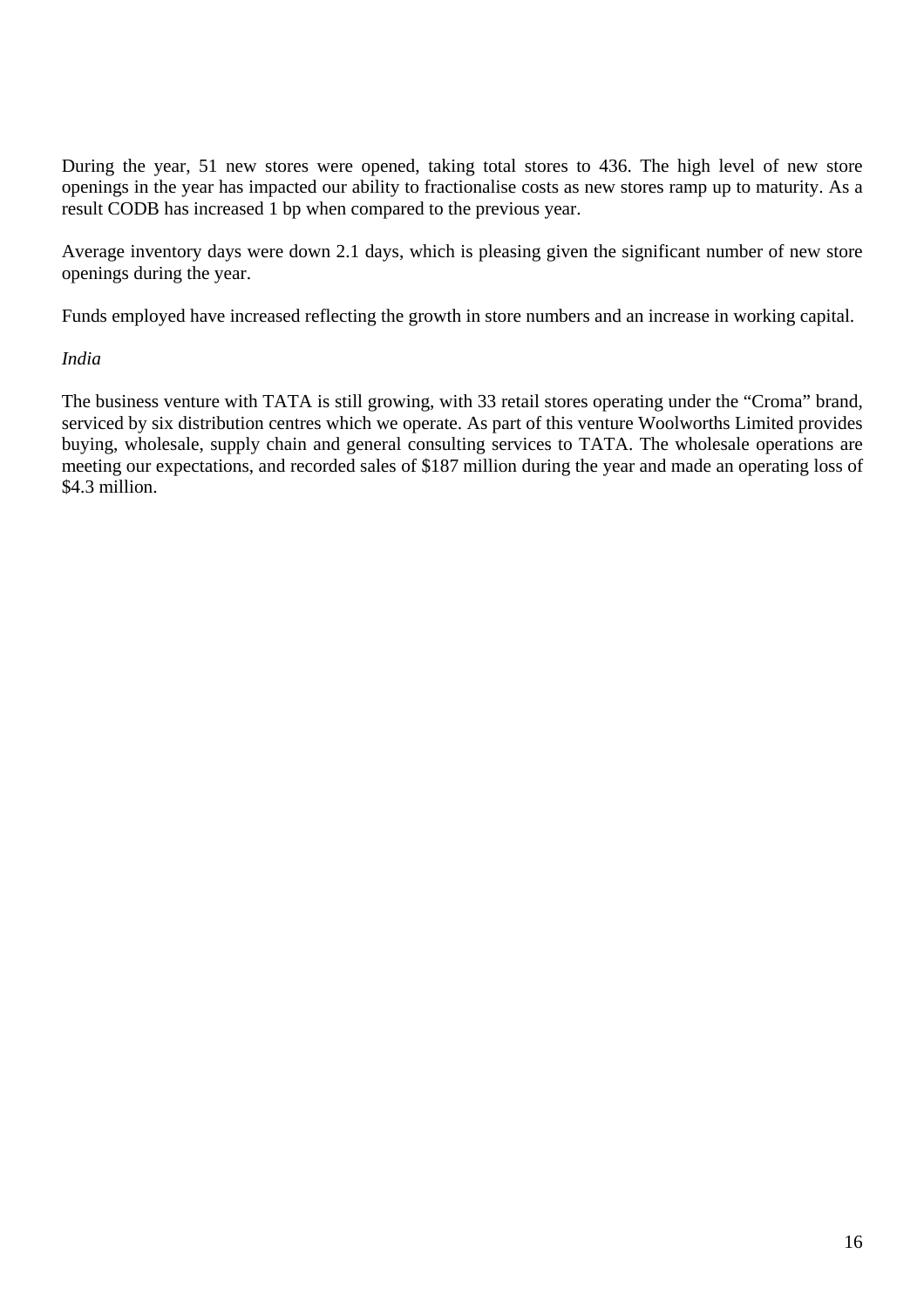During the year, 51 new stores were opened, taking total stores to 436. The high level of new store openings in the year has impacted our ability to fractionalise costs as new stores ramp up to maturity. As a result CODB has increased 1 bp when compared to the previous year.

Average inventory days were down 2.1 days, which is pleasing given the significant number of new store openings during the year.

Funds employed have increased reflecting the growth in store numbers and an increase in working capital.

*India*

The business venture with TATA is still growing, with 33 retail stores operating under the “Croma” brand, serviced by six distribution centres which we operate. As part of this venture Woolworths Limited provides buying, wholesale, supply chain and general consulting services to TATA. The wholesale operations are meeting our expectations, and recorded sales of $187 million during the year and made an operating loss of $4.3 million.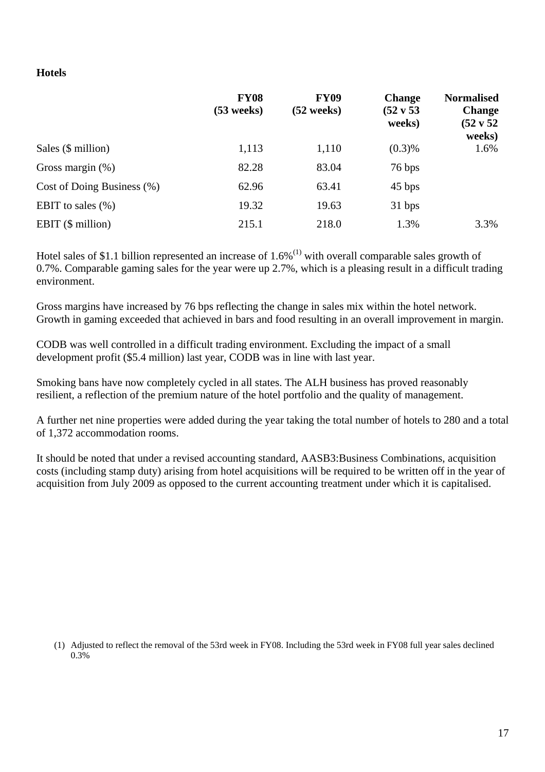**Hotels**

| | FY08 (53 weeks) | FY09 (52 weeks) | Change (52 v 53 weeks) | Normalised Change (52 v 52 weeks) |
|---|---|---|---|---|
| Sales ($ million) | 1,113 | 1,110 | (0.3)% | 1.6% |
| Gross margin (%) | 82.28 | 83.04 | 76 bps | |
| Cost of Doing Business (%) | 62.96 | 63.41 | 45 bps | |
| EBIT to sales (%) | 19.32 | 19.63 | 31 bps | |
| EBIT ($ million) | 215.1 | 218.0 | 1.3% | 3.3% |

Hotel sales of $1.1 billion represented an increase of 1.6%[(1)] with overall comparable sales growth of 0.7%. Comparable gaming sales for the year were up 2.7%, which is a pleasing result in a difficult trading environment.

Gross margins have increased by 76 bps reflecting the change in sales mix within the hotel network. Growth in gaming exceeded that achieved in bars and food resulting in an overall improvement in margin.

CODB was well controlled in a difficult trading environment. Excluding the impact of a small development profit ($5.4 million) last year, CODB was in line with last year.

Smoking bans have now completely cycled in all states. The ALH business has proved reasonably resilient, a reflection of the premium nature of the hotel portfolio and the quality of management.

A further net nine properties were added during the year taking the total number of hotels to 280 and a total of 1,372 accommodation rooms.

It should be noted that under a revised accounting standard, AASB3:Business Combinations, acquisition costs (including stamp duty) arising from hotel acquisitions will be required to be written off in the year of acquisition from July 2009 as opposed to the current accounting treatment under which it is capitalised.

(1) Adjusted to reflect the removal of the 53rd week in FY08. Including the 53rd week in FY08 full year sales declined 0.3%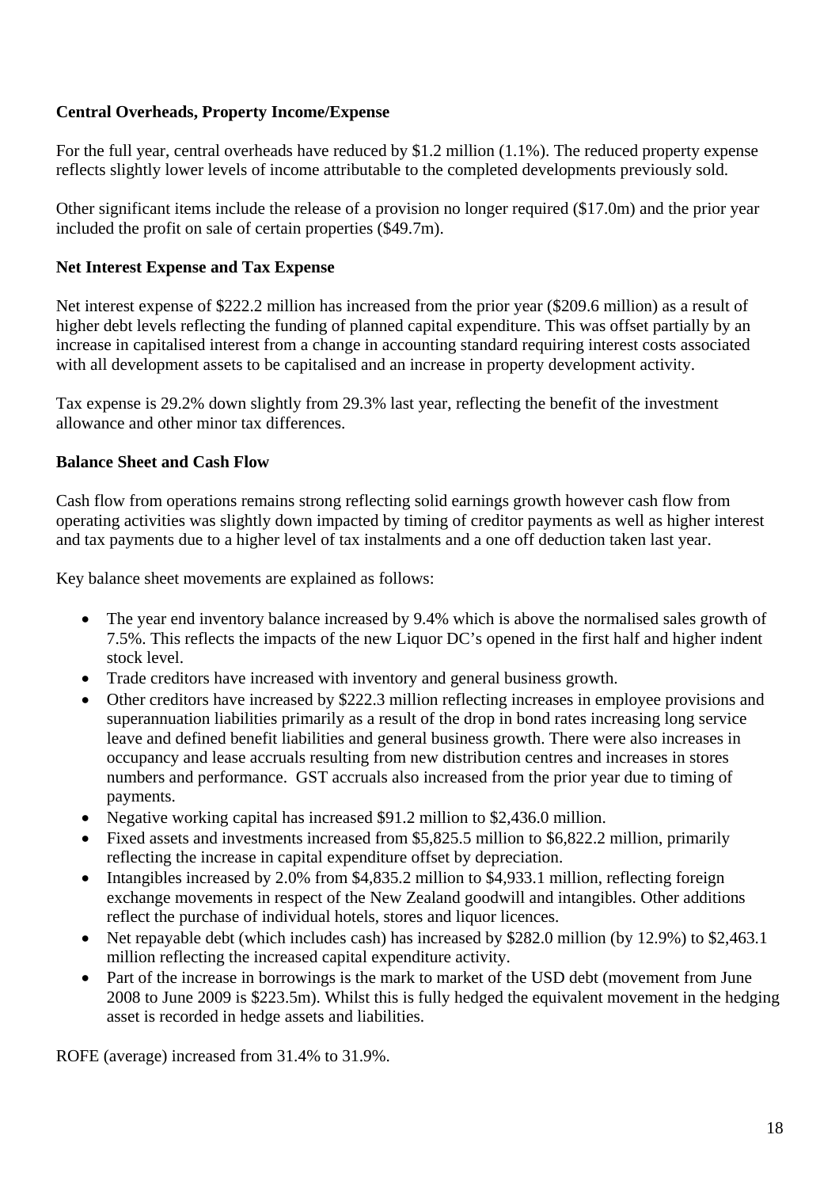**Central Overheads, Property Income/Expense**

For the full year, central overheads have reduced by $1.2 million (1.1%). The reduced property expense reflects slightly lower levels of income attributable to the completed developments previously sold.

Other significant items include the release of a provision no longer required ($17.0m) and the prior year included the profit on sale of certain properties ($49.7m).

**Net Interest Expense and Tax Expense**

Net interest expense of $222.2 million has increased from the prior year ($209.6 million) as a result of higher debt levels reflecting the funding of planned capital expenditure. This was offset partially by an increase in capitalised interest from a change in accounting standard requiring interest costs associated with all development assets to be capitalised and an increase in property development activity.

Tax expense is 29.2% down slightly from 29.3% last year, reflecting the benefit of the investment allowance and other minor tax differences.

**Balance Sheet and Cash Flow**

Cash flow from operations remains strong reflecting solid earnings growth however cash flow from operating activities was slightly down impacted by timing of creditor payments as well as higher interest and tax payments due to a higher level of tax instalments and a one off deduction taken last year.

Key balance sheet movements are explained as follows:

- The year end inventory balance increased by 9.4% which is above the normalised sales growth of 7.5%. This reflects the impacts of the new Liquor DC's opened in the first half and higher indent stock level.
- Trade creditors have increased with inventory and general business growth.
- Other creditors have increased by $222.3 million reflecting increases in employee provisions and superannuation liabilities primarily as a result of the drop in bond rates increasing long service leave and defined benefit liabilities and general business growth. There were also increases in occupancy and lease accruals resulting from new distribution centres and increases in stores numbers and performance. GST accruals also increased from the prior year due to timing of payments.
- Negative working capital has increased $91.2 million to $2,436.0 million.
- Fixed assets and investments increased from $5,825.5 million to $6,822.2 million, primarily reflecting the increase in capital expenditure offset by depreciation.
- Intangibles increased by 2.0% from $4,835.2 million to $4,933.1 million, reflecting foreign exchange movements in respect of the New Zealand goodwill and intangibles. Other additions reflect the purchase of individual hotels, stores and liquor licences.
- Net repayable debt (which includes cash) has increased by $282.0 million (by 12.9%) to $2,463.1 million reflecting the increased capital expenditure activity.
- Part of the increase in borrowings is the mark to market of the USD debt (movement from June 2008 to June 2009 is $223.5m). Whilst this is fully hedged the equivalent movement in the hedging asset is recorded in hedge assets and liabilities.

ROFE (average) increased from 31.4% to 31.9%.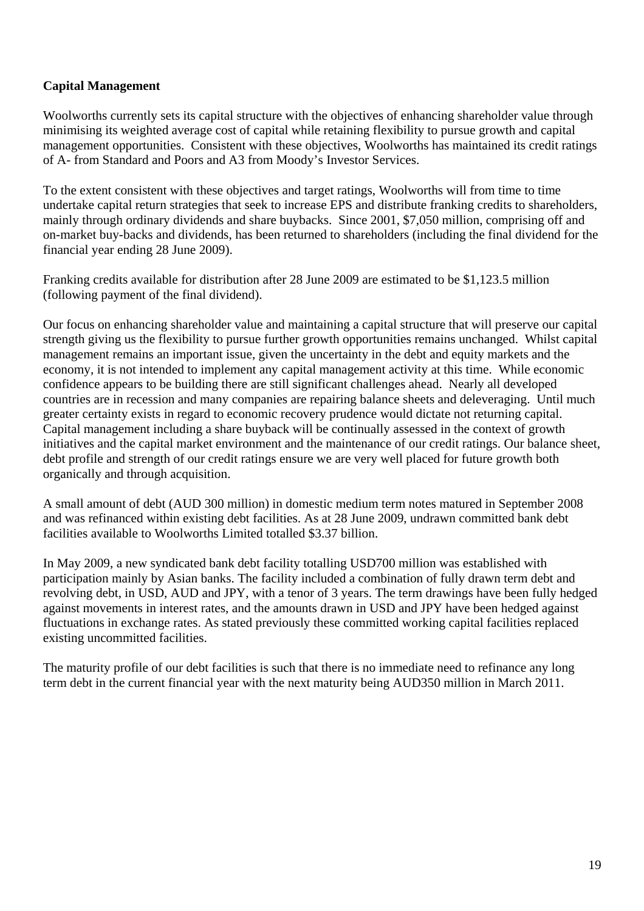**Capital Management**

Woolworths currently sets its capital structure with the objectives of enhancing shareholder value through minimising its weighted average cost of capital while retaining flexibility to pursue growth and capital management opportunities. Consistent with these objectives, Woolworths has maintained its credit ratings of A- from Standard and Poors and A3 from Moody's Investor Services.

To the extent consistent with these objectives and target ratings, Woolworths will from time to time undertake capital return strategies that seek to increase EPS and distribute franking credits to shareholders, mainly through ordinary dividends and share buybacks. Since 2001, $7,050 million, comprising off and on-market buy-backs and dividends, has been returned to shareholders (including the final dividend for the financial year ending 28 June 2009).

Franking credits available for distribution after 28 June 2009 are estimated to be $1,123.5 million (following payment of the final dividend).

Our focus on enhancing shareholder value and maintaining a capital structure that will preserve our capital strength giving us the flexibility to pursue further growth opportunities remains unchanged. Whilst capital management remains an important issue, given the uncertainty in the debt and equity markets and the economy, it is not intended to implement any capital management activity at this time. While economic confidence appears to be building there are still significant challenges ahead. Nearly all developed countries are in recession and many companies are repairing balance sheets and deleveraging. Until much greater certainty exists in regard to economic recovery prudence would dictate not returning capital. Capital management including a share buyback will be continually assessed in the context of growth initiatives and the capital market environment and the maintenance of our credit ratings. Our balance sheet, debt profile and strength of our credit ratings ensure we are very well placed for future growth both organically and through acquisition.

A small amount of debt (AUD 300 million) in domestic medium term notes matured in September 2008 and was refinanced within existing debt facilities. As at 28 June 2009, undrawn committed bank debt facilities available to Woolworths Limited totalled $3.37 billion.

In May 2009, a new syndicated bank debt facility totalling USD700 million was established with participation mainly by Asian banks. The facility included a combination of fully drawn term debt and revolving debt, in USD, AUD and JPY, with a tenor of 3 years. The term drawings have been fully hedged against movements in interest rates, and the amounts drawn in USD and JPY have been hedged against fluctuations in exchange rates. As stated previously these committed working capital facilities replaced existing uncommitted facilities.

The maturity profile of our debt facilities is such that there is no immediate need to refinance any long term debt in the current financial year with the next maturity being AUD350 million in March 2011.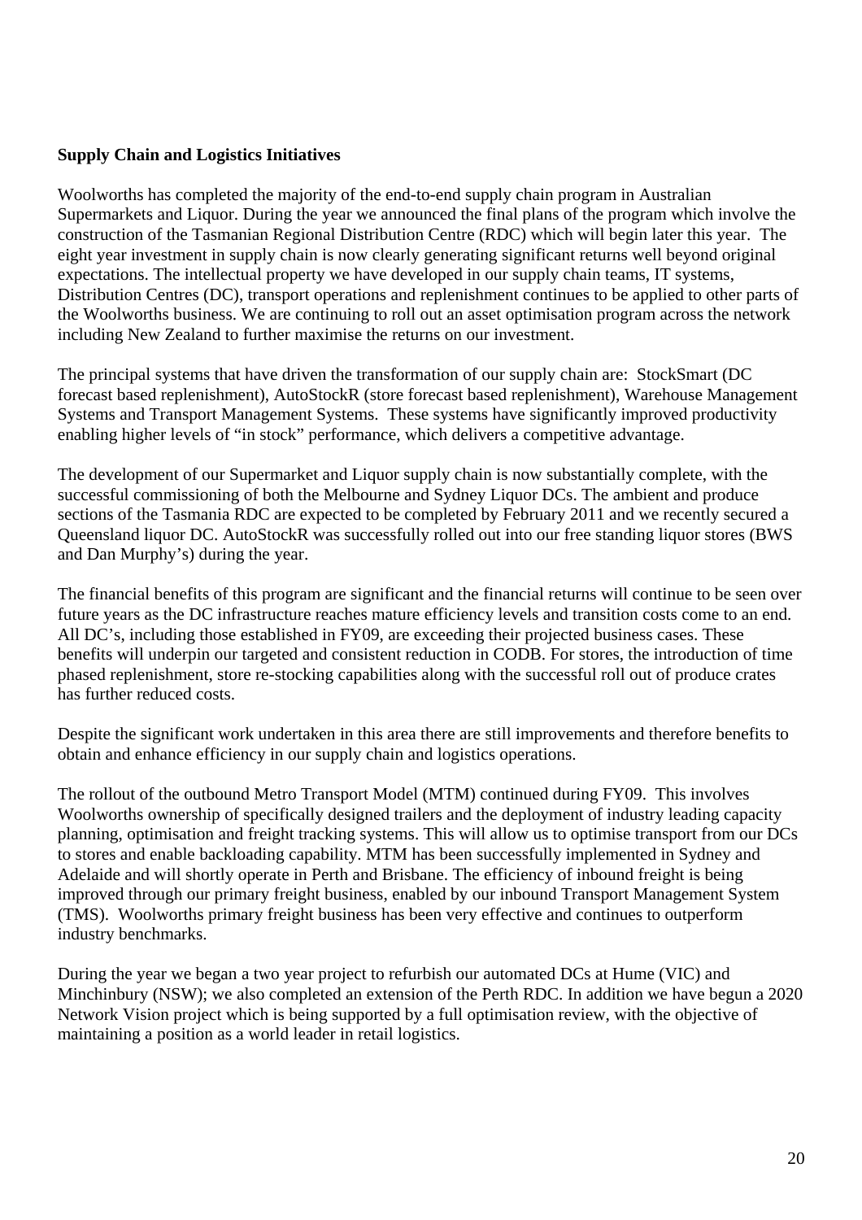**Supply Chain and Logistics Initiatives**

Woolworths has completed the majority of the end-to-end supply chain program in Australian Supermarkets and Liquor. During the year we announced the final plans of the program which involve the construction of the Tasmanian Regional Distribution Centre (RDC) which will begin later this year. The eight year investment in supply chain is now clearly generating significant returns well beyond original expectations. The intellectual property we have developed in our supply chain teams, IT systems, Distribution Centres (DC), transport operations and replenishment continues to be applied to other parts of the Woolworths business. We are continuing to roll out an asset optimisation program across the network including New Zealand to further maximise the returns on our investment.

The principal systems that have driven the transformation of our supply chain are: StockSmart (DC forecast based replenishment), AutoStockR (store forecast based replenishment), Warehouse Management Systems and Transport Management Systems. These systems have significantly improved productivity enabling higher levels of "in stock" performance, which delivers a competitive advantage.

The development of our Supermarket and Liquor supply chain is now substantially complete, with the successful commissioning of both the Melbourne and Sydney Liquor DCs. The ambient and produce sections of the Tasmania RDC are expected to be completed by February 2011 and we recently secured a Queensland liquor DC. AutoStockR was successfully rolled out into our free standing liquor stores (BWS and Dan Murphy's) during the year.

The financial benefits of this program are significant and the financial returns will continue to be seen over future years as the DC infrastructure reaches mature efficiency levels and transition costs come to an end. All DC's, including those established in FY09, are exceeding their projected business cases. These benefits will underpin our targeted and consistent reduction in CODB. For stores, the introduction of time phased replenishment, store re-stocking capabilities along with the successful roll out of produce crates has further reduced costs.

Despite the significant work undertaken in this area there are still improvements and therefore benefits to obtain and enhance efficiency in our supply chain and logistics operations.

The rollout of the outbound Metro Transport Model (MTM) continued during FY09. This involves Woolworths ownership of specifically designed trailers and the deployment of industry leading capacity planning, optimisation and freight tracking systems. This will allow us to optimise transport from our DCs to stores and enable backloading capability. MTM has been successfully implemented in Sydney and Adelaide and will shortly operate in Perth and Brisbane. The efficiency of inbound freight is being improved through our primary freight business, enabled by our inbound Transport Management System (TMS). Woolworths primary freight business has been very effective and continues to outperform industry benchmarks.

During the year we began a two year project to refurbish our automated DCs at Hume (VIC) and Minchinbury (NSW); we also completed an extension of the Perth RDC. In addition we have begun a 2020 Network Vision project which is being supported by a full optimisation review, with the objective of maintaining a position as a world leader in retail logistics.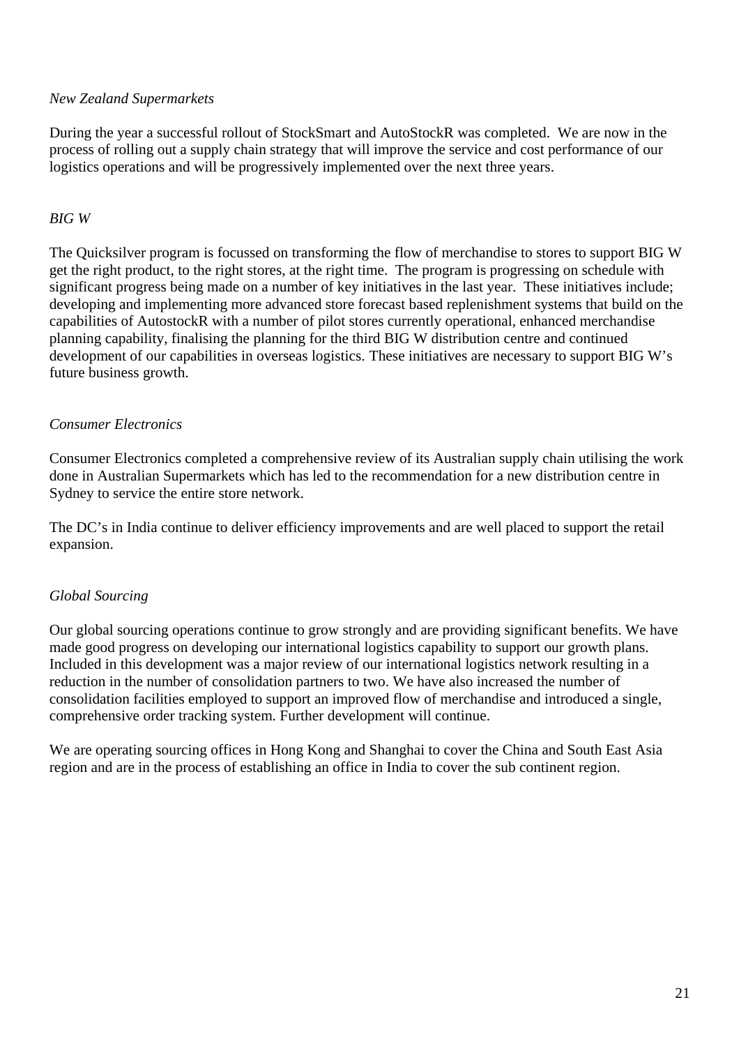*New Zealand Supermarkets*

During the year a successful rollout of StockSmart and AutoStockR was completed. We are now in the process of rolling out a supply chain strategy that will improve the service and cost performance of our logistics operations and will be progressively implemented over the next three years.

*BIG W*

The Quicksilver program is focussed on transforming the flow of merchandise to stores to support BIG W get the right product, to the right stores, at the right time. The program is progressing on schedule with significant progress being made on a number of key initiatives in the last year. These initiatives include; developing and implementing more advanced store forecast based replenishment systems that build on the capabilities of AutostockR with a number of pilot stores currently operational, enhanced merchandise planning capability, finalising the planning for the third BIG W distribution centre and continued development of our capabilities in overseas logistics. These initiatives are necessary to support BIG W's future business growth.

*Consumer Electronics*

Consumer Electronics completed a comprehensive review of its Australian supply chain utilising the work done in Australian Supermarkets which has led to the recommendation for a new distribution centre in Sydney to service the entire store network.

The DC's in India continue to deliver efficiency improvements and are well placed to support the retail expansion.

*Global Sourcing*

Our global sourcing operations continue to grow strongly and are providing significant benefits. We have made good progress on developing our international logistics capability to support our growth plans. Included in this development was a major review of our international logistics network resulting in a reduction in the number of consolidation partners to two. We have also increased the number of consolidation facilities employed to support an improved flow of merchandise and introduced a single, comprehensive order tracking system. Further development will continue.

We are operating sourcing offices in Hong Kong and Shanghai to cover the China and South East Asia region and are in the process of establishing an office in India to cover the sub continent region.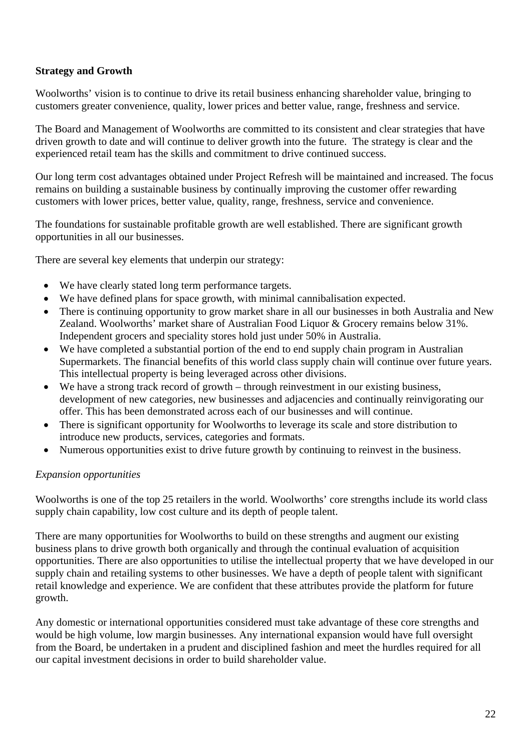**Strategy and Growth**

Woolworths' vision is to continue to drive its retail business enhancing shareholder value, bringing to customers greater convenience, quality, lower prices and better value, range, freshness and service.

The Board and Management of Woolworths are committed to its consistent and clear strategies that have driven growth to date and will continue to deliver growth into the future. The strategy is clear and the experienced retail team has the skills and commitment to drive continued success.

Our long term cost advantages obtained under Project Refresh will be maintained and increased. The focus remains on building a sustainable business by continually improving the customer offer rewarding customers with lower prices, better value, quality, range, freshness, service and convenience.

The foundations for sustainable profitable growth are well established. There are significant growth opportunities in all our businesses.

There are several key elements that underpin our strategy:

- We have clearly stated long term performance targets.
- We have defined plans for space growth, with minimal cannibalisation expected.
- There is continuing opportunity to grow market share in all our businesses in both Australia and New Zealand. Woolworths' market share of Australian Food Liquor & Grocery remains below 31%. Independent grocers and speciality stores hold just under 50% in Australia.
- We have completed a substantial portion of the end to end supply chain program in Australian Supermarkets. The financial benefits of this world class supply chain will continue over future years. This intellectual property is being leveraged across other divisions.
- We have a strong track record of growth – through reinvestment in our existing business, development of new categories, new businesses and adjacencies and continually reinvigorating our offer. This has been demonstrated across each of our businesses and will continue.
- There is significant opportunity for Woolworths to leverage its scale and store distribution to introduce new products, services, categories and formats.
- Numerous opportunities exist to drive future growth by continuing to reinvest in the business.

*Expansion opportunities*

Woolworths is one of the top 25 retailers in the world. Woolworths' core strengths include its world class supply chain capability, low cost culture and its depth of people talent.

There are many opportunities for Woolworths to build on these strengths and augment our existing business plans to drive growth both organically and through the continual evaluation of acquisition opportunities. There are also opportunities to utilise the intellectual property that we have developed in our supply chain and retailing systems to other businesses. We have a depth of people talent with significant retail knowledge and experience. We are confident that these attributes provide the platform for future growth.

Any domestic or international opportunities considered must take advantage of these core strengths and would be high volume, low margin businesses. Any international expansion would have full oversight from the Board, be undertaken in a prudent and disciplined fashion and meet the hurdles required for all our capital investment decisions in order to build shareholder value.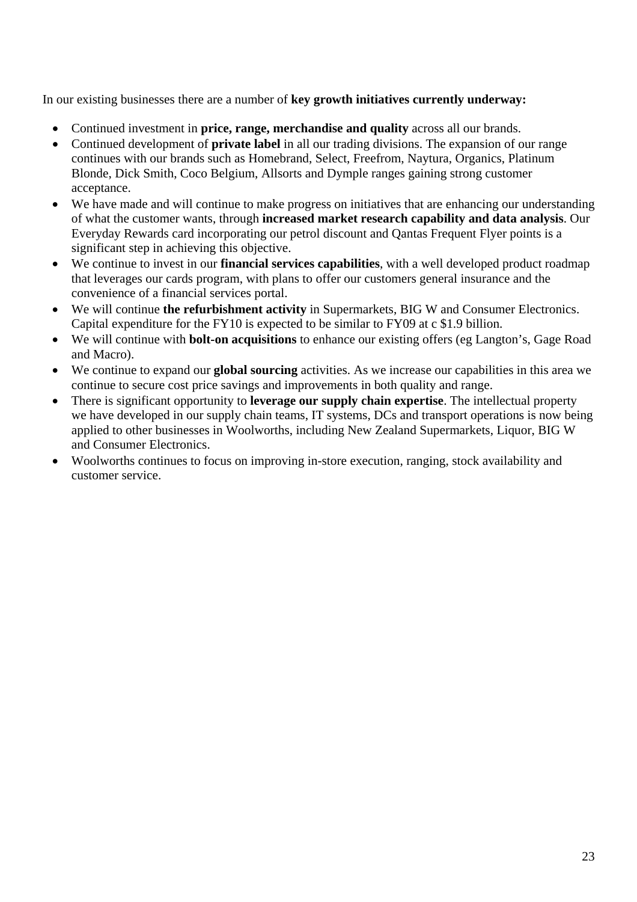In our existing businesses there are a number of **key growth initiatives currently underway:**

- Continued investment in **price, range, merchandise and quality** across all our brands.
- Continued development of **private label** in all our trading divisions. The expansion of our range continues with our brands such as Homebrand, Select, Freefrom, Naytura, Organics, Platinum Blonde, Dick Smith, Coco Belgium, Allsorts and Dymple ranges gaining strong customer acceptance.
- We have made and will continue to make progress on initiatives that are enhancing our understanding of what the customer wants, through **increased market research capability and data analysis**. Our Everyday Rewards card incorporating our petrol discount and Qantas Frequent Flyer points is a significant step in achieving this objective.
- We continue to invest in our **financial services capabilities**, with a well developed product roadmap that leverages our cards program, with plans to offer our customers general insurance and the convenience of a financial services portal.
- We will continue **the refurbishment activity** in Supermarkets, BIG W and Consumer Electronics. Capital expenditure for the FY10 is expected to be similar to FY09 at c $1.9 billion.
- We will continue with **bolt-on acquisitions** to enhance our existing offers (eg Langton's, Gage Road and Macro).
- We continue to expand our **global sourcing** activities. As we increase our capabilities in this area we continue to secure cost price savings and improvements in both quality and range.
- There is significant opportunity to **leverage our supply chain expertise**. The intellectual property we have developed in our supply chain teams, IT systems, DCs and transport operations is now being applied to other businesses in Woolworths, including New Zealand Supermarkets, Liquor, BIG W and Consumer Electronics.
- Woolworths continues to focus on improving in-store execution, ranging, stock availability and customer service.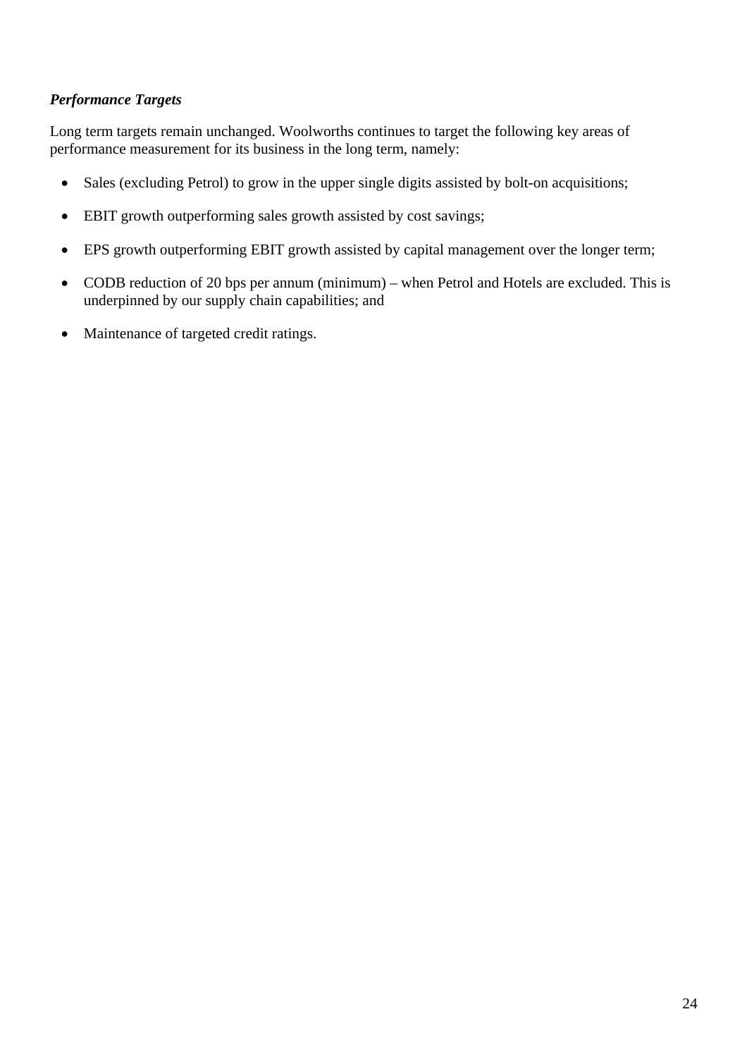***Performance Targets***

Long term targets remain unchanged. Woolworths continues to target the following key areas of performance measurement for its business in the long term, namely:

- Sales (excluding Petrol) to grow in the upper single digits assisted by bolt-on acquisitions;
- EBIT growth outperforming sales growth assisted by cost savings;
- EPS growth outperforming EBIT growth assisted by capital management over the longer term;
- CODB reduction of 20 bps per annum (minimum) – when Petrol and Hotels are excluded. This is underpinned by our supply chain capabilities; and
- Maintenance of targeted credit ratings.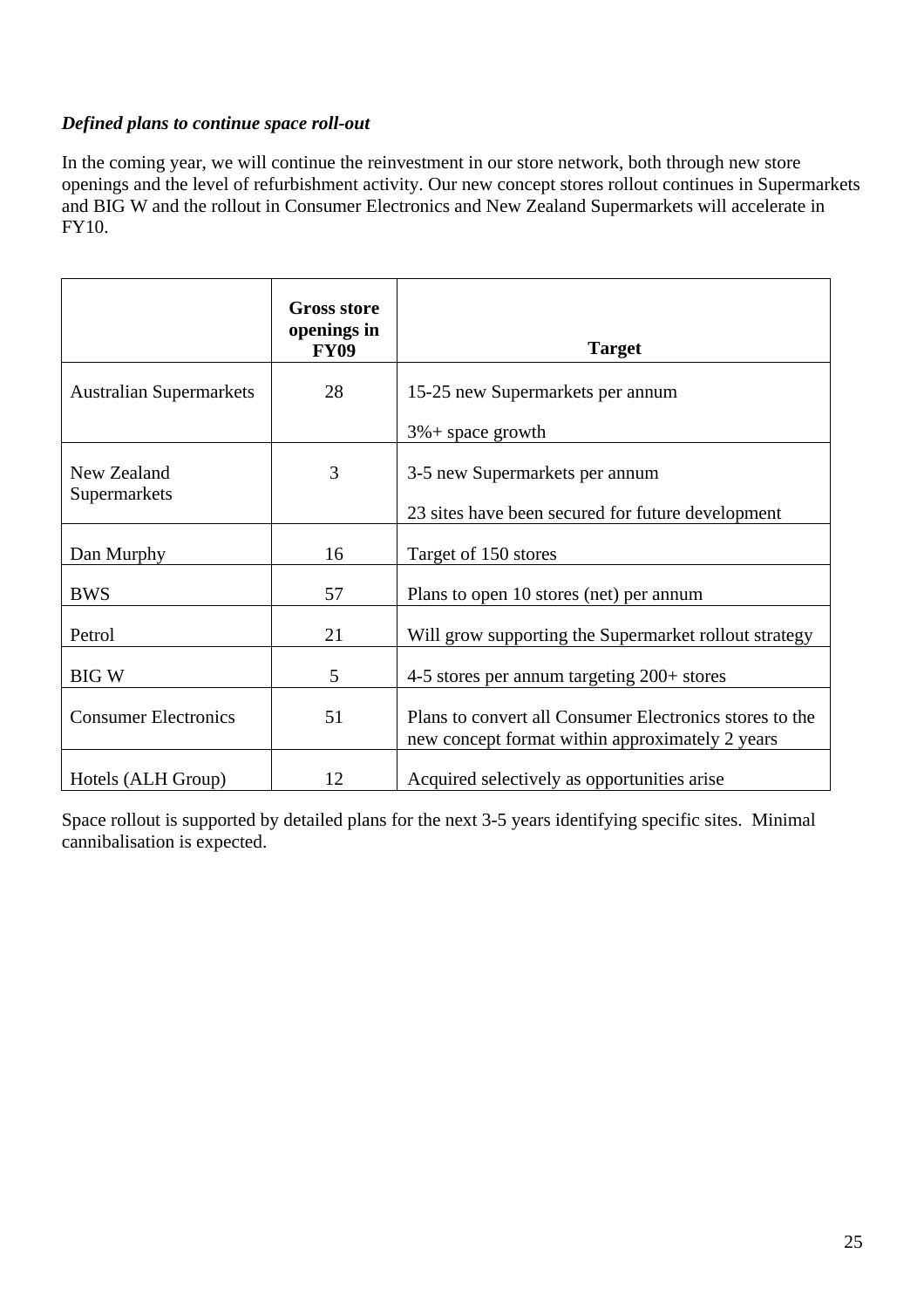***Defined plans to continue space roll-out***

In the coming year, we will continue the reinvestment in our store network, both through new store openings and the level of refurbishment activity. Our new concept stores rollout continues in Supermarkets and BIG W and the rollout in Consumer Electronics and New Zealand Supermarkets will accelerate in FY10.

| | **Gross store openings in FY09** | **Target** |
|---|---|---|
| Australian Supermarkets | 28 | 15-25 new Supermarkets per annum<br><br>3%+ space growth |
| New Zealand Supermarkets | 3 | 3-5 new Supermarkets per annum<br><br>23 sites have been secured for future development |
| Dan Murphy | 16 | Target of 150 stores |
| BWS | 57 | Plans to open 10 stores (net) per annum |
| Petrol | 21 | Will grow supporting the Supermarket rollout strategy |
| BIG W | 5 | 4-5 stores per annum targeting 200+ stores |
| Consumer Electronics | 51 | Plans to convert all Consumer Electronics stores to the new concept format within approximately 2 years |
| Hotels (ALH Group) | 12 | Acquired selectively as opportunities arise |

Space rollout is supported by detailed plans for the next 3-5 years identifying specific sites. Minimal cannibalisation is expected.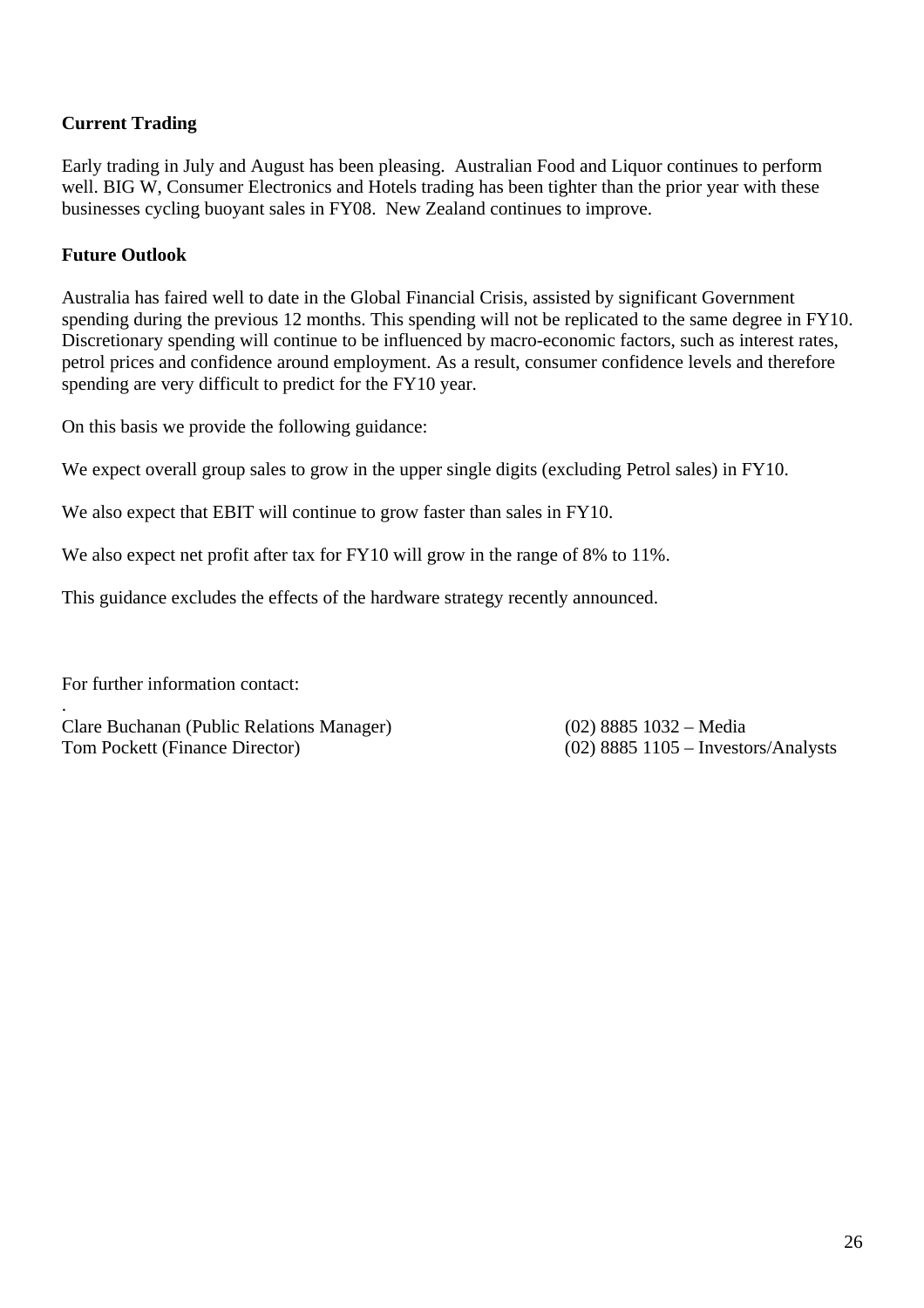**Current Trading**

Early trading in July and August has been pleasing. Australian Food and Liquor continues to perform well. BIG W, Consumer Electronics and Hotels trading has been tighter than the prior year with these businesses cycling buoyant sales in FY08. New Zealand continues to improve.

**Future Outlook**

Australia has faired well to date in the Global Financial Crisis, assisted by significant Government spending during the previous 12 months. This spending will not be replicated to the same degree in FY10. Discretionary spending will continue to be influenced by macro-economic factors, such as interest rates, petrol prices and confidence around employment. As a result, consumer confidence levels and therefore spending are very difficult to predict for the FY10 year.

On this basis we provide the following guidance:

We expect overall group sales to grow in the upper single digits (excluding Petrol sales) in FY10.

We also expect that EBIT will continue to grow faster than sales in FY10.

We also expect net profit after tax for FY10 will grow in the range of 8% to 11%.

This guidance excludes the effects of the hardware strategy recently announced.

For further information contact:

.

| | |
|---|---|
| Clare Buchanan (Public Relations Manager) | (02) 8885 1032 – Media |
| Tom Pockett (Finance Director) | (02) 8885 1105 – Investors/Analysts |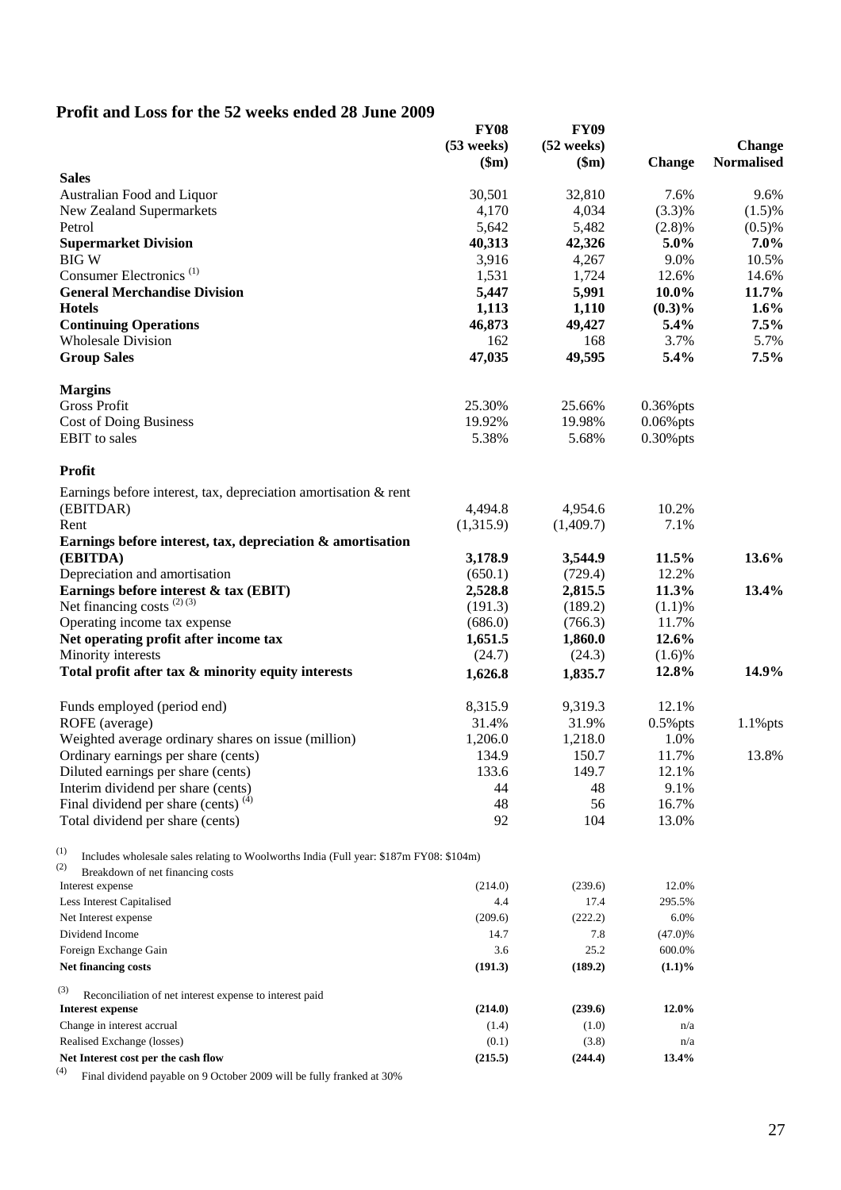## Profit and Loss for the 52 weeks ended 28 June 2009

| | FY08 (53 weeks) ($m) | FY09 (52 weeks) ($m) | Change | Change Normalised |
|---|---|---|---|---|
| **Sales** | | | | |
| Australian Food and Liquor | 30,501 | 32,810 | 7.6% | 9.6% |
| New Zealand Supermarkets | 4,170 | 4,034 | (3.3)% | (1.5)% |
| Petrol | 5,642 | 5,482 | (2.8)% | (0.5)% |
| **Supermarket Division** | **40,313** | **42,326** | **5.0%** | **7.0%** |
| BIG W | 3,916 | 4,267 | 9.0% | 10.5% |
| Consumer Electronics [1] | 1,531 | 1,724 | 12.6% | 14.6% |
| **General Merchandise Division** | **5,447** | **5,991** | **10.0%** | **11.7%** |
| **Hotels** | **1,113** | **1,110** | **(0.3)%** | **1.6%** |
| **Continuing Operations** | **46,873** | **49,427** | **5.4%** | **7.5%** |
| Wholesale Division | 162 | 168 | 3.7% | 5.7% |
| **Group Sales** | **47,035** | **49,595** | **5.4%** | **7.5%** |
| **Margins** | | | | |
| Gross Profit | 25.30% | 25.66% | 0.36%pts | |
| Cost of Doing Business | 19.92% | 19.98% | 0.06%pts | |
| EBIT to sales | 5.38% | 5.68% | 0.30%pts | |
| **Profit** | | | | |
| Earnings before interest, tax, depreciation amortisation & rent (EBITDAR) | 4,494.8 | 4,954.6 | 10.2% | |
| Rent | (1,315.9) | (1,409.7) | 7.1% | |
| **Earnings before interest, tax, depreciation & amortisation (EBITDA)** | **3,178.9** | **3,544.9** | **11.5%** | **13.6%** |
| Depreciation and amortisation | (650.1) | (729.4) | 12.2% | |
| **Earnings before interest & tax (EBIT)** | **2,528.8** | **2,815.5** | **11.3%** | **13.4%** |
| Net financing costs [2] [3] | (191.3) | (189.2) | (1.1)% | |
| Operating income tax expense | (686.0) | (766.3) | 11.7% | |
| **Net operating profit after income tax** | **1,651.5** | **1,860.0** | **12.6%** | |
| Minority interests | (24.7) | (24.3) | (1.6)% | |
| **Total profit after tax & minority equity interests** | **1,626.8** | **1,835.7** | **12.8%** | **14.9%** |
| Funds employed (period end) | 8,315.9 | 9,319.3 | 12.1% | |
| ROFE (average) | 31.4% | 31.9% | 0.5%pts | 1.1%pts |
| Weighted average ordinary shares on issue (million) | 1,206.0 | 1,218.0 | 1.0% | |
| Ordinary earnings per share (cents) | 134.9 | 150.7 | 11.7% | 13.8% |
| Diluted earnings per share (cents) | 133.6 | 149.7 | 12.1% | |
| Interim dividend per share (cents) | 44 | 48 | 9.1% | |
| Final dividend per share (cents) [4] | 48 | 56 | 16.7% | |
| Total dividend per share (cents) | 92 | 104 | 13.0% | |

[1] Includes wholesale sales relating to Woolworths India (Full year: $187m FY08: $104m)

[2] Breakdown of net financing costs

| | FY08 | FY09 | Change |
|---|---|---|---|
| Interest expense | (214.0) | (239.6) | 12.0% |
| Less Interest Capitalised | 4.4 | 17.4 | 295.5% |
| Net Interest expense | (209.6) | (222.2) | 6.0% |
| Dividend Income | 14.7 | 7.8 | (47.0)% |
| Foreign Exchange Gain | 3.6 | 25.2 | 600.0% |
| **Net financing costs** | **(191.3)** | **(189.2)** | **(1.1)%** |

[3] Reconciliation of net interest expense to interest paid

| | FY08 | FY09 | Change |
|---|---|---|---|
| **Interest expense** | **(214.0)** | **(239.6)** | **12.0%** |
| Change in interest accrual | (1.4) | (1.0) | n/a |
| Realised Exchange (losses) | (0.1) | (3.8) | n/a |
| **Net Interest cost per the cash flow** | **(215.5)** | **(244.4)** | **13.4%** |

[4] Final dividend payable on 9 October 2009 will be fully franked at 30%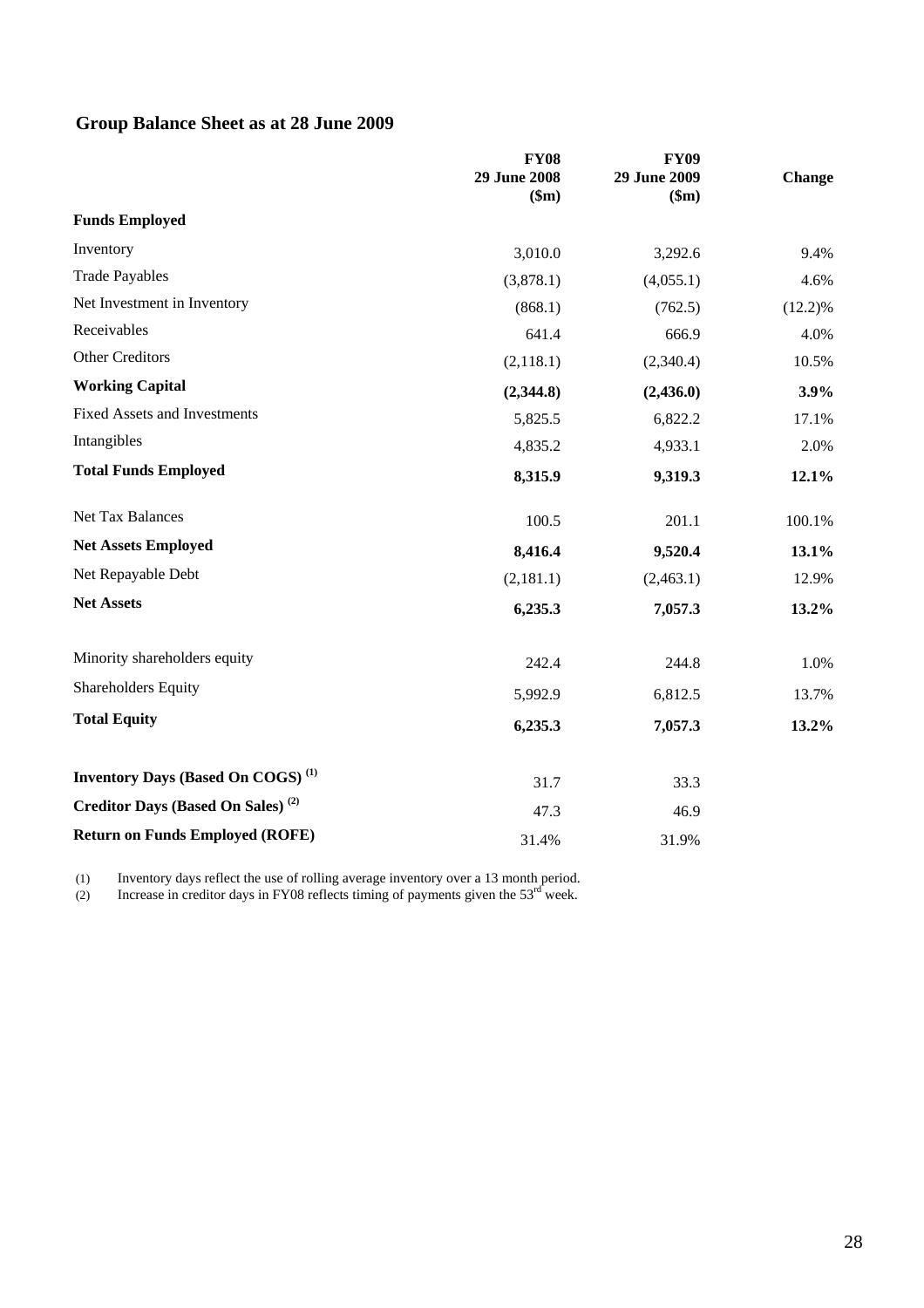## Group Balance Sheet as at 28 June 2009

| | FY08 29 June 2008 ($m) | FY09 29 June 2009 ($m) | Change |
|---|---|---|---|
| **Funds Employed** | | | |
| Inventory | 3,010.0 | 3,292.6 | 9.4% |
| Trade Payables | (3,878.1) | (4,055.1) | 4.6% |
| Net Investment in Inventory | (868.1) | (762.5) | (12.2)% |
| Receivables | 641.4 | 666.9 | 4.0% |
| Other Creditors | (2,118.1) | (2,340.4) | 10.5% |
| **Working Capital** | **(2,344.8)** | **(2,436.0)** | **3.9%** |
| Fixed Assets and Investments | 5,825.5 | 6,822.2 | 17.1% |
| Intangibles | 4,835.2 | 4,933.1 | 2.0% |
| **Total Funds Employed** | **8,315.9** | **9,319.3** | **12.1%** |
| Net Tax Balances | 100.5 | 201.1 | 100.1% |
| **Net Assets Employed** | **8,416.4** | **9,520.4** | **13.1%** |
| Net Repayable Debt | (2,181.1) | (2,463.1) | 12.9% |
| **Net Assets** | **6,235.3** | **7,057.3** | **13.2%** |
| Minority shareholders equity | 242.4 | 244.8 | 1.0% |
| Shareholders Equity | 5,992.9 | 6,812.5 | 13.7% |
| **Total Equity** | **6,235.3** | **7,057.3** | **13.2%** |
| **Inventory Days (Based On COGS) (1)** | 31.7 | 33.3 | |
| **Creditor Days (Based On Sales) (2)** | 47.3 | 46.9 | |
| **Return on Funds Employed (ROFE)** | 31.4% | 31.9% | |

(1) Inventory days reflect the use of rolling average inventory over a 13 month period.
(2) Increase in creditor days in FY08 reflects timing of payments given the 53rd week.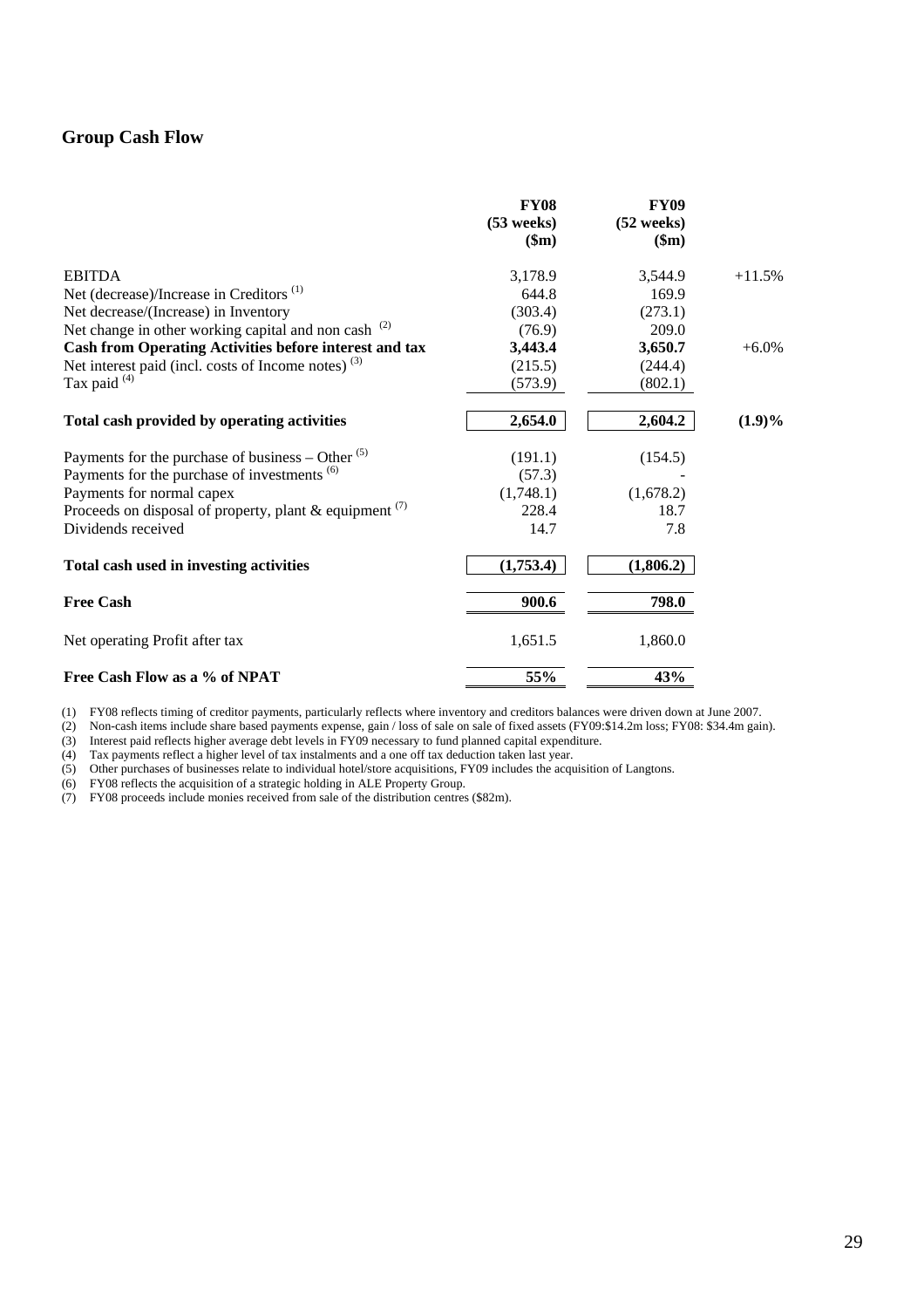## Group Cash Flow

| | FY08 (53 weeks) ($m) | FY09 (52 weeks) ($m) | |
|---|---|---|---|
| EBITDA | 3,178.9 | 3,544.9 | +11.5% |
| Net (decrease)/Increase in Creditors [(1)] | 644.8 | 169.9 | |
| Net decrease/(Increase) in Inventory | (303.4) | (273.1) | |
| Net change in other working capital and non cash [(2)] | (76.9) | 209.0 | |
| **Cash from Operating Activities before interest and tax** | **3,443.4** | **3,650.7** | +6.0% |
| Net interest paid (incl. costs of Income notes) [(3)] | (215.5) | (244.4) | |
| Tax paid [(4)] | (573.9) | (802.1) | |
| **Total cash provided by operating activities** | **2,654.0** | **2,604.2** | **(1.9)%** |
| Payments for the purchase of business – Other [(5)] | (191.1) | (154.5) | |
| Payments for the purchase of investments [(6)] | (57.3) | - | |
| Payments for normal capex | (1,748.1) | (1,678.2) | |
| Proceeds on disposal of property, plant & equipment [(7)] | 228.4 | 18.7 | |
| Dividends received | 14.7 | 7.8 | |
| **Total cash used in investing activities** | **(1,753.4)** | **(1,806.2)** | |
| **Free Cash** | **900.6** | **798.0** | |
| Net operating Profit after tax | 1,651.5 | 1,860.0 | |
| **Free Cash Flow as a % of NPAT** | **55%** | **43%** | |

(1) FY08 reflects timing of creditor payments, particularly reflects where inventory and creditors balances were driven down at June 2007.
(2) Non-cash items include share based payments expense, gain / loss of sale on sale of fixed assets (FY09:$14.2m loss; FY08: $34.4m gain).
(3) Interest paid reflects higher average debt levels in FY09 necessary to fund planned capital expenditure.
(4) Tax payments reflect a higher level of tax instalments and a one off tax deduction taken last year.
(5) Other purchases of businesses relate to individual hotel/store acquisitions, FY09 includes the acquisition of Langtons.
(6) FY08 reflects the acquisition of a strategic holding in ALE Property Group.
(7) FY08 proceeds include monies received from sale of the distribution centres ($82m).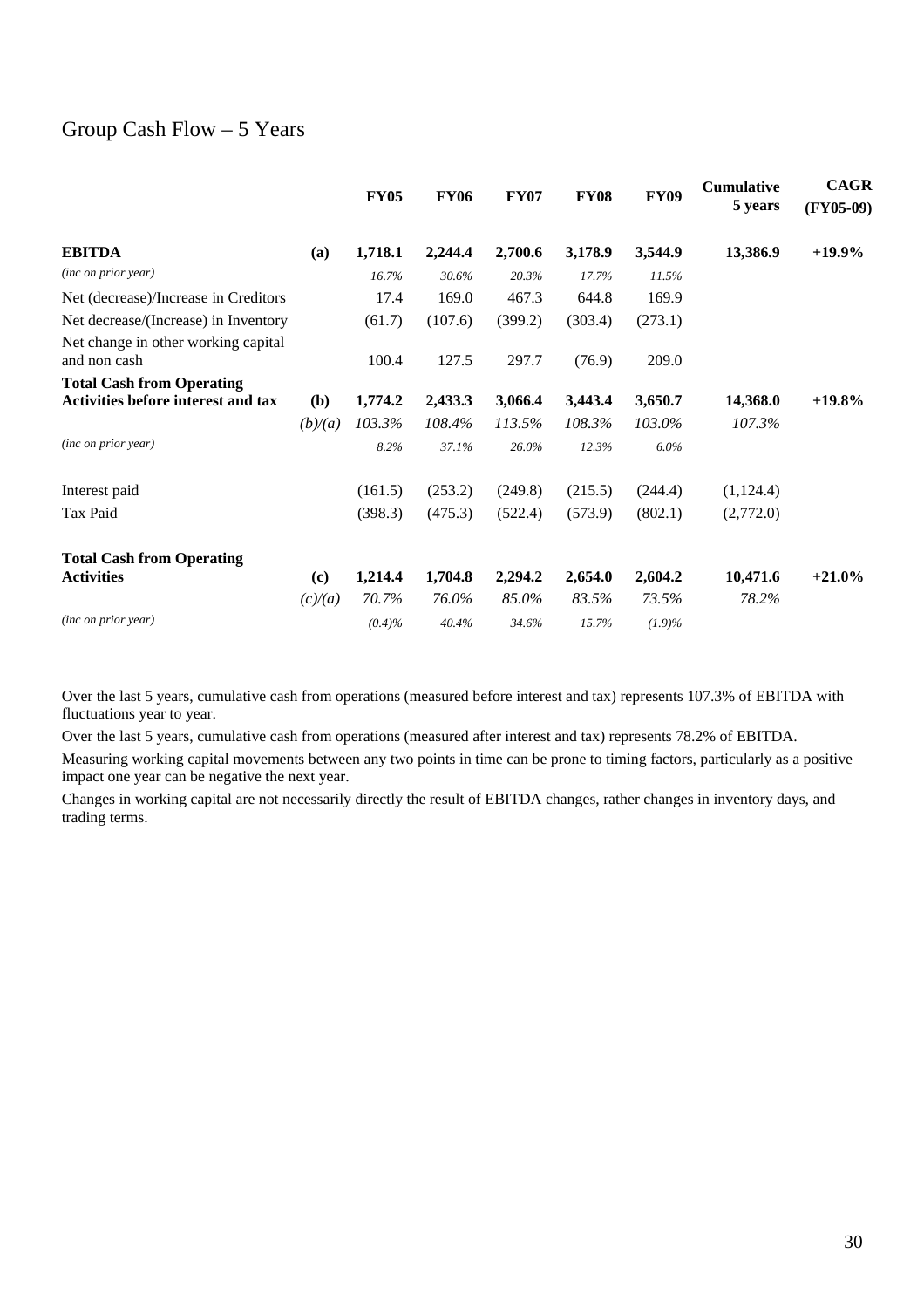# Group Cash Flow – 5 Years

| | | FY05 | FY06 | FY07 | FY08 | FY09 | Cumulative 5 years | CAGR (FY05-09) |
|---|---|---|---|---|---|---|---|---|
| **EBITDA** | **(a)** | **1,718.1** | **2,244.4** | **2,700.6** | **3,178.9** | **3,544.9** | **13,386.9** | **+19.9%** |
| *(inc on prior year)* | | *16.7%* | *30.6%* | *20.3%* | *17.7%* | *11.5%* | | |
| Net (decrease)/Increase in Creditors | | 17.4 | 169.0 | 467.3 | 644.8 | 169.9 | | |
| Net decrease/(Increase) in Inventory | | (61.7) | (107.6) | (399.2) | (303.4) | (273.1) | | |
| Net change in other working capital and non cash | | 100.4 | 127.5 | 297.7 | (76.9) | 209.0 | | |
| **Total Cash from Operating Activities before interest and tax** | **(b)** | **1,774.2** | **2,433.3** | **3,066.4** | **3,443.4** | **3,650.7** | **14,368.0** | **+19.8%** |
| | *(b)/(a)* | *103.3%* | *108.4%* | *113.5%* | *108.3%* | *103.0%* | *107.3%* | |
| *(inc on prior year)* | | *8.2%* | *37.1%* | *26.0%* | *12.3%* | *6.0%* | | |
| Interest paid | | (161.5) | (253.2) | (249.8) | (215.5) | (244.4) | (1,124.4) | |
| Tax Paid | | (398.3) | (475.3) | (522.4) | (573.9) | (802.1) | (2,772.0) | |
| **Total Cash from Operating Activities** | **(c)** | **1,214.4** | **1,704.8** | **2,294.2** | **2,654.0** | **2,604.2** | **10,471.6** | **+21.0%** |
| | *(c)/(a)* | *70.7%* | *76.0%* | *85.0%* | *83.5%* | *73.5%* | *78.2%* | |
| *(inc on prior year)* | | *(0.4)%* | *40.4%* | *34.6%* | *15.7%* | *(1.9)%* | | |

Over the last 5 years, cumulative cash from operations (measured before interest and tax) represents 107.3% of EBITDA with fluctuations year to year.

Over the last 5 years, cumulative cash from operations (measured after interest and tax) represents 78.2% of EBITDA.

Measuring working capital movements between any two points in time can be prone to timing factors, particularly as a positive impact one year can be negative the next year.

Changes in working capital are not necessarily directly the result of EBITDA changes, rather changes in inventory days, and trading terms.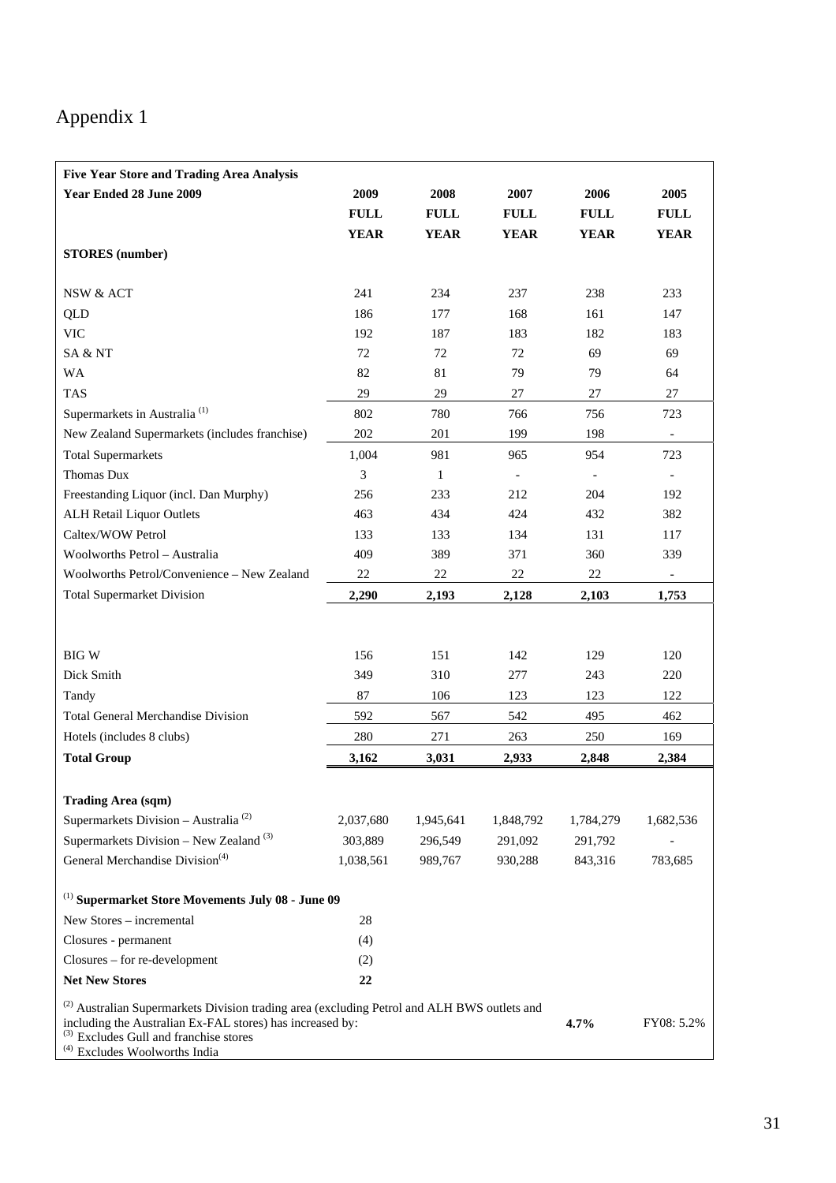# Appendix 1

| Five Year Store and Trading Area Analysis | | | | | |
|---|---|---|---|---|---|
| Year Ended 28 June 2009 | 2009 FULL YEAR | 2008 FULL YEAR | 2007 FULL YEAR | 2006 FULL YEAR | 2005 FULL YEAR |
| **STORES (number)** | | | | | |
| NSW & ACT | 241 | 234 | 237 | 238 | 233 |
| QLD | 186 | 177 | 168 | 161 | 147 |
| VIC | 192 | 187 | 183 | 182 | 183 |
| SA & NT | 72 | 72 | 72 | 69 | 69 |
| WA | 82 | 81 | 79 | 79 | 64 |
| TAS | 29 | 29 | 27 | 27 | 27 |
| Supermarkets in Australia [1] | 802 | 780 | 766 | 756 | 723 |
| New Zealand Supermarkets (includes franchise) | 202 | 201 | 199 | 198 | - |
| Total Supermarkets | 1,004 | 981 | 965 | 954 | 723 |
| Thomas Dux | 3 | 1 | - | - | - |
| Freestanding Liquor (incl. Dan Murphy) | 256 | 233 | 212 | 204 | 192 |
| ALH Retail Liquor Outlets | 463 | 434 | 424 | 432 | 382 |
| Caltex/WOW Petrol | 133 | 133 | 134 | 131 | 117 |
| Woolworths Petrol – Australia | 409 | 389 | 371 | 360 | 339 |
| Woolworths Petrol/Convenience – New Zealand | 22 | 22 | 22 | 22 | - |
| Total Supermarket Division | **2,290** | **2,193** | **2,128** | **2,103** | **1,753** |
| BIG W | 156 | 151 | 142 | 129 | 120 |
| Dick Smith | 349 | 310 | 277 | 243 | 220 |
| Tandy | 87 | 106 | 123 | 123 | 122 |
| Total General Merchandise Division | 592 | 567 | 542 | 495 | 462 |
| Hotels (includes 8 clubs) | 280 | 271 | 263 | 250 | 169 |
| **Total Group** | **3,162** | **3,031** | **2,933** | **2,848** | **2,384** |
| **Trading Area (sqm)** | | | | | |
| Supermarkets Division – Australia [2] | 2,037,680 | 1,945,641 | 1,848,792 | 1,784,279 | 1,682,536 |
| Supermarkets Division – New Zealand [3] | 303,889 | 296,549 | 291,092 | 291,792 | - |
| General Merchandise Division[4] | 1,038,561 | 989,767 | 930,288 | 843,316 | 783,685 |
| [1] **Supermarket Store Movements July 08 - June 09** | | | | | |
| New Stores – incremental | 28 | | | | |
| Closures - permanent | (4) | | | | |
| Closures – for re-development | (2) | | | | |
| **Net New Stores** | **22** | | | | |
| [2] Australian Supermarkets Division trading area (excluding Petrol and ALH BWS outlets and including the Australian Ex-FAL stores) has increased by: | | | | **4.7%** | FY08: 5.2% |

[3] Excludes Gull and franchise stores

[4] Excludes Woolworths India